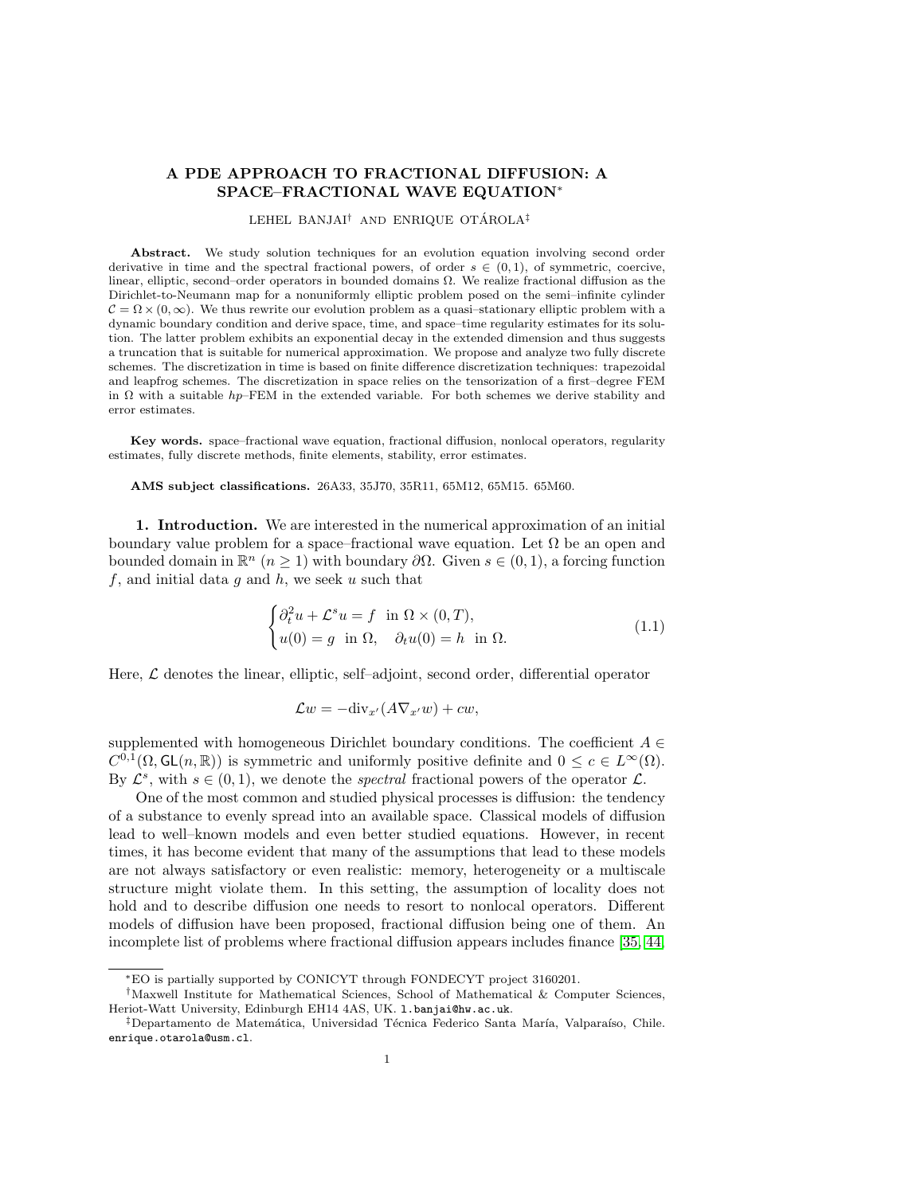# A PDE APPROACH TO FRACTIONAL DIFFUSION: A SPACE–FRACTIONAL WAVE EQUATION*

LEHEL BANJAI† AND ENRIQUE OTÁROLA‡

**Abstract.** We study solution techniques for an evolution equation involving second order derivative in time and the spectral fractional powers, of order $s \in (0,1)$, of symmetric, coercive, linear, elliptic, second–order operators in bounded domains $\Omega$. We realize fractional diffusion as the Dirichlet-to-Neumann map for a nonuniformly elliptic problem posed on the semi–infinite cylinder $\mathcal{C} = \Omega \times (0,\infty)$. We thus rewrite our evolution problem as a quasi–stationary elliptic problem with a dynamic boundary condition and derive space, time, and space–time regularity estimates for its solution. The latter problem exhibits an exponential decay in the extended dimension and thus suggests a truncation that is suitable for numerical approximation. We propose and analyze two fully discrete schemes. The discretization in time is based on finite difference discretization techniques: trapezoidal and leapfrog schemes. The discretization in space relies on the tensorization of a first–degree FEM in $\Omega$ with a suitable $hp$–FEM in the extended variable. For both schemes we derive stability and error estimates.

**Key words.** space–fractional wave equation, fractional diffusion, nonlocal operators, regularity estimates, fully discrete methods, finite elements, stability, error estimates.

**AMS subject classifications.** 26A33, 35J70, 35R11, 65M12, 65M15. 65M60.

**1. Introduction.** We are interested in the numerical approximation of an initial boundary value problem for a space–fractional wave equation. Let $\Omega$ be an open and bounded domain in $\mathbb{R}^n$ ($n \geq 1$) with boundary $\partial\Omega$. Given $s \in (0,1)$, a forcing function $f$, and initial data $g$ and $h$, we seek $u$ such that

$$
\begin{cases}
\partial_t^2 u + \mathcal{L}^s u = f & \text{in } \Omega \times (0,T), \\
u(0) = g \ \ \text{in } \Omega, \quad \partial_t u(0) = h & \text{in } \Omega.
\end{cases}
\tag{1.1}
$$

Here, $\mathcal{L}$ denotes the linear, elliptic, self–adjoint, second order, differential operator

$$
\mathcal{L}w = -\mathrm{div}_{x'}(A \nabla_{x'} w) + cw,
$$

supplemented with homogeneous Dirichlet boundary conditions. The coefficient $A \in C^{0,1}(\Omega, \mathsf{GL}(n,\mathbb{R}))$ is symmetric and uniformly positive definite and $0 \leq c \in L^\infty(\Omega)$. By $\mathcal{L}^s$, with $s \in (0,1)$, we denote the *spectral* fractional powers of the operator $\mathcal{L}$.

One of the most common and studied physical processes is diffusion: the tendency of a substance to evenly spread into an available space. Classical models of diffusion lead to well–known models and even better studied equations. However, in recent times, it has become evident that many of the assumptions that lead to these models are not always satisfactory or even realistic: memory, heterogeneity or a multiscale structure might violate them. In this setting, the assumption of locality does not hold and to describe diffusion one needs to resort to nonlocal operators. Different models of diffusion have been proposed, fractional diffusion being one of them. An incomplete list of problems where fractional diffusion appears includes finance [35, 44]

---

*EO is partially supported by CONICYT through FONDECYT project 3160201.

†Maxwell Institute for Mathematical Sciences, School of Mathematical & Computer Sciences, Heriot-Watt University, Edinburgh EH14 4AS, UK. l.banjai@hw.ac.uk.

‡Departamento de Matemática, Universidad Técnica Federico Santa María, Valparaíso, Chile. enrique.otarola@usm.cl.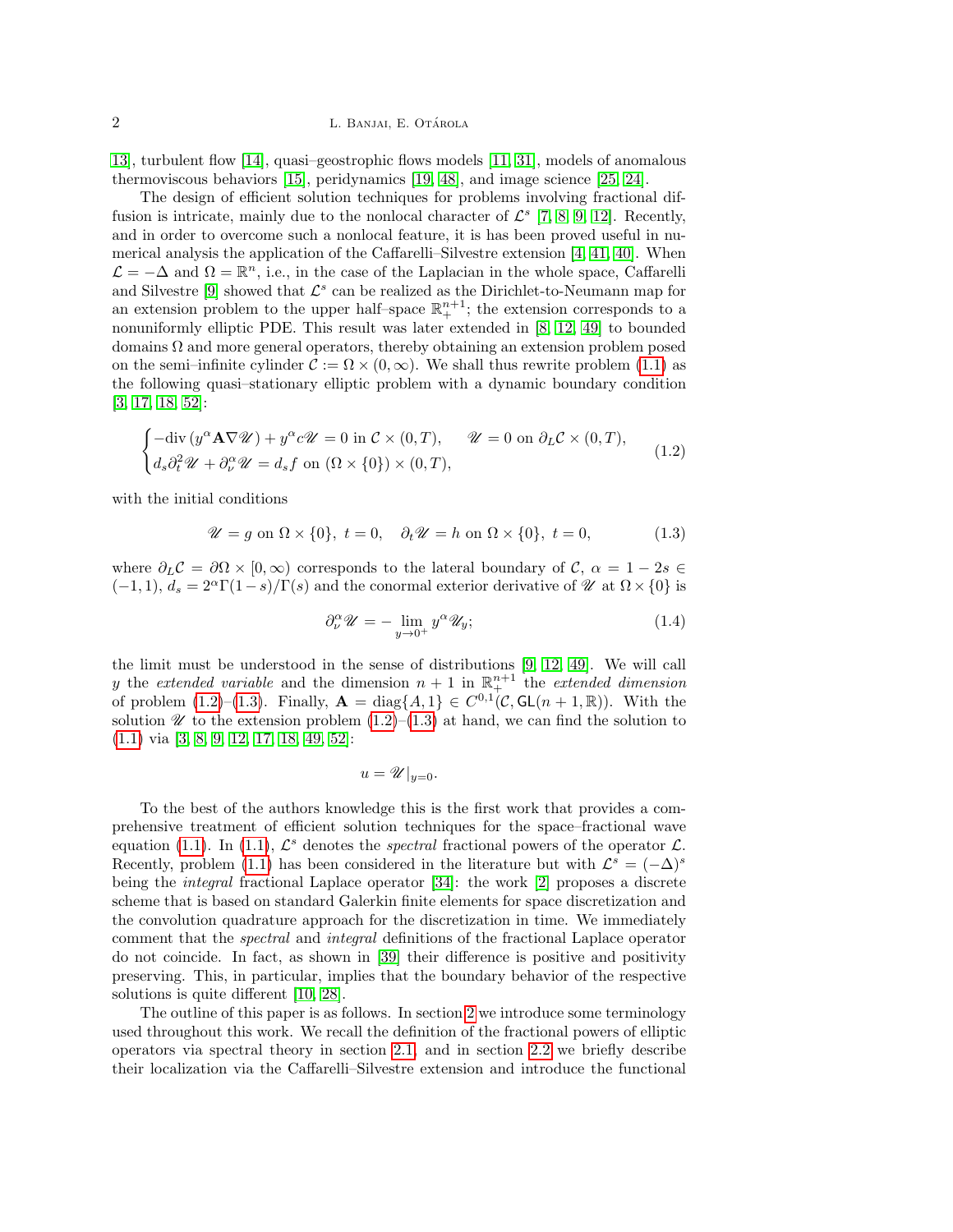[13], turbulent flow [14], quasi–geostrophic flows models [11, 31], models of anomalous thermoviscous behaviors [15], peridynamics [19, 48], and image science [25, 24].

The design of efficient solution techniques for problems involving fractional diffusion is intricate, mainly due to the nonlocal character of $\mathcal{L}^s$ [7, 8, 9, 12]. Recently, and in order to overcome such a nonlocal feature, it is has been proved useful in numerical analysis the application of the Caffarelli–Silvestre extension [4, 41, 40]. When $\mathcal{L} = -\Delta$ and $\Omega = \mathbb{R}^n$, i.e., in the case of the Laplacian in the whole space, Caffarelli and Silvestre [9] showed that $\mathcal{L}^s$ can be realized as the Dirichlet-to-Neumann map for an extension problem to the upper half–space $\mathbb{R}^{n+1}_+$; the extension corresponds to a nonuniformly elliptic PDE. This result was later extended in [8, 12, 49] to bounded domains $\Omega$ and more general operators, thereby obtaining an extension problem posed on the semi–infinite cylinder $\mathcal{C} := \Omega \times (0, \infty)$. We shall thus rewrite problem (1.1) as the following quasi–stationary elliptic problem with a dynamic boundary condition [3, 17, 18, 52]:

$$
\begin{cases}
-\text{div}\,(y^\alpha \mathbf{A} \nabla \mathscr{U}) + y^\alpha c \mathscr{U} = 0 \text{ in } \mathcal{C} \times (0,T), & \mathscr{U} = 0 \text{ on } \partial_L \mathcal{C} \times (0,T), \\
d_s \partial_t^2 \mathscr{U} + \partial_\nu^\alpha \mathscr{U} = d_s f \text{ on } (\Omega \times \{0\}) \times (0,T), &
\end{cases}
\tag{1.2}
$$

with the initial conditions

$$
\mathscr{U} = g \text{ on } \Omega \times \{0\},\ t = 0, \quad \partial_t \mathscr{U} = h \text{ on } \Omega \times \{0\},\ t = 0,
\tag{1.3}
$$

where $\partial_L \mathcal{C} = \partial\Omega \times [0, \infty)$ corresponds to the lateral boundary of $\mathcal{C}$, $\alpha = 1 - 2s \in (-1, 1)$, $d_s = 2^\alpha \Gamma(1-s)/\Gamma(s)$ and the conormal exterior derivative of $\mathscr{U}$ at $\Omega \times \{0\}$ is

$$
\partial_\nu^\alpha \mathscr{U} = -\lim_{y \to 0^+} y^\alpha \mathscr{U}_y;
\tag{1.4}
$$

the limit must be understood in the sense of distributions [9, 12, 49]. We will call $y$ the *extended variable* and the dimension $n+1$ in $\mathbb{R}^{n+1}_+$ the *extended dimension* of problem (1.2)–(1.3). Finally, $\mathbf{A} = \text{diag}\{A, 1\} \in C^{0,1}(\mathcal{C}, \mathsf{GL}(n+1, \mathbb{R}))$. With the solution $\mathscr{U}$ to the extension problem (1.2)–(1.3) at hand, we can find the solution to (1.1) via [3, 8, 9, 12, 17, 18, 49, 52]:

$$
u = \mathscr{U}|_{y=0}.
$$

To the best of the authors knowledge this is the first work that provides a comprehensive treatment of efficient solution techniques for the space–fractional wave equation (1.1). In (1.1), $\mathcal{L}^s$ denotes the *spectral* fractional powers of the operator $\mathcal{L}$. Recently, problem (1.1) has been considered in the literature but with $\mathcal{L}^s = (-\Delta)^s$ being the *integral* fractional Laplace operator [34]: the work [2] proposes a discrete scheme that is based on standard Galerkin finite elements for space discretization and the convolution quadrature approach for the discretization in time. We immediately comment that the *spectral* and *integral* definitions of the fractional Laplace operator do not coincide. In fact, as shown in [39] their difference is positive and positivity preserving. This, in particular, implies that the boundary behavior of the respective solutions is quite different [10, 28].

The outline of this paper is as follows. In section 2 we introduce some terminology used throughout this work. We recall the definition of the fractional powers of elliptic operators via spectral theory in section 2.1, and in section 2.2 we briefly describe their localization via the Caffarelli–Silvestre extension and introduce the functional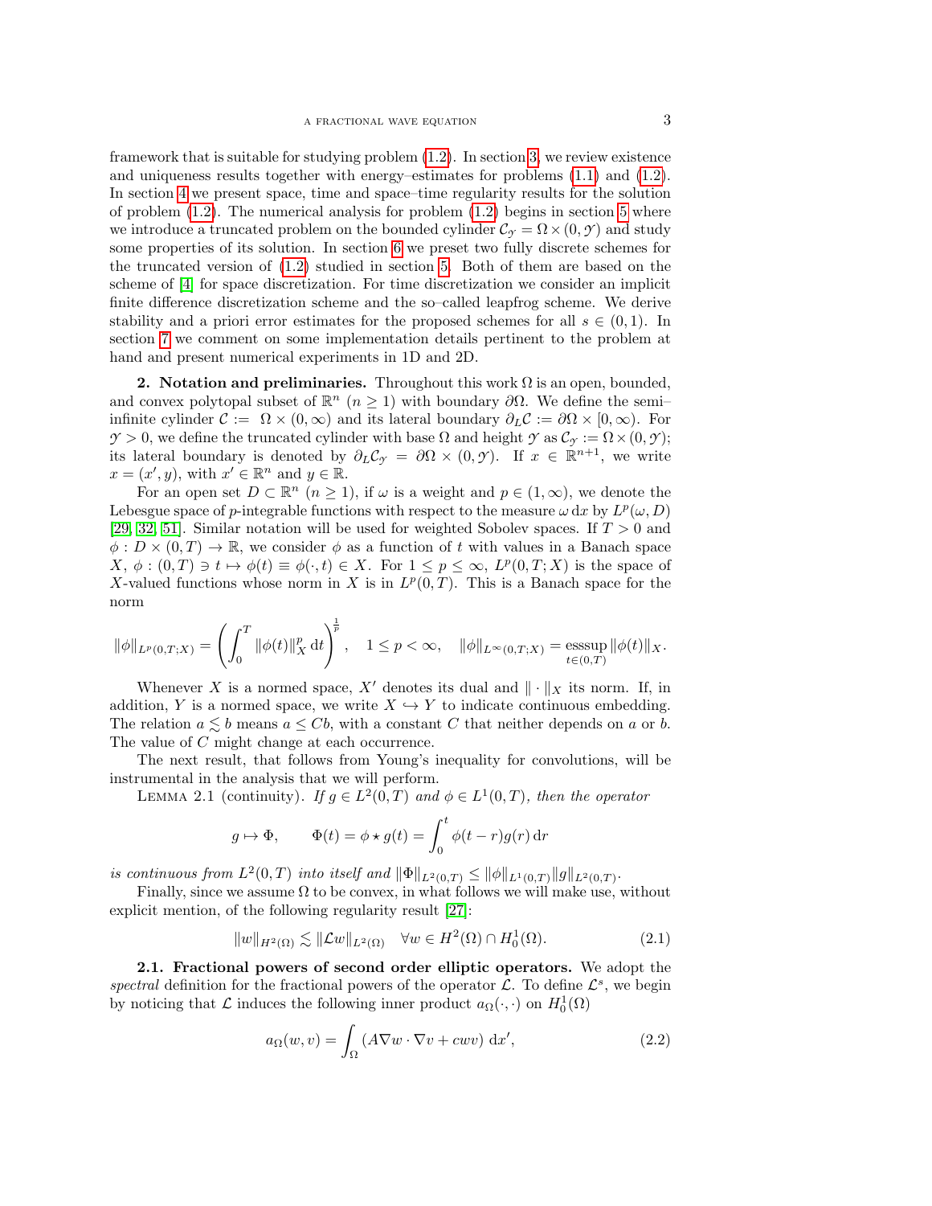framework that is suitable for studying problem (1.2). In section 3, we review existence and uniqueness results together with energy–estimates for problems (1.1) and (1.2). In section 4 we present space, time and space–time regularity results for the solution of problem (1.2). The numerical analysis for problem (1.2) begins in section 5 where we introduce a truncated problem on the bounded cylinder $\mathcal{C}_\mathcal{Y} = \Omega \times (0, \mathcal{Y})$ and study some properties of its solution. In section 6 we preset two fully discrete schemes for the truncated version of (1.2) studied in section 5. Both of them are based on the scheme of [4] for space discretization. For time discretization we consider an implicit finite difference discretization scheme and the so–called leapfrog scheme. We derive stability and a priori error estimates for the proposed schemes for all $s \in (0, 1)$. In section 7 we comment on some implementation details pertinent to the problem at hand and present numerical experiments in 1D and 2D.

## 2. Notation and preliminaries.

Throughout this work $\Omega$ is an open, bounded, and convex polytopal subset of $\mathbb{R}^n$ $(n \geq 1)$ with boundary $\partial\Omega$. We define the semi–infinite cylinder $\mathcal{C} := \Omega \times (0, \infty)$ and its lateral boundary $\partial_L \mathcal{C} := \partial\Omega \times [0, \infty)$. For $\mathcal{Y} > 0$, we define the truncated cylinder with base $\Omega$ and height $\mathcal{Y}$ as $\mathcal{C}_\mathcal{Y} := \Omega \times (0, \mathcal{Y})$; its lateral boundary is denoted by $\partial_L \mathcal{C}_\mathcal{Y} = \partial\Omega \times (0, \mathcal{Y})$. If $x \in \mathbb{R}^{n+1}$, we write $x = (x', y)$, with $x' \in \mathbb{R}^n$ and $y \in \mathbb{R}$.

For an open set $D \subset \mathbb{R}^n$ $(n \geq 1)$, if $\omega$ is a weight and $p \in (1, \infty)$, we denote the Lebesgue space of $p$-integrable functions with respect to the measure $\omega \, \mathrm{d}x$ by $L^p(\omega, D)$ [29, 32, 51]. Similar notation will be used for weighted Sobolev spaces. If $T > 0$ and $\phi : D \times (0, T) \to \mathbb{R}$, we consider $\phi$ as a function of $t$ with values in a Banach space $X$, $\phi : (0, T) \ni t \mapsto \phi(t) \equiv \phi(\cdot, t) \in X$. For $1 \leq p \leq \infty$, $L^p(0, T; X)$ is the space of $X$-valued functions whose norm in $X$ is in $L^p(0, T)$. This is a Banach space for the norm

$$
\|\phi\|_{L^p(0,T;X)} = \left( \int_0^T \|\phi(t)\|_X^p \, \mathrm{d}t \right)^{\frac{1}{p}}, \quad 1 \leq p < \infty, \quad \|\phi\|_{L^\infty(0,T;X)} = \operatorname*{esssup}_{t \in (0,T)} \|\phi(t)\|_X.
$$

Whenever $X$ is a normed space, $X'$ denotes its dual and $\|\cdot\|_X$ its norm. If, in addition, $Y$ is a normed space, we write $X \hookrightarrow Y$ to indicate continuous embedding. The relation $a \lesssim b$ means $a \leq Cb$, with a constant $C$ that neither depends on $a$ or $b$. The value of $C$ might change at each occurrence.

The next result, that follows from Young's inequality for convolutions, will be instrumental in the analysis that we will perform.

Lemma 2.1 (continuity). *If $g \in L^2(0, T)$ and $\phi \in L^1(0, T)$, then the operator*

$$
g \mapsto \Phi, \qquad \Phi(t) = \phi \star g(t) = \int_0^t \phi(t - r) g(r) \, \mathrm{d}r
$$

*is continuous from $L^2(0, T)$ into itself and $\|\Phi\|_{L^2(0,T)} \leq \|\phi\|_{L^1(0,T)} \|g\|_{L^2(0,T)}$.*

Finally, since we assume $\Omega$ to be convex, in what follows we will make use, without explicit mention, of the following regularity result [27]:

$$
\|w\|_{H^2(\Omega)} \lesssim \|\mathcal{L} w\|_{L^2(\Omega)} \quad \forall w \in H^2(\Omega) \cap H_0^1(\Omega). \tag{2.1}
$$

### 2.1. Fractional powers of second order elliptic operators.

We adopt the *spectral* definition for the fractional powers of the operator $\mathcal{L}$. To define $\mathcal{L}^s$, we begin by noticing that $\mathcal{L}$ induces the following inner product $a_\Omega(\cdot, \cdot)$ on $H_0^1(\Omega)$

$$
a_\Omega(w, v) = \int_\Omega (A \nabla w \cdot \nabla v + c w v) \, \mathrm{d}x', \tag{2.2}
$$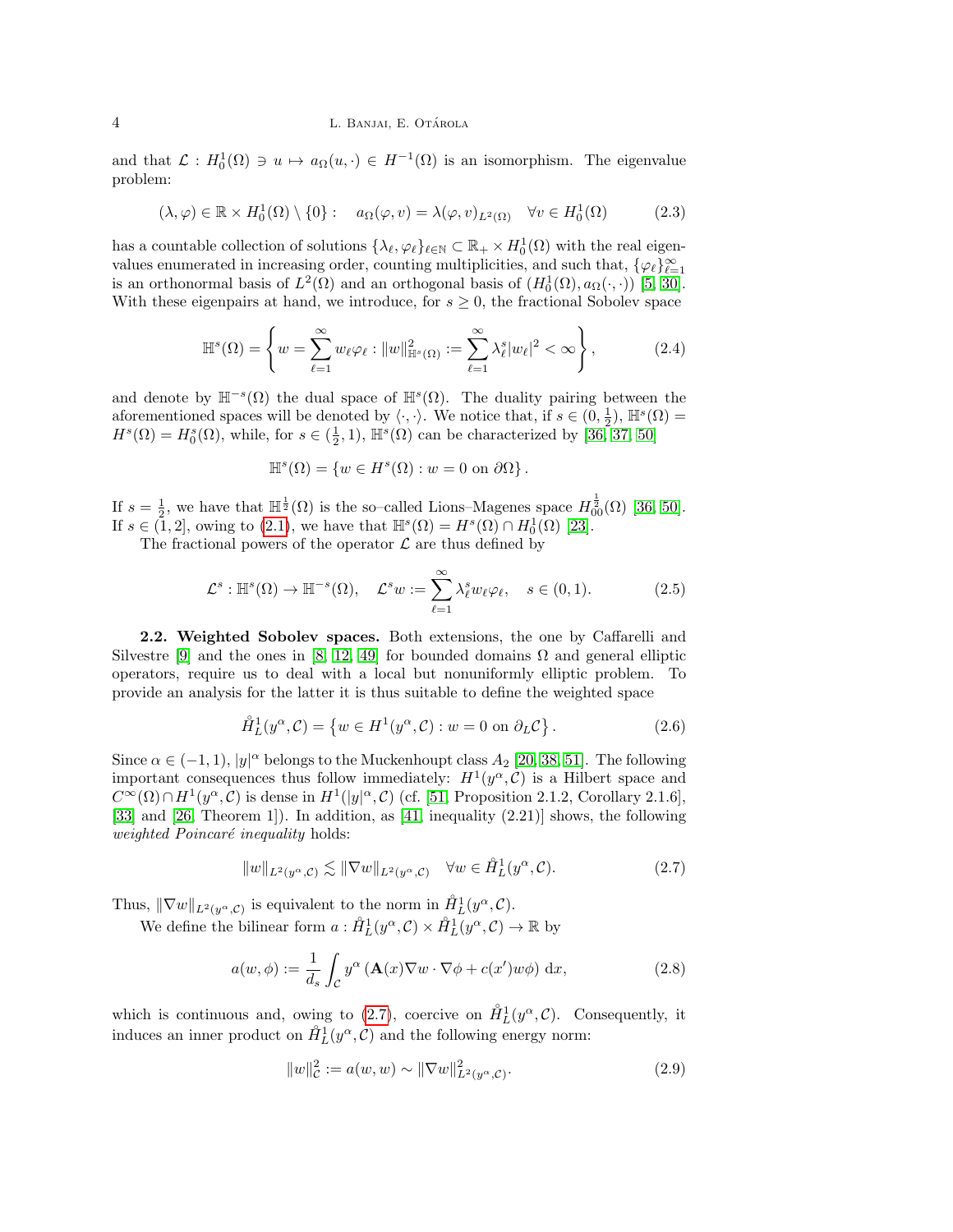and that $\mathcal{L} : H_0^1(\Omega) \ni u \mapsto a_\Omega(u, \cdot) \in H^{-1}(\Omega)$ is an isomorphism. The eigenvalue problem:

$$(\lambda, \varphi) \in \mathbb{R} \times H_0^1(\Omega) \setminus \{0\} : \quad a_\Omega(\varphi, v) = \lambda(\varphi, v)_{L^2(\Omega)} \quad \forall v \in H_0^1(\Omega) \tag{2.3}$$

has a countable collection of solutions $\{\lambda_\ell, \varphi_\ell\}_{\ell \in \mathbb{N}} \subset \mathbb{R}_+ \times H_0^1(\Omega)$ with the real eigenvalues enumerated in increasing order, counting multiplicities, and such that, $\{\varphi_\ell\}_{\ell=1}^\infty$ is an orthonormal basis of $L^2(\Omega)$ and an orthogonal basis of $(H_0^1(\Omega), a_\Omega(\cdot, \cdot))$ [5, 30]. With these eigenpairs at hand, we introduce, for $s \geq 0$, the fractional Sobolev space

$$\mathbb{H}^s(\Omega) = \left\{ w = \sum_{\ell=1}^\infty w_\ell \varphi_\ell : \|w\|^2_{\mathbb{H}^s(\Omega)} := \sum_{\ell=1}^\infty \lambda_\ell^s |w_\ell|^2 < \infty \right\}, \tag{2.4}$$

and denote by $\mathbb{H}^{-s}(\Omega)$ the dual space of $\mathbb{H}^s(\Omega)$. The duality pairing between the aforementioned spaces will be denoted by $\langle \cdot, \cdot \rangle$. We notice that, if $s \in (0, \frac{1}{2})$, $\mathbb{H}^s(\Omega) = H^s(\Omega) = H_0^s(\Omega)$, while, for $s \in (\frac{1}{2}, 1)$, $\mathbb{H}^s(\Omega)$ can be characterized by [36, 37, 50]

$$\mathbb{H}^s(\Omega) = \{ w \in H^s(\Omega) : w = 0 \text{ on } \partial\Omega \}.$$

If $s = \frac{1}{2}$, we have that $\mathbb{H}^{\frac{1}{2}}(\Omega)$ is the so–called Lions–Magenes space $H_{00}^{\frac{1}{2}}(\Omega)$ [36, 50]. If $s \in (1, 2]$, owing to (2.1), we have that $\mathbb{H}^s(\Omega) = H^s(\Omega) \cap H_0^1(\Omega)$ [23].

The fractional powers of the operator $\mathcal{L}$ are thus defined by

$$\mathcal{L}^s : \mathbb{H}^s(\Omega) \to \mathbb{H}^{-s}(\Omega), \quad \mathcal{L}^s w := \sum_{\ell=1}^\infty \lambda_\ell^s w_\ell \varphi_\ell, \quad s \in (0, 1). \tag{2.5}$$

**2.2. Weighted Sobolev spaces.** Both extensions, the one by Caffarelli and Silvestre [9] and the ones in [8, 12, 49] for bounded domains $\Omega$ and general elliptic operators, require us to deal with a local but nonuniformly elliptic problem. To provide an analysis for the latter it is thus suitable to define the weighted space

$$\mathring{H}_L^1(y^\alpha, \mathcal{C}) = \left\{ w \in H^1(y^\alpha, \mathcal{C}) : w = 0 \text{ on } \partial_L \mathcal{C} \right\}. \tag{2.6}$$

Since $\alpha \in (-1, 1)$, $|y|^\alpha$ belongs to the Muckenhoupt class $A_2$ [20, 38, 51]. The following important consequences thus follow immediately: $H^1(y^\alpha, \mathcal{C})$ is a Hilbert space and $C^\infty(\Omega) \cap H^1(y^\alpha, \mathcal{C})$ is dense in $H^1(|y|^\alpha, \mathcal{C})$ (cf. [51, Proposition 2.1.2, Corollary 2.1.6], [33] and [26, Theorem 1]). In addition, as [41, inequality (2.21)] shows, the following *weighted Poincaré inequality* holds:

$$\|w\|_{L^2(y^\alpha, \mathcal{C})} \lesssim \|\nabla w\|_{L^2(y^\alpha, \mathcal{C})} \quad \forall w \in \mathring{H}_L^1(y^\alpha, \mathcal{C}). \tag{2.7}$$

Thus, $\|\nabla w\|_{L^2(y^\alpha, \mathcal{C})}$ is equivalent to the norm in $\mathring{H}_L^1(y^\alpha, \mathcal{C})$.

We define the bilinear form $a : \mathring{H}_L^1(y^\alpha, \mathcal{C}) \times \mathring{H}_L^1(y^\alpha, \mathcal{C}) \to \mathbb{R}$ by

$$a(w, \phi) := \frac{1}{d_s} \int_{\mathcal{C}} y^\alpha \left( \mathbf{A}(x) \nabla w \cdot \nabla \phi + c(x') w \phi \right) \, \mathrm{d}x, \tag{2.8}$$

which is continuous and, owing to (2.7), coercive on $\mathring{H}_L^1(y^\alpha, \mathcal{C})$. Consequently, it induces an inner product on $\mathring{H}_L^1(y^\alpha, \mathcal{C})$ and the following energy norm:

$$\|w\|^2_{\mathcal{C}} := a(w, w) \sim \|\nabla w\|^2_{L^2(y^\alpha, \mathcal{C})}. \tag{2.9}$$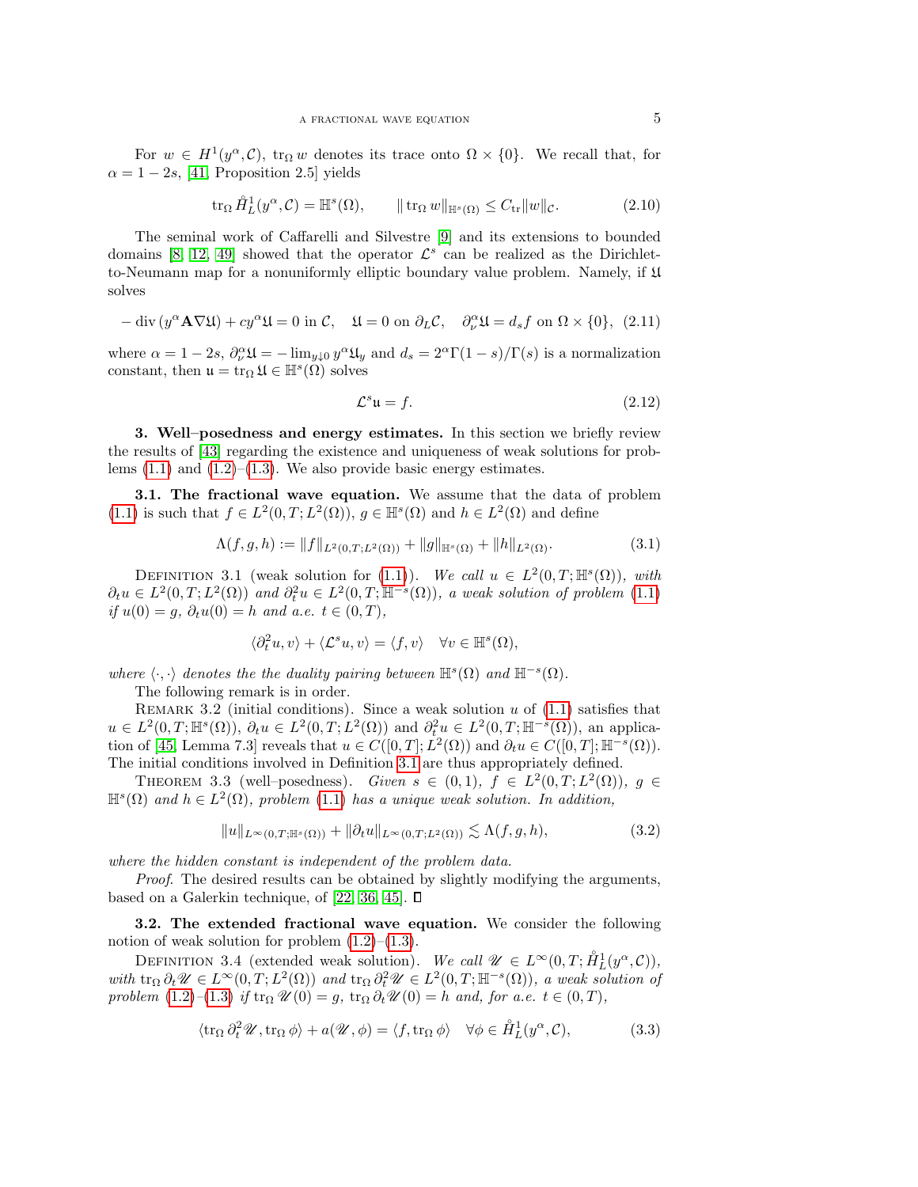For $w \in H^1(y^\alpha, \mathcal{C})$, $\operatorname{tr}_\Omega w$ denotes its trace onto $\Omega \times \{0\}$. We recall that, for $\alpha = 1 - 2s$, [41, Proposition 2.5] yields

$$\operatorname{tr}_\Omega \mathring{H}^1_L(y^\alpha, \mathcal{C}) = \mathbb{H}^s(\Omega), \qquad \|\operatorname{tr}_\Omega w\|_{\mathbb{H}^s(\Omega)} \leq C_{\operatorname{tr}} \|w\|_{\mathcal{C}}. \tag{2.10}$$

The seminal work of Caffarelli and Silvestre [9] and its extensions to bounded domains [8, 12, 49] showed that the operator $\mathcal{L}^s$ can be realized as the Dirichlet-to-Neumann map for a nonuniformly elliptic boundary value problem. Namely, if $\mathfrak{U}$ solves

$$-\operatorname{div}(y^\alpha \mathbf{A} \nabla \mathfrak{U}) + c y^\alpha \mathfrak{U} = 0 \text{ in } \mathcal{C}, \quad \mathfrak{U} = 0 \text{ on } \partial_L \mathcal{C}, \quad \partial_\nu^\alpha \mathfrak{U} = d_s f \text{ on } \Omega \times \{0\}, \tag{2.11}$$

where $\alpha = 1 - 2s$, $\partial_\nu^\alpha \mathfrak{U} = -\lim_{y \downarrow 0} y^\alpha \mathfrak{U}_y$ and $d_s = 2^\alpha \Gamma(1-s)/\Gamma(s)$ is a normalization constant, then $\mathfrak{u} = \operatorname{tr}_\Omega \mathfrak{U} \in \mathbb{H}^s(\Omega)$ solves

$$\mathcal{L}^s \mathfrak{u} = f. \tag{2.12}$$

## 3. Well–posedness and energy estimates.

In this section we briefly review the results of [43] regarding the existence and uniqueness of weak solutions for problems (1.1) and (1.2)–(1.3). We also provide basic energy estimates.

### 3.1. The fractional wave equation.

We assume that the data of problem (1.1) is such that $f \in L^2(0,T; L^2(\Omega))$, $g \in \mathbb{H}^s(\Omega)$ and $h \in L^2(\Omega)$ and define

$$\Lambda(f, g, h) := \|f\|_{L^2(0,T;L^2(\Omega))} + \|g\|_{\mathbb{H}^s(\Omega)} + \|h\|_{L^2(\Omega)}. \tag{3.1}$$

Definition 3.1 (weak solution for (1.1)). *We call $u \in L^2(0,T; \mathbb{H}^s(\Omega))$, with $\partial_t u \in L^2(0,T; L^2(\Omega))$ and $\partial_t^2 u \in L^2(0,T; \mathbb{H}^{-s}(\Omega))$, a weak solution of problem (1.1) if $u(0) = g$, $\partial_t u(0) = h$ and a.e. $t \in (0,T)$,*

$$\langle \partial_t^2 u, v \rangle + \langle \mathcal{L}^s u, v \rangle = \langle f, v \rangle \quad \forall v \in \mathbb{H}^s(\Omega),$$

*where $\langle \cdot, \cdot \rangle$ denotes the the duality pairing between $\mathbb{H}^s(\Omega)$ and $\mathbb{H}^{-s}(\Omega)$.*

The following remark is in order.

Remark 3.2 (initial conditions). Since a weak solution $u$ of (1.1) satisfies that $u \in L^2(0,T; \mathbb{H}^s(\Omega))$, $\partial_t u \in L^2(0,T; L^2(\Omega))$ and $\partial_t^2 u \in L^2(0,T; \mathbb{H}^{-s}(\Omega))$, an application of [45, Lemma 7.3] reveals that $u \in C([0,T]; L^2(\Omega))$ and $\partial_t u \in C([0,T]; \mathbb{H}^{-s}(\Omega))$. The initial conditions involved in Definition 3.1 are thus appropriately defined.

Theorem 3.3 (well–posedness). *Given $s \in (0,1)$, $f \in L^2(0,T; L^2(\Omega))$, $g \in \mathbb{H}^s(\Omega)$ and $h \in L^2(\Omega)$, problem (1.1) has a unique weak solution. In addition,*

$$\|u\|_{L^\infty(0,T;\mathbb{H}^s(\Omega))} + \|\partial_t u\|_{L^\infty(0,T;L^2(\Omega))} \lesssim \Lambda(f, g, h), \tag{3.2}$$

*where the hidden constant is independent of the problem data.*

*Proof.* The desired results can be obtained by slightly modifying the arguments, based on a Galerkin technique, of [22, 36, 45]. ∎

### 3.2. The extended fractional wave equation.

We consider the following notion of weak solution for problem (1.2)–(1.3).

Definition 3.4 (extended weak solution). *We call $\mathscr{U} \in L^\infty(0,T; \mathring{H}^1_L(y^\alpha, \mathcal{C}))$, with $\operatorname{tr}_\Omega \partial_t \mathscr{U} \in L^\infty(0,T; L^2(\Omega))$ and $\operatorname{tr}_\Omega \partial_t^2 \mathscr{U} \in L^2(0,T; \mathbb{H}^{-s}(\Omega))$, a weak solution of problem (1.2)–(1.3) if $\operatorname{tr}_\Omega \mathscr{U}(0) = g$, $\operatorname{tr}_\Omega \partial_t \mathscr{U}(0) = h$ and, for a.e. $t \in (0,T)$,*

$$\langle \operatorname{tr}_\Omega \partial_t^2 \mathscr{U}, \operatorname{tr}_\Omega \phi \rangle + a(\mathscr{U}, \phi) = \langle f, \operatorname{tr}_\Omega \phi \rangle \quad \forall \phi \in \mathring{H}^1_L(y^\alpha, \mathcal{C}), \tag{3.3}$$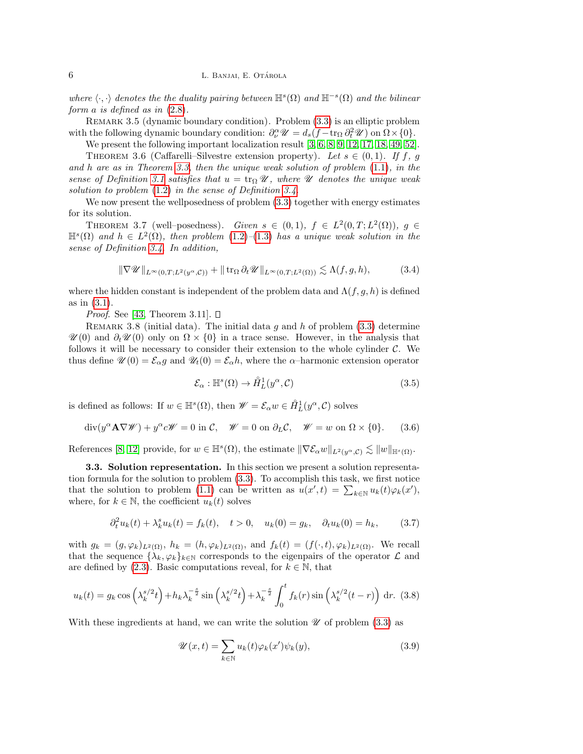*where* $\langle\cdot,\cdot\rangle$ *denotes the the duality pairing between* $\mathbb{H}^s(\Omega)$ *and* $\mathbb{H}^{-s}(\Omega)$ *and the bilinear form* $a$ *is defined as in* (2.8).

Remark 3.5 (dynamic boundary condition). Problem (3.3) is an elliptic problem with the following dynamic boundary condition: $\partial_\nu^\alpha \mathscr{U} = d_s(f - \operatorname{tr}_\Omega \partial_t^2 \mathscr{U})$ on $\Omega \times \{0\}$.

We present the following important localization result [3, 6, 8, 9, 12, 17, 18, 49, 52].

Theorem 3.6 (Caffarelli–Silvestre extension property). *Let* $s \in (0,1)$*. If* $f$*,* $g$ *and* $h$ *are as in Theorem 3.3, then the unique weak solution of problem* (1.1)*, in the sense of Definition 3.1 satisfies that* $u = \operatorname{tr}_\Omega \mathscr{U}$*, where* $\mathscr{U}$ *denotes the unique weak solution to problem* (1.2) *in the sense of Definition 3.4.*

We now present the wellposedness of problem (3.3) together with energy estimates for its solution.

Theorem 3.7 (well–posedness). *Given* $s \in (0,1)$*,* $f \in L^2(0,T;L^2(\Omega))$*,* $g \in \mathbb{H}^s(\Omega)$ *and* $h \in L^2(\Omega)$*, then problem* (1.2)*–*(1.3) *has a unique weak solution in the sense of Definition 3.4. In addition,*

$$\|\nabla \mathscr{U}\|_{L^\infty(0,T;L^2(y^\alpha,\mathcal{C}))} + \|\operatorname{tr}_\Omega \partial_t \mathscr{U}\|_{L^\infty(0,T;L^2(\Omega))} \lesssim \Lambda(f,g,h), \tag{3.4}$$

where the hidden constant is independent of the problem data and $\Lambda(f,g,h)$ is defined as in (3.1).

*Proof.* See [43, Theorem 3.11]. □

Remark 3.8 (initial data). The initial data $g$ and $h$ of problem (3.3) determine $\mathscr{U}(0)$ and $\partial_t \mathscr{U}(0)$ only on $\Omega \times \{0\}$ in a trace sense. However, in the analysis that follows it will be necessary to consider their extension to the whole cylinder $\mathcal{C}$. We thus define $\mathscr{U}(0) = \mathcal{E}_\alpha g$ and $\mathscr{U}_t(0) = \mathcal{E}_\alpha h$, where the $\alpha$–harmonic extension operator

$$\mathcal{E}_\alpha : \mathbb{H}^s(\Omega) \to \mathring{H}^1_L(y^\alpha,\mathcal{C}) \tag{3.5}$$

is defined as follows: If $w \in \mathbb{H}^s(\Omega)$, then $\mathscr{W} = \mathcal{E}_\alpha w \in \mathring{H}^1_L(y^\alpha,\mathcal{C})$ solves

$$\operatorname{div}(y^\alpha \mathbf{A} \nabla \mathscr{W}) + y^\alpha c \mathscr{W} = 0 \text{ in } \mathcal{C}, \quad \mathscr{W} = 0 \text{ on } \partial_L \mathcal{C}, \quad \mathscr{W} = w \text{ on } \Omega \times \{0\}. \tag{3.6}$$

References [8, 12] provide, for $w \in \mathbb{H}^s(\Omega)$, the estimate $\|\nabla \mathcal{E}_\alpha w\|_{L^2(y^\alpha,\mathcal{C})} \lesssim \|w\|_{\mathbb{H}^s(\Omega)}$.

### 3.3. Solution representation.

In this section we present a solution representation formula for the solution to problem (3.3). To accomplish this task, we first notice that the solution to problem (1.1) can be written as $u(x',t) = \sum_{k\in\mathbb{N}} u_k(t)\varphi_k(x')$, where, for $k \in \mathbb{N}$, the coefficient $u_k(t)$ solves

$$\partial_t^2 u_k(t) + \lambda_k^s u_k(t) = f_k(t), \quad t > 0, \quad u_k(0) = g_k, \quad \partial_t u_k(0) = h_k, \tag{3.7}$$

with $g_k = (g,\varphi_k)_{L^2(\Omega)}$, $h_k = (h,\varphi_k)_{L^2(\Omega)}$, and $f_k(t) = (f(\cdot,t),\varphi_k)_{L^2(\Omega)}$. We recall that the sequence $\{\lambda_k,\varphi_k\}_{k\in\mathbb{N}}$ corresponds to the eigenpairs of the operator $\mathcal{L}$ and are defined by (2.3). Basic computations reveal, for $k \in \mathbb{N}$, that

$$u_k(t) = g_k \cos\left(\lambda_k^{s/2} t\right) + h_k \lambda_k^{-\frac{s}{2}} \sin\left(\lambda_k^{s/2} t\right) + \lambda_k^{-\frac{s}{2}} \int_0^t f_k(r) \sin\left(\lambda_k^{s/2}(t-r)\right) \, \mathrm{d}r. \tag{3.8}$$

With these ingredients at hand, we can write the solution $\mathscr{U}$ of problem (3.3) as

$$\mathscr{U}(x,t) = \sum_{k\in\mathbb{N}} u_k(t)\varphi_k(x')\psi_k(y), \tag{3.9}$$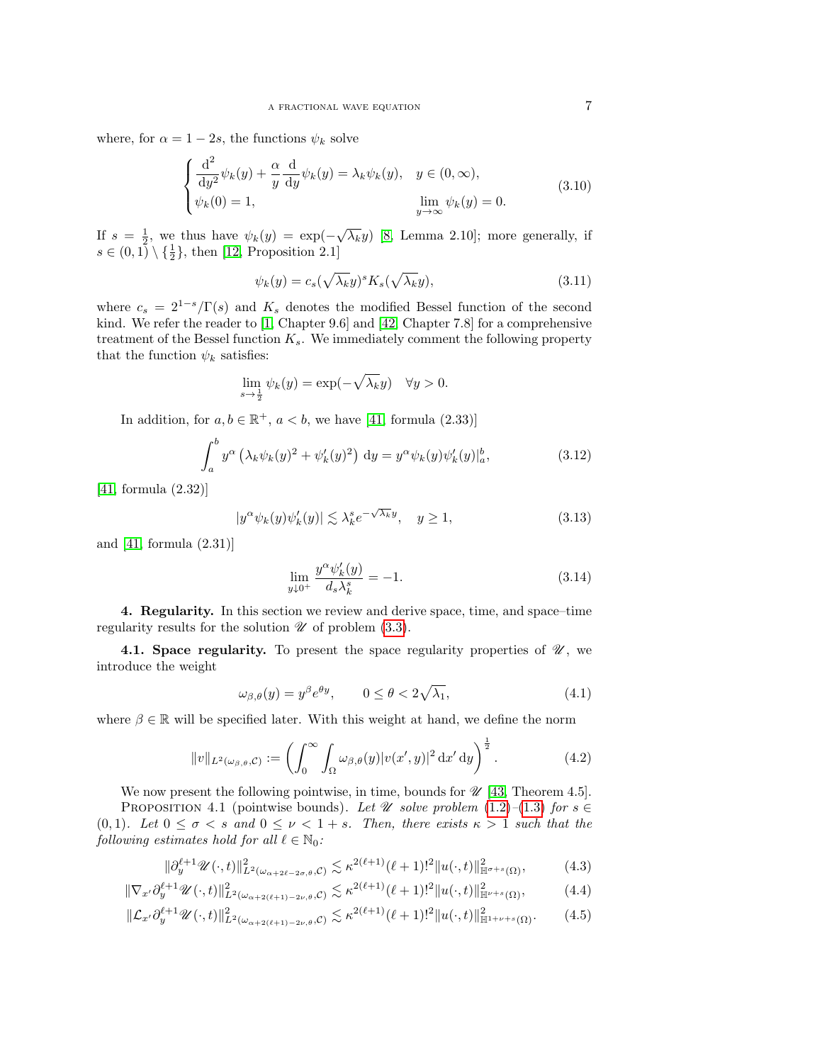where, for $\alpha = 1 - 2s$, the functions $\psi_k$ solve

$$
\begin{cases}
\dfrac{\mathrm{d}^2}{\mathrm{d}y^2}\psi_k(y) + \dfrac{\alpha}{y}\dfrac{\mathrm{d}}{\mathrm{d}y}\psi_k(y) = \lambda_k \psi_k(y), & y \in (0,\infty), \\
\psi_k(0) = 1, & \lim\limits_{y\to\infty} \psi_k(y) = 0.
\end{cases}
\tag{3.10}
$$

If $s = \frac{1}{2}$, we thus have $\psi_k(y) = \exp(-\sqrt{\lambda_k} y)$ [8, Lemma 2.10]; more generally, if $s \in (0,1) \setminus \{\frac{1}{2}\}$, then [12, Proposition 2.1]

$$
\psi_k(y) = c_s (\sqrt{\lambda_k} y)^s K_s(\sqrt{\lambda_k} y),
\tag{3.11}
$$

where $c_s = 2^{1-s}/\Gamma(s)$ and $K_s$ denotes the modified Bessel function of the second kind. We refer the reader to [1, Chapter 9.6] and [42, Chapter 7.8] for a comprehensive treatment of the Bessel function $K_s$. We immediately comment the following property that the function $\psi_k$ satisfies:

$$
\lim_{s\to\frac{1}{2}} \psi_k(y) = \exp(-\sqrt{\lambda_k} y) \quad \forall y > 0.
$$

In addition, for $a, b \in \mathbb{R}^+$, $a < b$, we have [41, formula (2.33)]

$$
\int_a^b y^\alpha \left( \lambda_k \psi_k(y)^2 + \psi_k'(y)^2 \right) \mathrm{d}y = y^\alpha \psi_k(y) \psi_k'(y) |_a^b,
\tag{3.12}
$$

[41, formula (2.32)]

$$
|y^\alpha \psi_k(y) \psi_k'(y)| \lesssim \lambda_k^s e^{-\sqrt{\lambda_k} y}, \quad y \geq 1,
\tag{3.13}
$$

and [41, formula (2.31)]

$$
\lim_{y \downarrow 0^+} \frac{y^\alpha \psi_k'(y)}{d_s \lambda_k^s} = -1.
\tag{3.14}
$$

**4. Regularity.** In this section we review and derive space, time, and space–time regularity results for the solution $\mathscr{U}$ of problem (3.3).

**4.1. Space regularity.** To present the space regularity properties of $\mathscr{U}$, we introduce the weight

$$
\omega_{\beta,\theta}(y) = y^\beta e^{\theta y}, \qquad 0 \leq \theta < 2\sqrt{\lambda_1},
\tag{4.1}
$$

where $\beta \in \mathbb{R}$ will be specified later. With this weight at hand, we define the norm

$$
\|v\|_{L^2(\omega_{\beta,\theta},\mathcal{C})} := \left( \int_0^\infty \int_\Omega \omega_{\beta,\theta}(y) |v(x',y)|^2 \, \mathrm{d}x' \, \mathrm{d}y \right)^{\frac{1}{2}}.
\tag{4.2}
$$

We now present the following pointwise, in time, bounds for $\mathscr{U}$ [43, Theorem 4.5].

Proposition 4.1 (pointwise bounds). *Let $\mathscr{U}$ solve problem (1.2)–(1.3) for $s \in (0,1)$. Let $0 \leq \sigma < s$ and $0 \leq \nu < 1 + s$. Then, there exists $\kappa > 1$ such that the following estimates hold for all $\ell \in \mathbb{N}_0$:*

$$
\|\partial_y^{\ell+1} \mathscr{U}(\cdot,t)\|^2_{L^2(\omega_{\alpha+2\ell-2\sigma,\theta},\mathcal{C})} \lesssim \kappa^{2(\ell+1)} (\ell+1)!^2 \|u(\cdot,t)\|^2_{\mathbb{H}^{\sigma+s}(\Omega)},
\tag{4.3}
$$

$$
\|\nabla_{x'} \partial_y^{\ell+1} \mathscr{U}(\cdot,t)\|^2_{L^2(\omega_{\alpha+2(\ell+1)-2\nu,\theta},\mathcal{C})} \lesssim \kappa^{2(\ell+1)} (\ell+1)!^2 \|u(\cdot,t)\|^2_{\mathbb{H}^{\nu+s}(\Omega)},
\tag{4.4}
$$

$$
\|\mathcal{L}_{x'} \partial_y^{\ell+1} \mathscr{U}(\cdot,t)\|^2_{L^2(\omega_{\alpha+2(\ell+1)-2\nu,\theta},\mathcal{C})} \lesssim \kappa^{2(\ell+1)} (\ell+1)!^2 \|u(\cdot,t)\|^2_{\mathbb{H}^{1+\nu+s}(\Omega)}.
\tag{4.5}
$$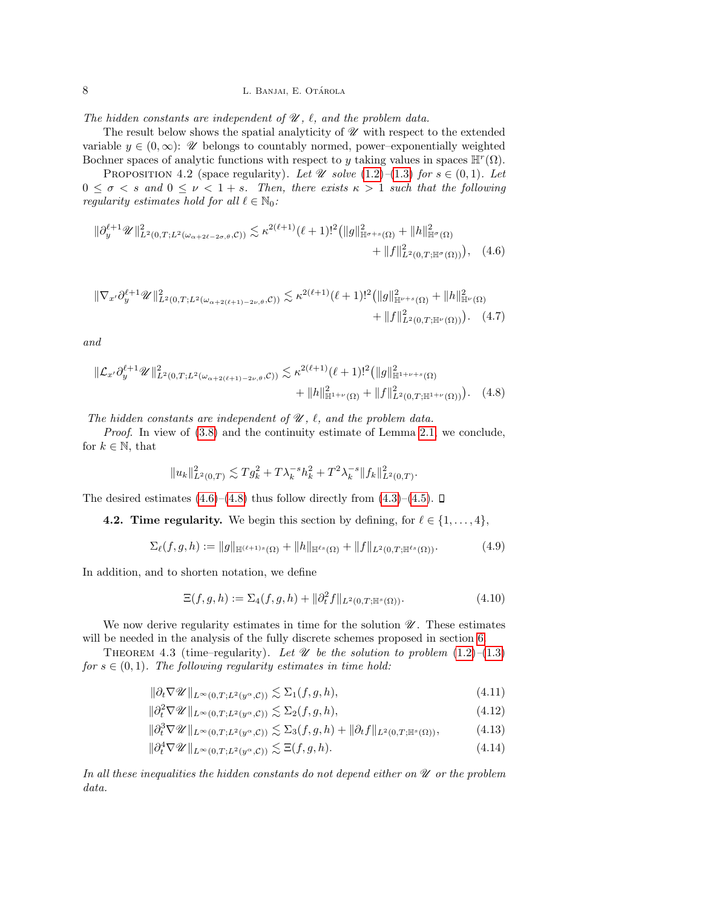*The hidden constants are independent of $\mathscr{U}$, $\ell$, and the problem data.*

The result below shows the spatial analyticity of $\mathscr{U}$ with respect to the extended variable $y \in (0,\infty)$: $\mathscr{U}$ belongs to countably normed, power–exponentially weighted Bochner spaces of analytic functions with respect to $y$ taking values in spaces $\mathbb{H}^r(\Omega)$.

Proposition 4.2 (space regularity). *Let $\mathscr{U}$ solve (1.2)–(1.3) for $s \in (0,1)$. Let $0 \leq \sigma < s$ and $0 \leq \nu < 1+s$. Then, there exists $\kappa > 1$ such that the following regularity estimates hold for all $\ell \in \mathbb{N}_0$:*

$$\|\partial_y^{\ell+1} \mathscr{U}\|^2_{L^2(0,T;L^2(\omega_{\alpha+2\ell-2\sigma,\theta},\mathcal{C}))} \lesssim \kappa^{2(\ell+1)}(\ell+1)!^2 \big( \|g\|^2_{\mathbb{H}^{\sigma+s}(\Omega)} + \|h\|^2_{\mathbb{H}^{\sigma}(\Omega)} + \|f\|^2_{L^2(0,T;\mathbb{H}^{\sigma}(\Omega))} \big), \quad (4.6)$$

$$\|\nabla_{x'} \partial_y^{\ell+1} \mathscr{U}\|^2_{L^2(0,T;L^2(\omega_{\alpha+2(\ell+1)-2\nu,\theta},\mathcal{C}))} \lesssim \kappa^{2(\ell+1)}(\ell+1)!^2 \big( \|g\|^2_{\mathbb{H}^{\nu+s}(\Omega)} + \|h\|^2_{\mathbb{H}^{\nu}(\Omega)} + \|f\|^2_{L^2(0,T;\mathbb{H}^{\nu}(\Omega))} \big). \quad (4.7)$$

*and*

$$\|\mathcal{L}_{x'} \partial_y^{\ell+1} \mathscr{U}\|^2_{L^2(0,T;L^2(\omega_{\alpha+2(\ell+1)-2\nu,\theta},\mathcal{C}))} \lesssim \kappa^{2(\ell+1)}(\ell+1)!^2 \big( \|g\|^2_{\mathbb{H}^{1+\nu+s}(\Omega)} + \|h\|^2_{\mathbb{H}^{1+\nu}(\Omega)} + \|f\|^2_{L^2(0,T;\mathbb{H}^{1+\nu}(\Omega))} \big). \quad (4.8)$$

*The hidden constants are independent of $\mathscr{U}$, $\ell$, and the problem data.*

*Proof.* In view of (3.8) and the continuity estimate of Lemma 2.1, we conclude, for $k \in \mathbb{N}$, that

$$\|u_k\|^2_{L^2(0,T)} \lesssim T g_k^2 + T\lambda_k^{-s} h_k^2 + T^2 \lambda_k^{-s} \|f_k\|^2_{L^2(0,T)}.$$

The desired estimates (4.6)–(4.8) thus follow directly from (4.3)–(4.5). ◻

**4.2. Time regularity.** We begin this section by defining, for $\ell \in \{1,\dots,4\}$,

$$\Sigma_\ell(f,g,h) := \|g\|_{\mathbb{H}^{(\ell+1)s}(\Omega)} + \|h\|_{\mathbb{H}^{\ell s}(\Omega)} + \|f\|_{L^2(0,T;\mathbb{H}^{\ell s}(\Omega))}. \quad (4.9)$$

In addition, and to shorten notation, we define

$$\Xi(f,g,h) := \Sigma_4(f,g,h) + \|\partial_t^2 f\|_{L^2(0,T;\mathbb{H}^s(\Omega))}. \quad (4.10)$$

We now derive regularity estimates in time for the solution $\mathscr{U}$. These estimates will be needed in the analysis of the fully discrete schemes proposed in section 6.

Theorem 4.3 (time–regularity). *Let $\mathscr{U}$ be the solution to problem (1.2)–(1.3) for $s \in (0,1)$. The following regularity estimates in time hold:*

$$\|\partial_t \nabla \mathscr{U}\|_{L^\infty(0,T;L^2(y^\alpha,\mathcal{C}))} \lesssim \Sigma_1(f,g,h), \quad (4.11)$$

$$\|\partial_t^2 \nabla \mathscr{U}\|_{L^\infty(0,T;L^2(y^\alpha,\mathcal{C}))} \lesssim \Sigma_2(f,g,h), \quad (4.12)$$

$$\|\partial_t^3 \nabla \mathscr{U}\|_{L^\infty(0,T;L^2(y^\alpha,\mathcal{C}))} \lesssim \Sigma_3(f,g,h) + \|\partial_t f\|_{L^2(0,T;\mathbb{H}^s(\Omega))}, \quad (4.13)$$

$$\|\partial_t^4 \nabla \mathscr{U}\|_{L^\infty(0,T;L^2(y^\alpha,\mathcal{C}))} \lesssim \Xi(f,g,h). \quad (4.14)$$

*In all these inequalities the hidden constants do not depend either on $\mathscr{U}$ or the problem data.*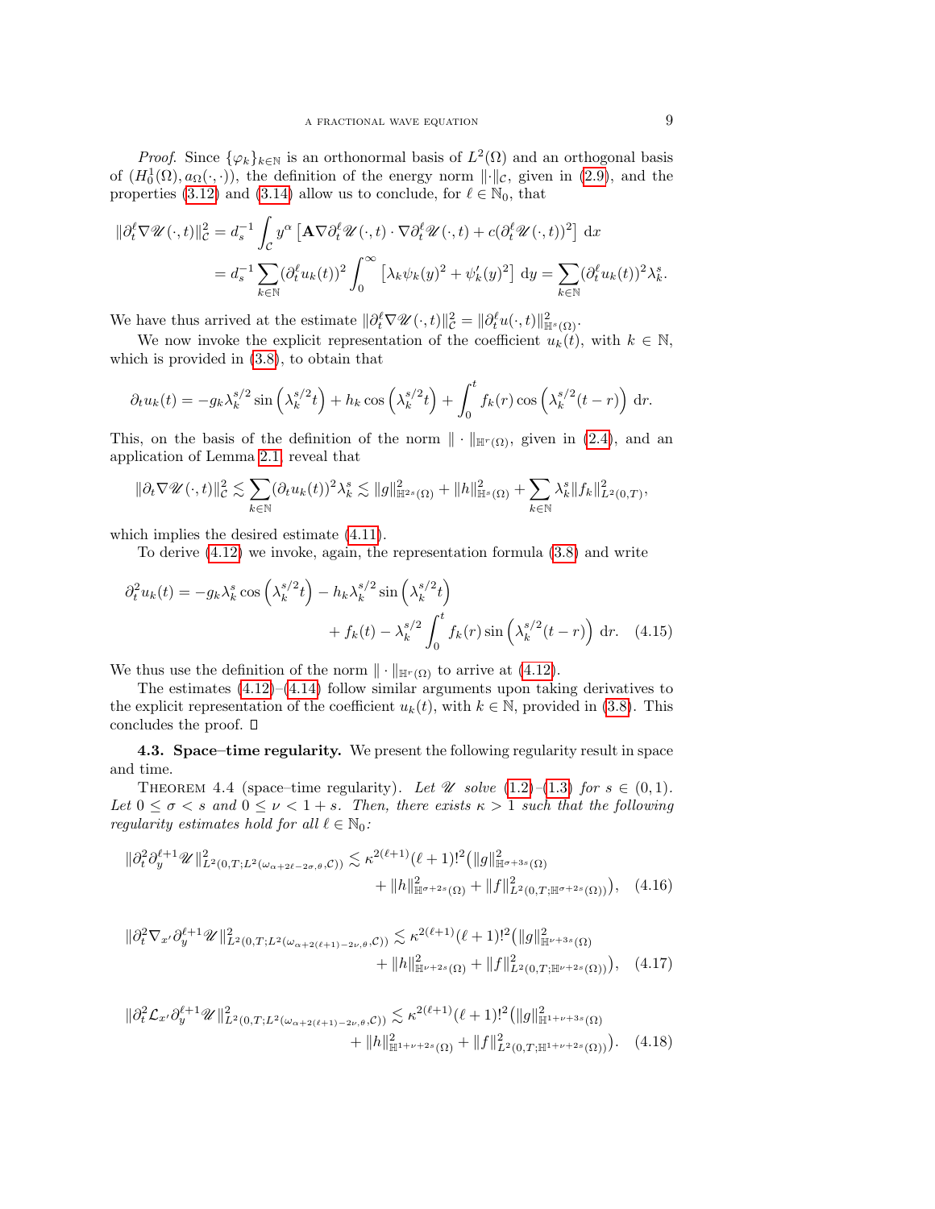*Proof.* Since $\{\varphi_k\}_{k\in\mathbb{N}}$ is an orthonormal basis of $L^2(\Omega)$ and an orthogonal basis of $(H_0^1(\Omega), a_\Omega(\cdot,\cdot))$, the definition of the energy norm $\|\cdot\|_{\mathcal{C}}$, given in (2.9), and the properties (3.12) and (3.14) allow us to conclude, for $\ell \in \mathbb{N}_0$, that

$$
\begin{aligned}
\|\partial_t^\ell \nabla \mathscr{U}(\cdot,t)\|_{\mathcal{C}}^2 &= d_s^{-1} \int_{\mathcal{C}} y^\alpha \left[ \mathbf{A} \nabla \partial_t^\ell \mathscr{U}(\cdot,t) \cdot \nabla \partial_t^\ell \mathscr{U}(\cdot,t) + c(\partial_t^\ell \mathscr{U}(\cdot,t))^2 \right] \mathrm{d}x \\
&= d_s^{-1} \sum_{k\in\mathbb{N}} (\partial_t^\ell u_k(t))^2 \int_0^\infty \left[ \lambda_k \psi_k(y)^2 + \psi_k'(y)^2 \right] \mathrm{d}y = \sum_{k\in\mathbb{N}} (\partial_t^\ell u_k(t))^2 \lambda_k^s.
\end{aligned}
$$

We have thus arrived at the estimate $\|\partial_t^\ell \nabla \mathscr{U}(\cdot,t)\|_{\mathcal{C}}^2 = \|\partial_t^\ell u(\cdot,t)\|_{\mathbb{H}^s(\Omega)}^2$.

We now invoke the explicit representation of the coefficient $u_k(t)$, with $k \in \mathbb{N}$, which is provided in (3.8), to obtain that

$$
\partial_t u_k(t) = -g_k \lambda_k^{s/2} \sin\left(\lambda_k^{s/2} t\right) + h_k \cos\left(\lambda_k^{s/2} t\right) + \int_0^t f_k(r) \cos\left(\lambda_k^{s/2}(t-r)\right) \mathrm{d}r.
$$

This, on the basis of the definition of the norm $\|\cdot\|_{\mathbb{H}^r(\Omega)}$, given in (2.4), and an application of Lemma 2.1 reveal that

$$
\|\partial_t \nabla \mathscr{U}(\cdot,t)\|_{\mathcal{C}}^2 \lesssim \sum_{k\in\mathbb{N}} (\partial_t u_k(t))^2 \lambda_k^s \lesssim \|g\|_{\mathbb{H}^{2s}(\Omega)}^2 + \|h\|_{\mathbb{H}^s(\Omega)}^2 + \sum_{k\in\mathbb{N}} \lambda_k^s \|f_k\|_{L^2(0,T)}^2,
$$

which implies the desired estimate (4.11).

To derive (4.12) we invoke, again, the representation formula (3.8) and write

$$
\begin{aligned}
\partial_t^2 u_k(t) = -g_k \lambda_k^s \cos\left(\lambda_k^{s/2} t\right) &- h_k \lambda_k^{s/2} \sin\left(\lambda_k^{s/2} t\right) \\
&+ f_k(t) - \lambda_k^{s/2} \int_0^t f_k(r) \sin\left(\lambda_k^{s/2}(t-r)\right) \mathrm{d}r. \quad (4.15)
\end{aligned}
$$

We thus use the definition of the norm $\|\cdot\|_{\mathbb{H}^r(\Omega)}$ to arrive at (4.12).

The estimates (4.12)–(4.14) follow similar arguments upon taking derivatives to the explicit representation of the coefficient $u_k(t)$, with $k \in \mathbb{N}$, provided in (3.8). This concludes the proof. ☐

**4.3. Space–time regularity.** We present the following regularity result in space and time.

THEOREM 4.4 (space–time regularity). *Let $\mathscr{U}$ solve (1.2)–(1.3) for $s \in (0,1)$. Let $0 \leq \sigma < s$ and $0 \leq \nu < 1+s$. Then, there exists $\kappa > 1$ such that the following regularity estimates hold for all $\ell \in \mathbb{N}_0$:*

$$
\begin{aligned}
\|\partial_t^2 \partial_y^{\ell+1} \mathscr{U}\|_{L^2(0,T;L^2(\omega_{\alpha+2\ell-2\sigma,\theta},\mathcal{C}))}^2 \lesssim \kappa^{2(\ell+1)}(\ell+1)!^2 \big( &\|g\|_{\mathbb{H}^{\sigma+3s}(\Omega)}^2 \\
&+ \|h\|_{\mathbb{H}^{\sigma+2s}(\Omega)}^2 + \|f\|_{L^2(0,T;\mathbb{H}^{\sigma+2s}(\Omega))}^2 \big), \quad (4.16)
\end{aligned}
$$

$$
\begin{aligned}
\|\partial_t^2 \nabla_{x'} \partial_y^{\ell+1} \mathscr{U}\|_{L^2(0,T;L^2(\omega_{\alpha+2(\ell+1)-2\nu,\theta},\mathcal{C}))}^2 \lesssim \kappa^{2(\ell+1)}(\ell+1)!^2 \big( &\|g\|_{\mathbb{H}^{\nu+3s}(\Omega)}^2 \\
&+ \|h\|_{\mathbb{H}^{\nu+2s}(\Omega)}^2 + \|f\|_{L^2(0,T;\mathbb{H}^{\nu+2s}(\Omega))}^2 \big), \quad (4.17)
\end{aligned}
$$

$$
\begin{aligned}
\|\partial_t^2 \mathcal{L}_{x'} \partial_y^{\ell+1} \mathscr{U}\|_{L^2(0,T;L^2(\omega_{\alpha+2(\ell+1)-2\nu,\theta},\mathcal{C}))}^2 \lesssim \kappa^{2(\ell+1)}(\ell+1)!^2 \big( &\|g\|_{\mathbb{H}^{1+\nu+3s}(\Omega)}^2 \\
&+ \|h\|_{\mathbb{H}^{1+\nu+2s}(\Omega)}^2 + \|f\|_{L^2(0,T;\mathbb{H}^{1+\nu+2s}(\Omega))}^2 \big). \quad (4.18)
\end{aligned}
$$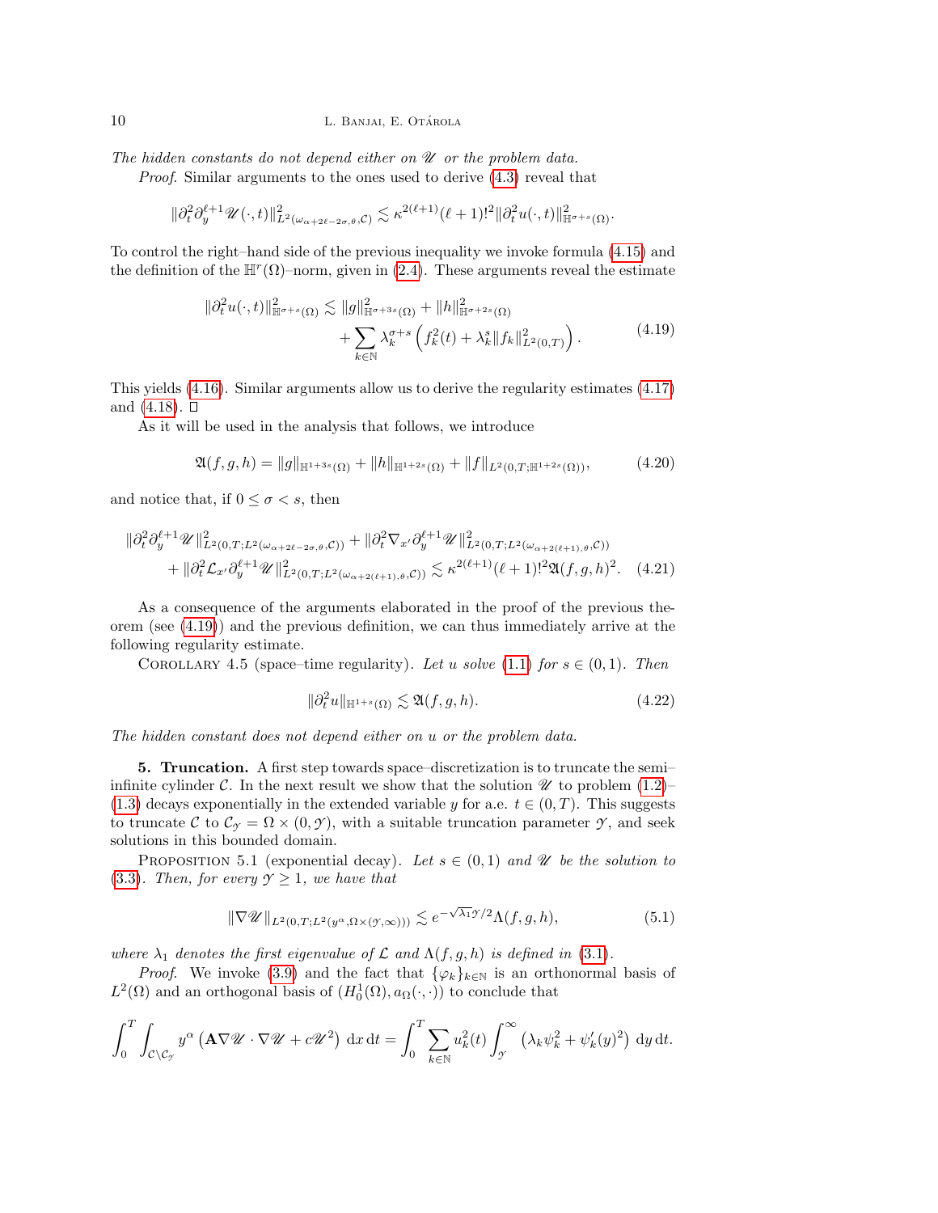*The hidden constants do not depend either on $\mathscr{U}$ or the problem data.*

*Proof.* Similar arguments to the ones used to derive (4.3) reveal that

$$\|\partial_t^2 \partial_y^{\ell+1} \mathscr{U}(\cdot,t)\|^2_{L^2(\omega_{\alpha+2\ell-2\sigma,\theta},\mathcal{C})} \lesssim \kappa^{2(\ell+1)}(\ell+1)!^2 \|\partial_t^2 u(\cdot,t)\|^2_{\mathbb{H}^{\sigma+s}(\Omega)}.$$

To control the right–hand side of the previous inequality we invoke formula (4.15) and the definition of the $\mathbb{H}^r(\Omega)$–norm, given in (2.4). These arguments reveal the estimate

$$\|\partial_t^2 u(\cdot,t)\|^2_{\mathbb{H}^{\sigma+s}(\Omega)} \lesssim \|g\|^2_{\mathbb{H}^{\sigma+3s}(\Omega)} + \|h\|^2_{\mathbb{H}^{\sigma+2s}(\Omega)} + \sum_{k\in\mathbb{N}} \lambda_k^{\sigma+s}\left(f_k^2(t) + \lambda_k^s \|f_k\|^2_{L^2(0,T)}\right). \tag{4.19}$$

This yields (4.16). Similar arguments allow us to derive the regularity estimates (4.17) and (4.18). $\square$

As it will be used in the analysis that follows, we introduce

$$\mathfrak{A}(f,g,h) = \|g\|_{\mathbb{H}^{1+3s}(\Omega)} + \|h\|_{\mathbb{H}^{1+2s}(\Omega)} + \|f\|_{L^2(0,T;\mathbb{H}^{1+2s}(\Omega))}, \tag{4.20}$$

and notice that, if $0 \leq \sigma < s$, then

$$\|\partial_t^2 \partial_y^{\ell+1}\mathscr{U}\|^2_{L^2(0,T;L^2(\omega_{\alpha+2\ell-2\sigma,\theta},\mathcal{C}))} + \|\partial_t^2 \nabla_{x'} \partial_y^{\ell+1}\mathscr{U}\|^2_{L^2(0,T;L^2(\omega_{\alpha+2(\ell+1),\theta},\mathcal{C}))} + \|\partial_t^2 \mathcal{L}_{x'} \partial_y^{\ell+1}\mathscr{U}\|^2_{L^2(0,T;L^2(\omega_{\alpha+2(\ell+1),\theta},\mathcal{C}))} \lesssim \kappa^{2(\ell+1)}(\ell+1)!^2 \mathfrak{A}(f,g,h)^2. \tag{4.21}$$

As a consequence of the arguments elaborated in the proof of the previous theorem (see (4.19)) and the previous definition, we can thus immediately arrive at the following regularity estimate.

Corollary 4.5 (space–time regularity). *Let $u$ solve (1.1) for $s \in (0,1)$. Then*

$$\|\partial_t^2 u\|_{\mathbb{H}^{1+s}(\Omega)} \lesssim \mathfrak{A}(f,g,h). \tag{4.22}$$

*The hidden constant does not depend either on $u$ or the problem data.*

**5. Truncation.** A first step towards space–discretization is to truncate the semi–infinite cylinder $\mathcal{C}$. In the next result we show that the solution $\mathscr{U}$ to problem (1.2)–(1.3) decays exponentially in the extended variable $y$ for a.e. $t \in (0,T)$. This suggests to truncate $\mathcal{C}$ to $\mathcal{C}_{\mathscr{Y}} = \Omega \times (0,\mathscr{Y})$, with a suitable truncation parameter $\mathscr{Y}$, and seek solutions in this bounded domain.

Proposition 5.1 (exponential decay). *Let $s \in (0,1)$ and $\mathscr{U}$ be the solution to (3.3). Then, for every $\mathscr{Y} \geq 1$, we have that*

$$\|\nabla \mathscr{U}\|_{L^2(0,T;L^2(y^\alpha,\Omega\times(\mathscr{Y},\infty)))} \lesssim e^{-\sqrt{\lambda_1}\mathscr{Y}/2}\Lambda(f,g,h), \tag{5.1}$$

*where $\lambda_1$ denotes the first eigenvalue of $\mathcal{L}$ and $\Lambda(f,g,h)$ is defined in (3.1).*

*Proof.* We invoke (3.9) and the fact that $\{\varphi_k\}_{k\in\mathbb{N}}$ is an orthonormal basis of $L^2(\Omega)$ and an orthogonal basis of $(H_0^1(\Omega), a_\Omega(\cdot,\cdot))$ to conclude that

$$\int_0^T \int_{\mathcal{C}\setminus\mathcal{C}_{\mathscr{Y}}} y^\alpha \left(\mathbf{A}\nabla\mathscr{U}\cdot\nabla\mathscr{U} + c\mathscr{U}^2\right) \mathrm{d}x\,\mathrm{d}t = \int_0^T \sum_{k\in\mathbb{N}} u_k^2(t) \int_{\mathscr{Y}}^\infty \left(\lambda_k \psi_k^2 + \psi_k'(y)^2\right) \mathrm{d}y\,\mathrm{d}t.$$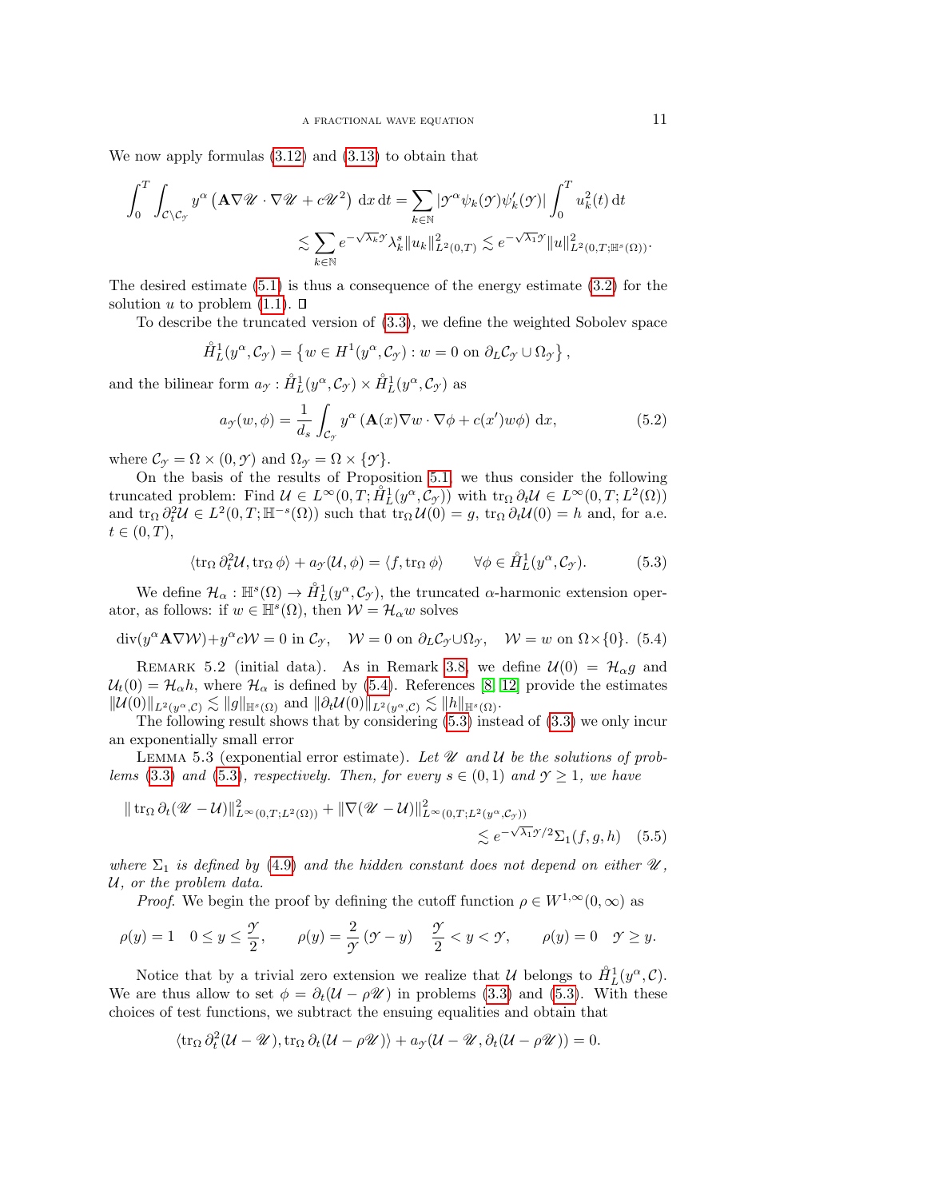We now apply formulas (3.12) and (3.13) to obtain that

$$\int_0^T \int_{\mathcal{C}\setminus\mathcal{C}_\mathcal{Y}} y^\alpha \left(\mathbf{A}\nabla\mathscr{U}\cdot\nabla\mathscr{U} + c\mathscr{U}^2\right) \, \mathrm{d}x \, \mathrm{d}t = \sum_{k\in\mathbb{N}} |\mathcal{Y}^\alpha \psi_k(\mathcal{Y})\psi_k'(\mathcal{Y})| \int_0^T u_k^2(t) \, \mathrm{d}t$$
$$\lesssim \sum_{k\in\mathbb{N}} e^{-\sqrt{\lambda_k}\mathcal{Y}} \lambda_k^s \|u_k\|^2_{L^2(0,T)} \lesssim e^{-\sqrt{\lambda_1}\mathcal{Y}} \|u\|^2_{L^2(0,T;\mathbb{H}^s(\Omega))}.$$

The desired estimate (5.1) is thus a consequence of the energy estimate (3.2) for the solution $u$ to problem (1.1). ☐

To describe the truncated version of (3.3), we define the weighted Sobolev space

$$\mathring{H}^1_L(y^\alpha, \mathcal{C}_\mathcal{Y}) = \left\{ w \in H^1(y^\alpha, \mathcal{C}_\mathcal{Y}) : w = 0 \text{ on } \partial_L\mathcal{C}_\mathcal{Y} \cup \Omega_\mathcal{Y} \right\},$$

and the bilinear form $a_\mathcal{Y} : \mathring{H}^1_L(y^\alpha, \mathcal{C}_\mathcal{Y}) \times \mathring{H}^1_L(y^\alpha, \mathcal{C}_\mathcal{Y})$ as

$$a_\mathcal{Y}(w, \phi) = \frac{1}{d_s} \int_{\mathcal{C}_\mathcal{Y}} y^\alpha \left(\mathbf{A}(x)\nabla w \cdot \nabla\phi + c(x')w\phi\right) \, \mathrm{d}x, \tag{5.2}$$

where $\mathcal{C}_\mathcal{Y} = \Omega \times (0, \mathcal{Y})$ and $\Omega_\mathcal{Y} = \Omega \times \{\mathcal{Y}\}$.

On the basis of the results of Proposition 5.1, we thus consider the following truncated problem: Find $\mathcal{U} \in L^\infty(0, T; \mathring{H}^1_L(y^\alpha, \mathcal{C}_\mathcal{Y}))$ with $\operatorname{tr}_\Omega \partial_t\mathcal{U} \in L^\infty(0, T; L^2(\Omega))$ and $\operatorname{tr}_\Omega \partial_t^2\mathcal{U} \in L^2(0, T; \mathbb{H}^{-s}(\Omega))$ such that $\operatorname{tr}_\Omega \mathcal{U}(0) = g$, $\operatorname{tr}_\Omega \partial_t\mathcal{U}(0) = h$ and, for a.e. $t \in (0, T)$,

$$\langle \operatorname{tr}_\Omega \partial_t^2\mathcal{U}, \operatorname{tr}_\Omega \phi\rangle + a_\mathcal{Y}(\mathcal{U}, \phi) = \langle f, \operatorname{tr}_\Omega \phi\rangle \qquad \forall \phi \in \mathring{H}^1_L(y^\alpha, \mathcal{C}_\mathcal{Y}). \tag{5.3}$$

We define $\mathcal{H}_\alpha : \mathbb{H}^s(\Omega) \to \mathring{H}^1_L(y^\alpha, \mathcal{C}_\mathcal{Y})$, the truncated $\alpha$-harmonic extension operator, as follows: if $w \in \mathbb{H}^s(\Omega)$, then $\mathcal{W} = \mathcal{H}_\alpha w$ solves

$$\operatorname{div}(y^\alpha\mathbf{A}\nabla\mathcal{W}) + y^\alpha c\mathcal{W} = 0 \text{ in } \mathcal{C}_\mathcal{Y}, \quad \mathcal{W} = 0 \text{ on } \partial_L\mathcal{C}_\mathcal{Y}\cup\Omega_\mathcal{Y}, \quad \mathcal{W} = w \text{ on } \Omega\times\{0\}. \tag{5.4}$$

Remark 5.2 (initial data). As in Remark 3.8, we define $\mathcal{U}(0) = \mathcal{H}_\alpha g$ and $\mathcal{U}_t(0) = \mathcal{H}_\alpha h$, where $\mathcal{H}_\alpha$ is defined by (5.4). References [8, 12] provide the estimates $\|\mathcal{U}(0)\|_{L^2(y^\alpha,\mathcal{C})} \lesssim \|g\|_{\mathbb{H}^s(\Omega)}$ and $\|\partial_t\mathcal{U}(0)\|_{L^2(y^\alpha,\mathcal{C})} \lesssim \|h\|_{\mathbb{H}^s(\Omega)}$.

The following result shows that by considering (5.3) instead of (3.3) we only incur an exponentially small error

Lemma 5.3 (exponential error estimate). *Let $\mathscr{U}$ and $\mathcal{U}$ be the solutions of problems (3.3) and (5.3), respectively. Then, for every $s \in (0, 1)$ and $\mathcal{Y} \geq 1$, we have*

$$\|\operatorname{tr}_\Omega \partial_t(\mathscr{U} - \mathcal{U})\|^2_{L^\infty(0,T;L^2(\Omega))} + \|\nabla(\mathscr{U} - \mathcal{U})\|^2_{L^\infty(0,T;L^2(y^\alpha,\mathcal{C}_\mathcal{Y}))} \lesssim e^{-\sqrt{\lambda_1}\mathcal{Y}/2}\Sigma_1(f, g, h) \tag{5.5}$$

*where $\Sigma_1$ is defined by (4.9) and the hidden constant does not depend on either $\mathscr{U}$, $\mathcal{U}$, or the problem data.*

*Proof.* We begin the proof by defining the cutoff function $\rho \in W^{1,\infty}(0, \infty)$ as

$$\rho(y) = 1 \quad 0 \leq y \leq \frac{\mathcal{Y}}{2}, \qquad \rho(y) = \frac{2}{\mathcal{Y}}(\mathcal{Y} - y) \quad \frac{\mathcal{Y}}{2} < y < \mathcal{Y}, \qquad \rho(y) = 0 \quad \mathcal{Y} \geq y.$$

Notice that by a trivial zero extension we realize that $\mathcal{U}$ belongs to $\mathring{H}^1_L(y^\alpha, \mathcal{C})$. We are thus allow to set $\phi = \partial_t(\mathcal{U} - \rho\mathscr{U})$ in problems (3.3) and (5.3). With these choices of test functions, we subtract the ensuing equalities and obtain that

$$\langle \operatorname{tr}_\Omega \partial_t^2(\mathcal{U} - \mathscr{U}), \operatorname{tr}_\Omega \partial_t(\mathcal{U} - \rho\mathscr{U})\rangle + a_\mathcal{Y}(\mathcal{U} - \mathscr{U}, \partial_t(\mathcal{U} - \rho\mathscr{U})) = 0.$$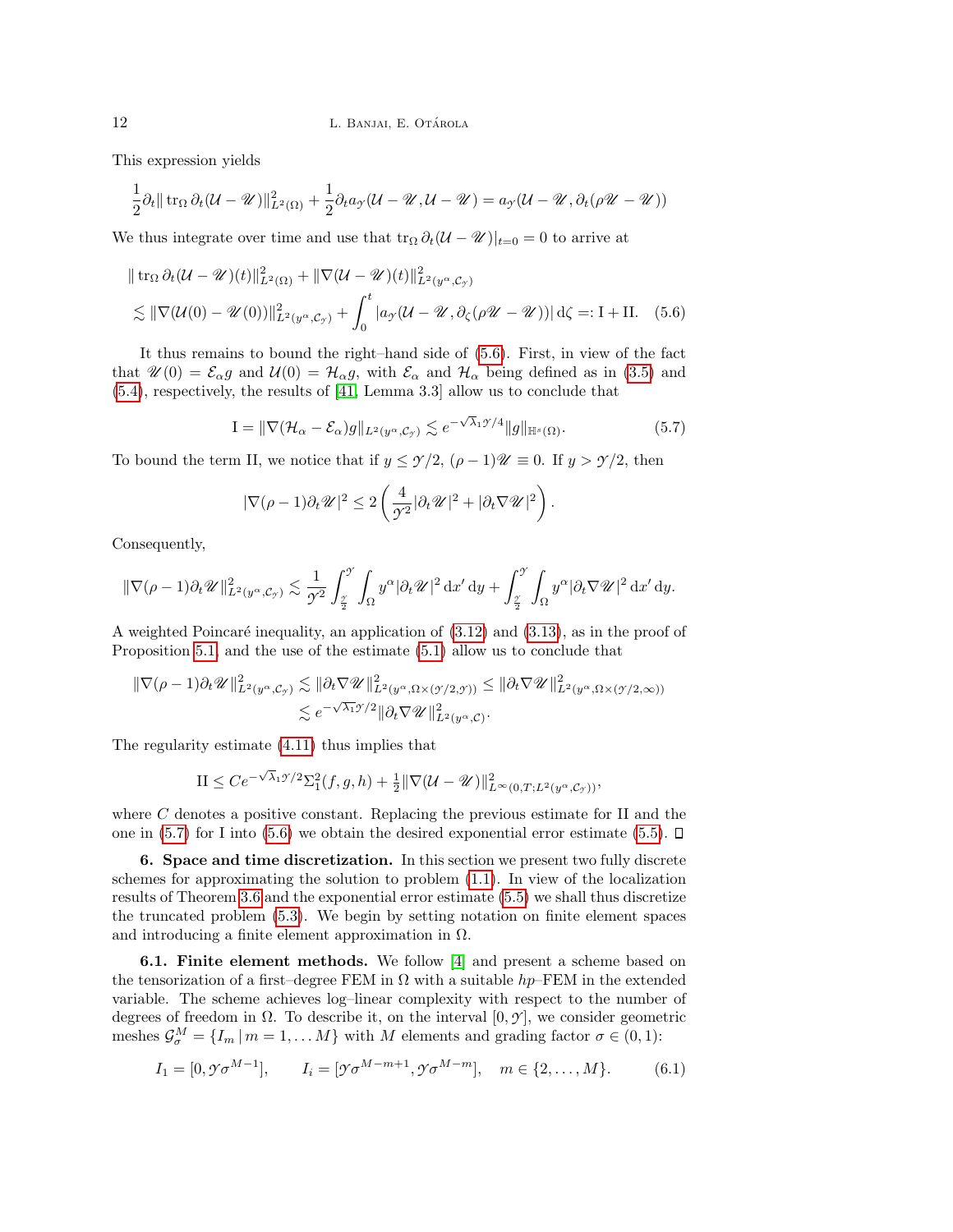This expression yields

$$\frac{1}{2}\partial_t \| \operatorname{tr}_\Omega \partial_t (\mathcal{U} - \mathscr{U})\|^2_{L^2(\Omega)} + \frac{1}{2}\partial_t a_{\mathscr{Y}}(\mathcal{U} - \mathscr{U}, \mathcal{U} - \mathscr{U}) = a_{\mathscr{Y}}(\mathcal{U} - \mathscr{U}, \partial_t(\rho \mathscr{U} - \mathscr{U}))$$

We thus integrate over time and use that $\operatorname{tr}_\Omega \partial_t(\mathcal{U} - \mathscr{U})|_{t=0} = 0$ to arrive at

$$\begin{aligned}
&\| \operatorname{tr}_\Omega \partial_t (\mathcal{U} - \mathscr{U})(t)\|^2_{L^2(\Omega)} + \|\nabla(\mathcal{U} - \mathscr{U})(t)\|^2_{L^2(y^\alpha, \mathcal{C}_{\mathscr{Y}})} \\
&\quad \lesssim \|\nabla(\mathcal{U}(0) - \mathscr{U}(0))\|^2_{L^2(y^\alpha, \mathcal{C}_{\mathscr{Y}})} + \int_0^t |a_{\mathscr{Y}}(\mathcal{U} - \mathscr{U}, \partial_\zeta(\rho \mathscr{U} - \mathscr{U}))| \, \mathrm{d}\zeta =: \mathrm{I} + \mathrm{II}. \quad (5.6)
\end{aligned}$$

It thus remains to bound the right–hand side of (5.6). First, in view of the fact that $\mathscr{U}(0) = \mathcal{E}_\alpha g$ and $\mathcal{U}(0) = \mathcal{H}_\alpha g$, with $\mathcal{E}_\alpha$ and $\mathcal{H}_\alpha$ being defined as in (3.5) and (5.4), respectively, the results of [41, Lemma 3.3] allow us to conclude that

$$\mathrm{I} = \|\nabla(\mathcal{H}_\alpha - \mathcal{E}_\alpha) g\|_{L^2(y^\alpha, \mathcal{C}_{\mathscr{Y}})} \lesssim e^{-\sqrt{\lambda_1}\mathscr{Y}/4} \|g\|_{\mathbb{H}^s(\Omega)}. \quad (5.7)$$

To bound the term II, we notice that if $y \leq \mathscr{Y}/2$, $(\rho - 1)\mathscr{U} \equiv 0$. If $y > \mathscr{Y}/2$, then

$$|\nabla(\rho - 1)\partial_t \mathscr{U}|^2 \leq 2\left( \frac{4}{\mathscr{Y}^2} |\partial_t \mathscr{U}|^2 + |\partial_t \nabla \mathscr{U}|^2 \right).$$

Consequently,

$$\|\nabla(\rho - 1)\partial_t \mathscr{U}\|^2_{L^2(y^\alpha, \mathcal{C}_{\mathscr{Y}})} \lesssim \frac{1}{\mathscr{Y}^2} \int_{\frac{\mathscr{Y}}{2}}^{\mathscr{Y}} \int_\Omega y^\alpha |\partial_t \mathscr{U}|^2 \, \mathrm{d}x' \, \mathrm{d}y + \int_{\frac{\mathscr{Y}}{2}}^{\mathscr{Y}} \int_\Omega y^\alpha |\partial_t \nabla \mathscr{U}|^2 \, \mathrm{d}x' \, \mathrm{d}y.$$

A weighted Poincaré inequality, an application of (3.12) and (3.13), as in the proof of Proposition 5.1 and the use of the estimate (5.1) allow us to conclude that

$$\begin{aligned}
\|\nabla(\rho - 1)\partial_t \mathscr{U}\|^2_{L^2(y^\alpha, \mathcal{C}_{\mathscr{Y}})} &\lesssim \|\partial_t \nabla \mathscr{U}\|^2_{L^2(y^\alpha, \Omega \times (\mathscr{Y}/2, \mathscr{Y}))} \leq \|\partial_t \nabla \mathscr{U}\|^2_{L^2(y^\alpha, \Omega \times (\mathscr{Y}/2, \infty))} \\
&\lesssim e^{-\sqrt{\lambda_1}\mathscr{Y}/2} \|\partial_t \nabla \mathscr{U}\|^2_{L^2(y^\alpha, \mathcal{C})}.
\end{aligned}$$

The regularity estimate (4.11) thus implies that

$$\mathrm{II} \leq C e^{-\sqrt{\lambda_1}\mathscr{Y}/2} \Sigma_1^2(f, g, h) + \tfrac{1}{2} \|\nabla(\mathcal{U} - \mathscr{U})\|^2_{L^\infty(0,T; L^2(y^\alpha, \mathcal{C}_{\mathscr{Y}}))},$$

where $C$ denotes a positive constant. Replacing the previous estimate for II and the one in (5.7) for I into (5.6) we obtain the desired exponential error estimate (5.5). ◻

**6. Space and time discretization.** In this section we present two fully discrete schemes for approximating the solution to problem (1.1). In view of the localization results of Theorem 3.6 and the exponential error estimate (5.5) we shall thus discretize the truncated problem (5.3). We begin by setting notation on finite element spaces and introducing a finite element approximation in $\Omega$.

**6.1. Finite element methods.** We follow [4] and present a scheme based on the tensorization of a first–degree FEM in $\Omega$ with a suitable $hp$–FEM in the extended variable. The scheme achieves log–linear complexity with respect to the number of degrees of freedom in $\Omega$. To describe it, on the interval $[0, \mathscr{Y}]$, we consider geometric meshes $\mathcal{G}^M_\sigma = \{I_m \,|\, m = 1, \ldots M\}$ with $M$ elements and grading factor $\sigma \in (0, 1)$:

$$I_1 = [0, \mathscr{Y}\sigma^{M-1}], \qquad I_i = [\mathscr{Y}\sigma^{M-m+1}, \mathscr{Y}\sigma^{M-m}], \quad m \in \{2, \ldots, M\}. \quad (6.1)$$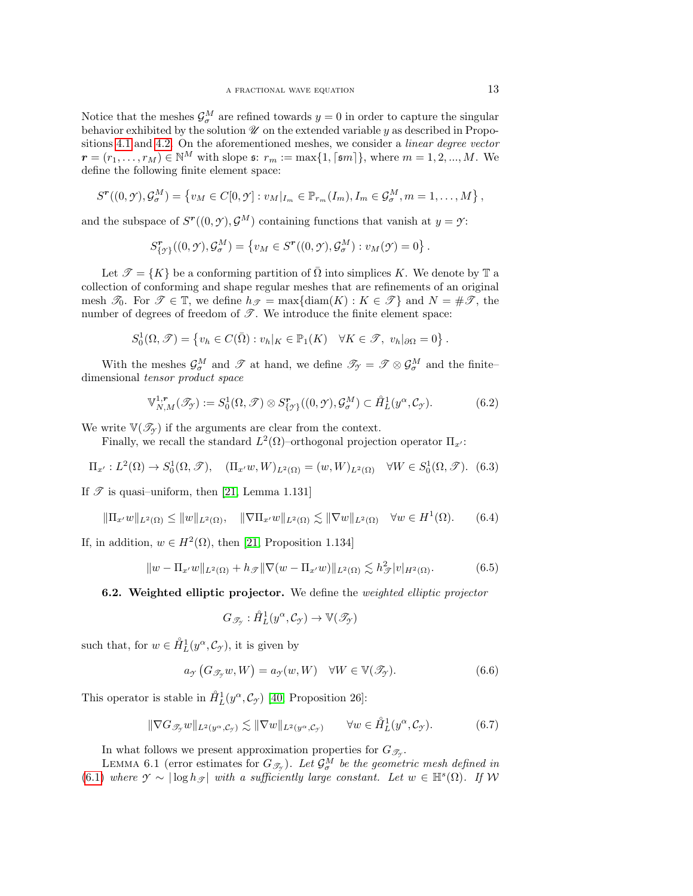Notice that the meshes $\mathcal{G}^M_\sigma$ are refined towards $y = 0$ in order to capture the singular behavior exhibited by the solution $\mathscr{U}$ on the extended variable $y$ as described in Propositions 4.1 and 4.2. On the aforementioned meshes, we consider a *linear degree vector* $\boldsymbol{r} = (r_1, \dots, r_M) \in \mathbb{N}^M$ with slope $\mathfrak{s}$: $r_m := \max\{1, \lceil \mathfrak{s} m \rceil\}$, where $m = 1, 2, ..., M$. We define the following finite element space:

$$S^{\boldsymbol{r}}((0,\mathscr{Y}),\mathcal{G}^M_\sigma) = \left\{ v_M \in C[0,\mathscr{Y}] : v_M|_{I_m} \in \mathbb{P}_{r_m}(I_m), I_m \in \mathcal{G}^M_\sigma, m = 1,\dots,M \right\},$$

and the subspace of $S^{\boldsymbol{r}}((0,\mathscr{Y}),\mathcal{G}^M)$ containing functions that vanish at $y = \mathscr{Y}$:

$$S^{\boldsymbol{r}}_{\{\mathscr{Y}\}}((0,\mathscr{Y}),\mathcal{G}^M_\sigma) = \left\{ v_M \in S^{\boldsymbol{r}}((0,\mathscr{Y}),\mathcal{G}^M_\sigma) : v_M(\mathscr{Y}) = 0 \right\}.$$

Let $\mathscr{T} = \{K\}$ be a conforming partition of $\bar{\Omega}$ into simplices $K$. We denote by $\mathbb{T}$ a collection of conforming and shape regular meshes that are refinements of an original mesh $\mathscr{T}_0$. For $\mathscr{T} \in \mathbb{T}$, we define $h_{\mathscr{T}} = \max\{\mathrm{diam}(K) : K \in \mathscr{T}\}$ and $N = \#\mathscr{T}$, the number of degrees of freedom of $\mathscr{T}$. We introduce the finite element space:

$$S^1_0(\Omega,\mathscr{T}) = \left\{ v_h \in C(\bar{\Omega}) : v_h|_K \in \mathbb{P}_1(K) \quad \forall K \in \mathscr{T},\ v_h|_{\partial\Omega} = 0 \right\}.$$

With the meshes $\mathcal{G}^M_\sigma$ and $\mathscr{T}$ at hand, we define $\mathscr{T}_{\mathscr{Y}} = \mathscr{T} \otimes \mathcal{G}^M_\sigma$ and the finite–dimensional *tensor product space*

$$\mathbb{V}^{1,\boldsymbol{r}}_{N,M}(\mathscr{T}_{\mathscr{Y}}) := S^1_0(\Omega,\mathscr{T}) \otimes S^{\boldsymbol{r}}_{\{\mathscr{Y}\}}((0,\mathscr{Y}),\mathcal{G}^M_\sigma) \subset \mathring{H}^1_L(y^\alpha,\mathcal{C}_{\mathscr{Y}}). \tag{6.2}$$

We write $\mathbb{V}(\mathscr{T}_{\mathscr{Y}})$ if the arguments are clear from the context.

Finally, we recall the standard $L^2(\Omega)$–orthogonal projection operator $\Pi_{x'}$:

$$\Pi_{x'} : L^2(\Omega) \to S^1_0(\Omega,\mathscr{T}), \quad (\Pi_{x'} w, W)_{L^2(\Omega)} = (w, W)_{L^2(\Omega)} \quad \forall W \in S^1_0(\Omega,\mathscr{T}). \tag{6.3}$$

If $\mathscr{T}$ is quasi–uniform, then [21, Lemma 1.131]

$$\|\Pi_{x'} w\|_{L^2(\Omega)} \le \|w\|_{L^2(\Omega)}, \quad \|\nabla \Pi_{x'} w\|_{L^2(\Omega)} \lesssim \|\nabla w\|_{L^2(\Omega)} \quad \forall w \in H^1(\Omega). \tag{6.4}$$

If, in addition, $w \in H^2(\Omega)$, then [21, Proposition 1.134]

$$\|w - \Pi_{x'} w\|_{L^2(\Omega)} + h_{\mathscr{T}} \|\nabla (w - \Pi_{x'} w)\|_{L^2(\Omega)} \lesssim h^2_{\mathscr{T}} |v|_{H^2(\Omega)}. \tag{6.5}$$

**6.2. Weighted elliptic projector.** We define the *weighted elliptic projector*

$$G_{\mathscr{T}_{\mathscr{Y}}} : \mathring{H}^1_L(y^\alpha,\mathcal{C}_{\mathscr{Y}}) \to \mathbb{V}(\mathscr{T}_{\mathscr{Y}})$$

such that, for $w \in \mathring{H}^1_L(y^\alpha,\mathcal{C}_{\mathscr{Y}})$, it is given by

$$a_{\mathscr{Y}}\left(G_{\mathscr{T}_{\mathscr{Y}}} w, W\right) = a_{\mathscr{Y}}(w, W) \quad \forall W \in \mathbb{V}(\mathscr{T}_{\mathscr{Y}}). \tag{6.6}$$

This operator is stable in $\mathring{H}^1_L(y^\alpha,\mathcal{C}_{\mathscr{Y}})$ [40, Proposition 26]:

$$\|\nabla G_{\mathscr{T}_{\mathscr{Y}}} w\|_{L^2(y^\alpha,\mathcal{C}_{\mathscr{Y}})} \lesssim \|\nabla w\|_{L^2(y^\alpha,\mathcal{C}_{\mathscr{Y}})} \qquad \forall w \in \mathring{H}^1_L(y^\alpha,\mathcal{C}_{\mathscr{Y}}). \tag{6.7}$$

In what follows we present approximation properties for $G_{\mathscr{T}_{\mathscr{Y}}}$.

Lemma 6.1 (error estimates for $G_{\mathscr{T}_{\mathscr{Y}}}$). *Let $\mathcal{G}^M_\sigma$ be the geometric mesh defined in (6.1) where $\mathscr{Y} \sim |\log h_{\mathscr{T}}|$ with a sufficiently large constant. Let $w \in \mathbb{H}^s(\Omega)$. If $\mathcal{W}$*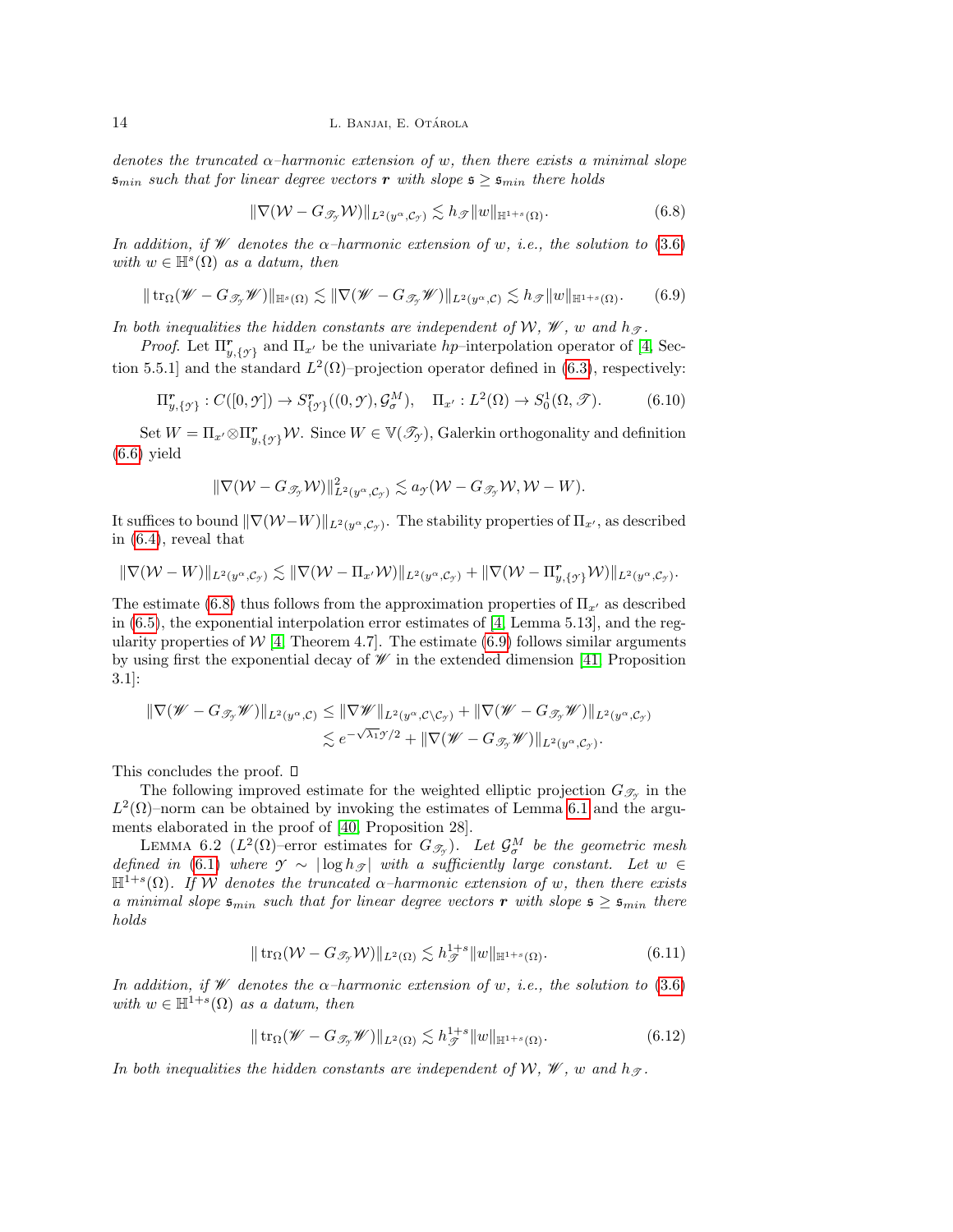*denotes the truncated $\alpha$–harmonic extension of $w$, then there exists a minimal slope $\mathfrak{s}_{min}$ such that for linear degree vectors $\boldsymbol{r}$ with slope $\mathfrak{s} \geq \mathfrak{s}_{min}$ there holds*

$$\|\nabla(\mathcal{W} - G_{\mathscr{T}_\mathcal{Y}}\mathcal{W})\|_{L^2(y^\alpha,\mathcal{C}_\mathcal{Y})} \lesssim h_{\mathscr{T}}\|w\|_{\mathbb{H}^{1+s}(\Omega)}. \tag{6.8}$$

*In addition, if $\mathscr{W}$ denotes the $\alpha$–harmonic extension of $w$, i.e., the solution to (3.6) with $w \in \mathbb{H}^s(\Omega)$ as a datum, then*

$$\|\operatorname{tr}_\Omega(\mathscr{W} - G_{\mathscr{T}_\mathcal{Y}}\mathscr{W})\|_{\mathbb{H}^s(\Omega)} \lesssim \|\nabla(\mathscr{W} - G_{\mathscr{T}_\mathcal{Y}}\mathscr{W})\|_{L^2(y^\alpha,\mathcal{C})} \lesssim h_{\mathscr{T}}\|w\|_{\mathbb{H}^{1+s}(\Omega)}. \tag{6.9}$$

*In both inequalities the hidden constants are independent of $\mathcal{W}$, $\mathscr{W}$, $w$ and $h_{\mathscr{T}}$.*

*Proof.* Let $\Pi^{\boldsymbol{r}}_{y,\{\mathcal{Y}\}}$ and $\Pi_{x'}$ be the univariate $hp$–interpolation operator of [4, Section 5.5.1] and the standard $L^2(\Omega)$–projection operator defined in (6.3), respectively:

$$\Pi^{\boldsymbol{r}}_{y,\{\mathcal{Y}\}} : C([0,\mathcal{Y}]) \to S^{\boldsymbol{r}}_{\{\mathcal{Y}\}}((0,\mathcal{Y}),\mathcal{G}^M_\sigma), \quad \Pi_{x'} : L^2(\Omega) \to S^1_0(\Omega,\mathscr{T}). \tag{6.10}$$

Set $W = \Pi_{x'} \otimes \Pi^{\boldsymbol{r}}_{y,\{\mathcal{Y}\}}\mathcal{W}$. Since $W \in \mathbb{V}(\mathscr{T}_\mathcal{Y})$, Galerkin orthogonality and definition (6.6) yield

$$\|\nabla(\mathcal{W} - G_{\mathscr{T}_\mathcal{Y}}\mathcal{W})\|^2_{L^2(y^\alpha,\mathcal{C}_\mathcal{Y})} \lesssim a_\mathcal{Y}(\mathcal{W} - G_{\mathscr{T}_\mathcal{Y}}\mathcal{W}, \mathcal{W} - W).$$

It suffices to bound $\|\nabla(\mathcal{W}-W)\|_{L^2(y^\alpha,\mathcal{C}_\mathcal{Y})}$. The stability properties of $\Pi_{x'}$, as described in (6.4), reveal that

$$\|\nabla(\mathcal{W} - W)\|_{L^2(y^\alpha,\mathcal{C}_\mathcal{Y})} \lesssim \|\nabla(\mathcal{W} - \Pi_{x'}\mathcal{W})\|_{L^2(y^\alpha,\mathcal{C}_\mathcal{Y})} + \|\nabla(\mathcal{W} - \Pi^{\boldsymbol{r}}_{y,\{\mathcal{Y}\}}\mathcal{W})\|_{L^2(y^\alpha,\mathcal{C}_\mathcal{Y})}.$$

The estimate (6.8) thus follows from the approximation properties of $\Pi_{x'}$ as described in (6.5), the exponential interpolation error estimates of [4, Lemma 5.13], and the regularity properties of $\mathcal{W}$ [4, Theorem 4.7]. The estimate (6.9) follows similar arguments by using first the exponential decay of $\mathscr{W}$ in the extended dimension [41, Proposition 3.1]:

$$\begin{aligned}
\|\nabla(\mathscr{W} - G_{\mathscr{T}_\mathcal{Y}}\mathscr{W})\|_{L^2(y^\alpha,\mathcal{C})} &\leq \|\nabla\mathscr{W}\|_{L^2(y^\alpha,\mathcal{C}\setminus\mathcal{C}_\mathcal{Y})} + \|\nabla(\mathscr{W} - G_{\mathscr{T}_\mathcal{Y}}\mathscr{W})\|_{L^2(y^\alpha,\mathcal{C}_\mathcal{Y})} \\
&\lesssim e^{-\sqrt{\lambda_1}\mathcal{Y}/2} + \|\nabla(\mathscr{W} - G_{\mathscr{T}_\mathcal{Y}}\mathscr{W})\|_{L^2(y^\alpha,\mathcal{C}_\mathcal{Y})}.
\end{aligned}$$

This concludes the proof. $\square$

The following improved estimate for the weighted elliptic projection $G_{\mathscr{T}_\mathcal{Y}}$ in the $L^2(\Omega)$–norm can be obtained by invoking the estimates of Lemma 6.1 and the arguments elaborated in the proof of [40, Proposition 28].

Lemma 6.2 ($L^2(\Omega)$–error estimates for $G_{\mathscr{T}_\mathcal{Y}}$). *Let $\mathcal{G}^M_\sigma$ be the geometric mesh defined in (6.1) where $\mathcal{Y} \sim |\log h_{\mathscr{T}}|$ with a sufficiently large constant. Let $w \in \mathbb{H}^{1+s}(\Omega)$. If $\mathcal{W}$ denotes the truncated $\alpha$–harmonic extension of $w$, then there exists a minimal slope $\mathfrak{s}_{min}$ such that for linear degree vectors $\boldsymbol{r}$ with slope $\mathfrak{s} \geq \mathfrak{s}_{min}$ there holds*

$$\|\operatorname{tr}_\Omega(\mathcal{W} - G_{\mathscr{T}_\mathcal{Y}}\mathcal{W})\|_{L^2(\Omega)} \lesssim h^{1+s}_{\mathscr{T}}\|w\|_{\mathbb{H}^{1+s}(\Omega)}. \tag{6.11}$$

*In addition, if $\mathscr{W}$ denotes the $\alpha$–harmonic extension of $w$, i.e., the solution to (3.6) with $w \in \mathbb{H}^{1+s}(\Omega)$ as a datum, then*

$$\|\operatorname{tr}_\Omega(\mathscr{W} - G_{\mathscr{T}_\mathcal{Y}}\mathscr{W})\|_{L^2(\Omega)} \lesssim h^{1+s}_{\mathscr{T}}\|w\|_{\mathbb{H}^{1+s}(\Omega)}. \tag{6.12}$$

*In both inequalities the hidden constants are independent of $\mathcal{W}$, $\mathscr{W}$, $w$ and $h_{\mathscr{T}}$.*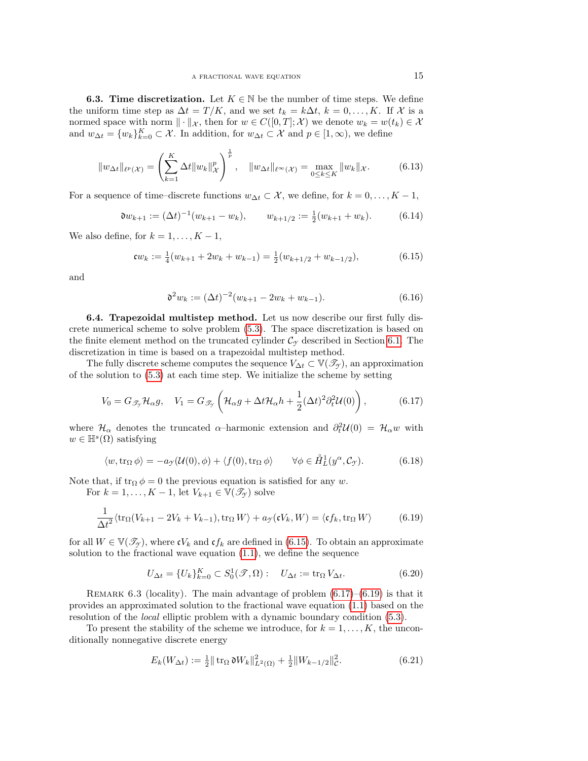**6.3. Time discretization.** Let $K \in \mathbb{N}$ be the number of time steps. We define the uniform time step as $\Delta t = T/K$, and we set $t_k = k\Delta t$, $k = 0, \dots, K$. If $\mathcal{X}$ is a normed space with norm $\|\cdot\|_{\mathcal{X}}$, then for $w \in C([0,T];\mathcal{X})$ we denote $w_k = w(t_k) \in \mathcal{X}$ and $w_{\Delta t} = \{w_k\}_{k=0}^{K} \subset \mathcal{X}$. In addition, for $w_{\Delta t} \subset \mathcal{X}$ and $p \in [1,\infty)$, we define

$$\|w_{\Delta t}\|_{\ell^p(\mathcal{X})} = \left( \sum_{k=1}^{K} \Delta t \|w_k\|_{\mathcal{X}}^p \right)^{\frac{1}{p}}, \quad \|w_{\Delta t}\|_{\ell^\infty(\mathcal{X})} = \max_{0 \le k \le K} \|w_k\|_{\mathcal{X}}. \tag{6.13}$$

For a sequence of time–discrete functions $w_{\Delta t} \subset \mathcal{X}$, we define, for $k = 0, \dots, K-1$,

$$\mathfrak{d} w_{k+1} := (\Delta t)^{-1}(w_{k+1} - w_k), \qquad w_{k+1/2} := \tfrac{1}{2}(w_{k+1} + w_k). \tag{6.14}$$

We also define, for $k = 1, \dots, K-1$,

$$\mathfrak{c} w_k := \tfrac{1}{4}(w_{k+1} + 2w_k + w_{k-1}) = \tfrac{1}{2}(w_{k+1/2} + w_{k-1/2}), \tag{6.15}$$

and

$$\mathfrak{d}^2 w_k := (\Delta t)^{-2}(w_{k+1} - 2w_k + w_{k-1}). \tag{6.16}$$

**6.4. Trapezoidal multistep method.** Let us now describe our first fully discrete numerical scheme to solve problem (5.3). The space discretization is based on the finite element method on the truncated cylinder $\mathcal{C}_{\mathcal{Y}}$ described in Section 6.1. The discretization in time is based on a trapezoidal multistep method.

The fully discrete scheme computes the sequence $V_{\Delta t} \subset \mathbb{V}(\mathscr{T}_{\mathcal{Y}})$, an approximation of the solution to (5.3) at each time step. We initialize the scheme by setting

$$V_0 = G_{\mathscr{T}_{\mathcal{Y}}} \mathcal{H}_\alpha g, \quad V_1 = G_{\mathscr{T}_{\mathcal{Y}}} \left( \mathcal{H}_\alpha g + \Delta t \mathcal{H}_\alpha h + \frac{1}{2}(\Delta t)^2 \partial_t^2 \mathcal{U}(0) \right), \tag{6.17}$$

where $\mathcal{H}_\alpha$ denotes the truncated $\alpha$–harmonic extension and $\partial_t^2 \mathcal{U}(0) = \mathcal{H}_\alpha w$ with $w \in \mathbb{H}^s(\Omega)$ satisfying

$$\langle w, \operatorname{tr}_\Omega \phi \rangle = -a_{\mathcal{Y}}(\mathcal{U}(0), \phi) + \langle f(0), \operatorname{tr}_\Omega \phi \rangle \qquad \forall \phi \in \mathring{H}_L^1(y^\alpha, \mathcal{C}_{\mathcal{Y}}). \tag{6.18}$$

Note that, if $\operatorname{tr}_\Omega \phi = 0$ the previous equation is satisfied for any $w$.

For $k = 1, \dots, K-1$, let $V_{k+1} \in \mathbb{V}(\mathscr{T}_{\mathcal{Y}})$ solve

$$\frac{1}{\Delta t^2} \langle \operatorname{tr}_\Omega (V_{k+1} - 2V_k + V_{k-1}), \operatorname{tr}_\Omega W \rangle + a_{\mathcal{Y}}(\mathfrak{c} V_k, W) = \langle \mathfrak{c} f_k, \operatorname{tr}_\Omega W \rangle \tag{6.19}$$

for all $W \in \mathbb{V}(\mathscr{T}_{\mathcal{Y}})$, where $\mathfrak{c} V_k$ and $\mathfrak{c} f_k$ are defined in (6.15). To obtain an approximate solution to the fractional wave equation (1.1), we define the sequence

$$U_{\Delta t} = \{U_k\}_{k=0}^{K} \subset S_0^1(\mathscr{T}, \Omega) : \quad U_{\Delta t} := \operatorname{tr}_\Omega V_{\Delta t}. \tag{6.20}$$

REMARK 6.3 (locality). The main advantage of problem (6.17)–(6.19) is that it provides an approximated solution to the fractional wave equation (1.1) based on the resolution of the *local* elliptic problem with a dynamic boundary condition (5.3).

To present the stability of the scheme we introduce, for $k = 1, \dots, K$, the unconditionally nonnegative discrete energy

$$E_k(W_{\Delta t}) := \tfrac{1}{2} \| \operatorname{tr}_\Omega \mathfrak{d} W_k \|_{L^2(\Omega)}^2 + \tfrac{1}{2} \|W_{k-1/2}\|_{\mathcal{C}}^2. \tag{6.21}$$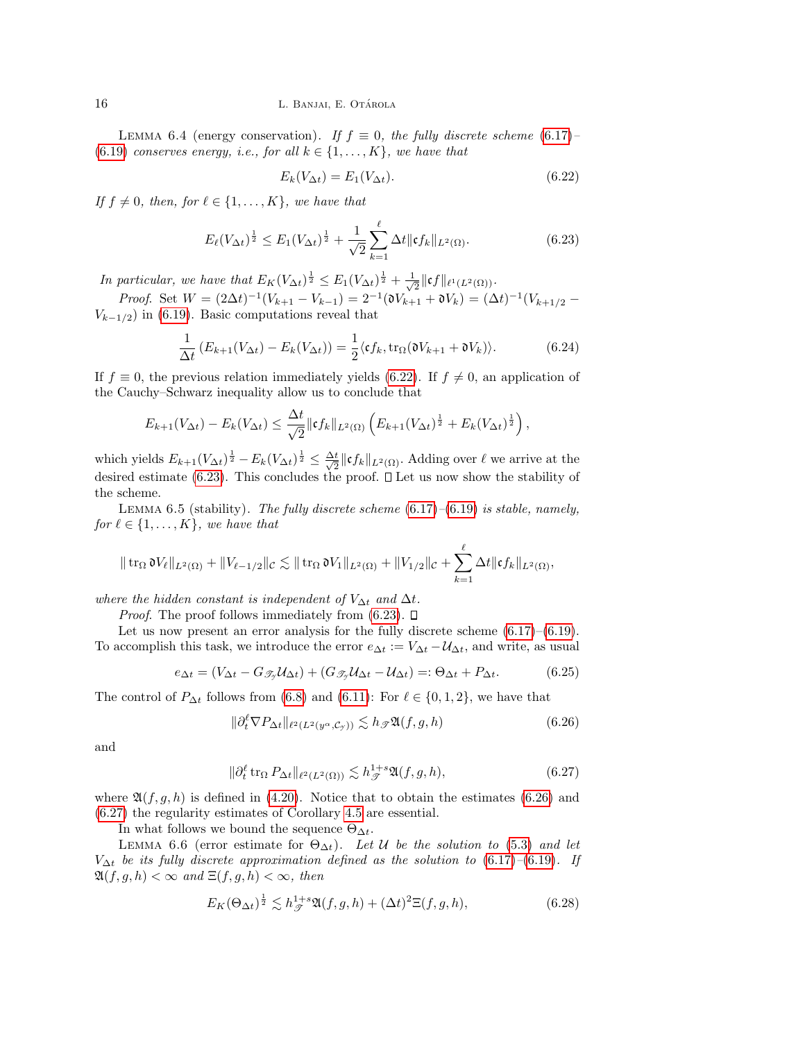Lemma 6.4 (energy conservation). *If $f \equiv 0$, the fully discrete scheme (6.17)–(6.19) conserves energy, i.e., for all $k \in \{1, \dots, K\}$, we have that*

$$E_k(V_{\Delta t}) = E_1(V_{\Delta t}). \tag{6.22}$$

*If $f \neq 0$, then, for $\ell \in \{1, \dots, K\}$, we have that*

$$E_\ell(V_{\Delta t})^{\frac{1}{2}} \leq E_1(V_{\Delta t})^{\frac{1}{2}} + \frac{1}{\sqrt{2}} \sum_{k=1}^{\ell} \Delta t \|\mathfrak{c} f_k\|_{L^2(\Omega)}. \tag{6.23}$$

*In particular, we have that $E_K(V_{\Delta t})^{\frac{1}{2}} \leq E_1(V_{\Delta t})^{\frac{1}{2}} + \frac{1}{\sqrt{2}} \|\mathfrak{c} f\|_{\ell^1(L^2(\Omega))}$.*

*Proof.* Set $W = (2\Delta t)^{-1}(V_{k+1} - V_{k-1}) = 2^{-1}(\mathfrak{d} V_{k+1} + \mathfrak{d} V_k) = (\Delta t)^{-1}(V_{k+1/2} - V_{k-1/2})$ in (6.19). Basic computations reveal that

$$\frac{1}{\Delta t}\left(E_{k+1}(V_{\Delta t}) - E_k(V_{\Delta t})\right) = \frac{1}{2}\langle \mathfrak{c} f_k, \operatorname{tr}_\Omega(\mathfrak{d} V_{k+1} + \mathfrak{d} V_k)\rangle. \tag{6.24}$$

If $f \equiv 0$, the previous relation immediately yields (6.22). If $f \neq 0$, an application of the Cauchy–Schwarz inequality allow us to conclude that

$$E_{k+1}(V_{\Delta t}) - E_k(V_{\Delta t}) \leq \frac{\Delta t}{\sqrt{2}} \|\mathfrak{c} f_k\|_{L^2(\Omega)} \left(E_{k+1}(V_{\Delta t})^{\frac{1}{2}} + E_k(V_{\Delta t})^{\frac{1}{2}}\right),$$

which yields $E_{k+1}(V_{\Delta t})^{\frac{1}{2}} - E_k(V_{\Delta t})^{\frac{1}{2}} \leq \frac{\Delta t}{\sqrt{2}} \|\mathfrak{c} f_k\|_{L^2(\Omega)}$. Adding over $\ell$ we arrive at the desired estimate (6.23). This concludes the proof. ◻ Let us now show the stability of the scheme.

Lemma 6.5 (stability). *The fully discrete scheme (6.17)–(6.19) is stable, namely, for $\ell \in \{1, \dots, K\}$, we have that*

$$\|\operatorname{tr}_\Omega \mathfrak{d} V_\ell\|_{L^2(\Omega)} + \|V_{\ell-1/2}\|_{\mathcal{C}} \lesssim \|\operatorname{tr}_\Omega \mathfrak{d} V_1\|_{L^2(\Omega)} + \|V_{1/2}\|_{\mathcal{C}} + \sum_{k=1}^{\ell} \Delta t \|\mathfrak{c} f_k\|_{L^2(\Omega)},$$

*where the hidden constant is independent of $V_{\Delta t}$ and $\Delta t$.*

*Proof.* The proof follows immediately from (6.23). ◻

Let us now present an error analysis for the fully discrete scheme (6.17)–(6.19). To accomplish this task, we introduce the error $e_{\Delta t} := V_{\Delta t} - \mathcal{U}_{\Delta t}$, and write, as usual

$$e_{\Delta t} = (V_{\Delta t} - G_{\mathscr{T}_{\mathcal{Y}}} \mathcal{U}_{\Delta t}) + (G_{\mathscr{T}_{\mathcal{Y}}} \mathcal{U}_{\Delta t} - \mathcal{U}_{\Delta t}) =: \Theta_{\Delta t} + P_{\Delta t}. \tag{6.25}$$

The control of $P_{\Delta t}$ follows from (6.8) and (6.11): For $\ell \in \{0, 1, 2\}$, we have that

$$\|\partial_t^\ell \nabla P_{\Delta t}\|_{\ell^2(L^2(y^\alpha, \mathcal{C}_{\mathcal{Y}}))} \lesssim h_{\mathscr{T}} \mathfrak{A}(f, g, h) \tag{6.26}$$

and

$$\|\partial_t^\ell \operatorname{tr}_\Omega P_{\Delta t}\|_{\ell^2(L^2(\Omega))} \lesssim h_{\mathscr{T}}^{1+s} \mathfrak{A}(f, g, h), \tag{6.27}$$

where $\mathfrak{A}(f, g, h)$ is defined in (4.20). Notice that to obtain the estimates (6.26) and (6.27) the regularity estimates of Corollary 4.5 are essential.

In what follows we bound the sequence $\Theta_{\Delta t}$.

Lemma 6.6 (error estimate for $\Theta_{\Delta t}$). *Let $\mathcal{U}$ be the solution to (5.3) and let $V_{\Delta t}$ be its fully discrete approximation defined as the solution to (6.17)–(6.19). If $\mathfrak{A}(f, g, h) < \infty$ and $\Xi(f, g, h) < \infty$, then*

$$E_K(\Theta_{\Delta t})^{\frac{1}{2}} \lesssim h_{\mathscr{T}}^{1+s} \mathfrak{A}(f, g, h) + (\Delta t)^2 \Xi(f, g, h), \tag{6.28}$$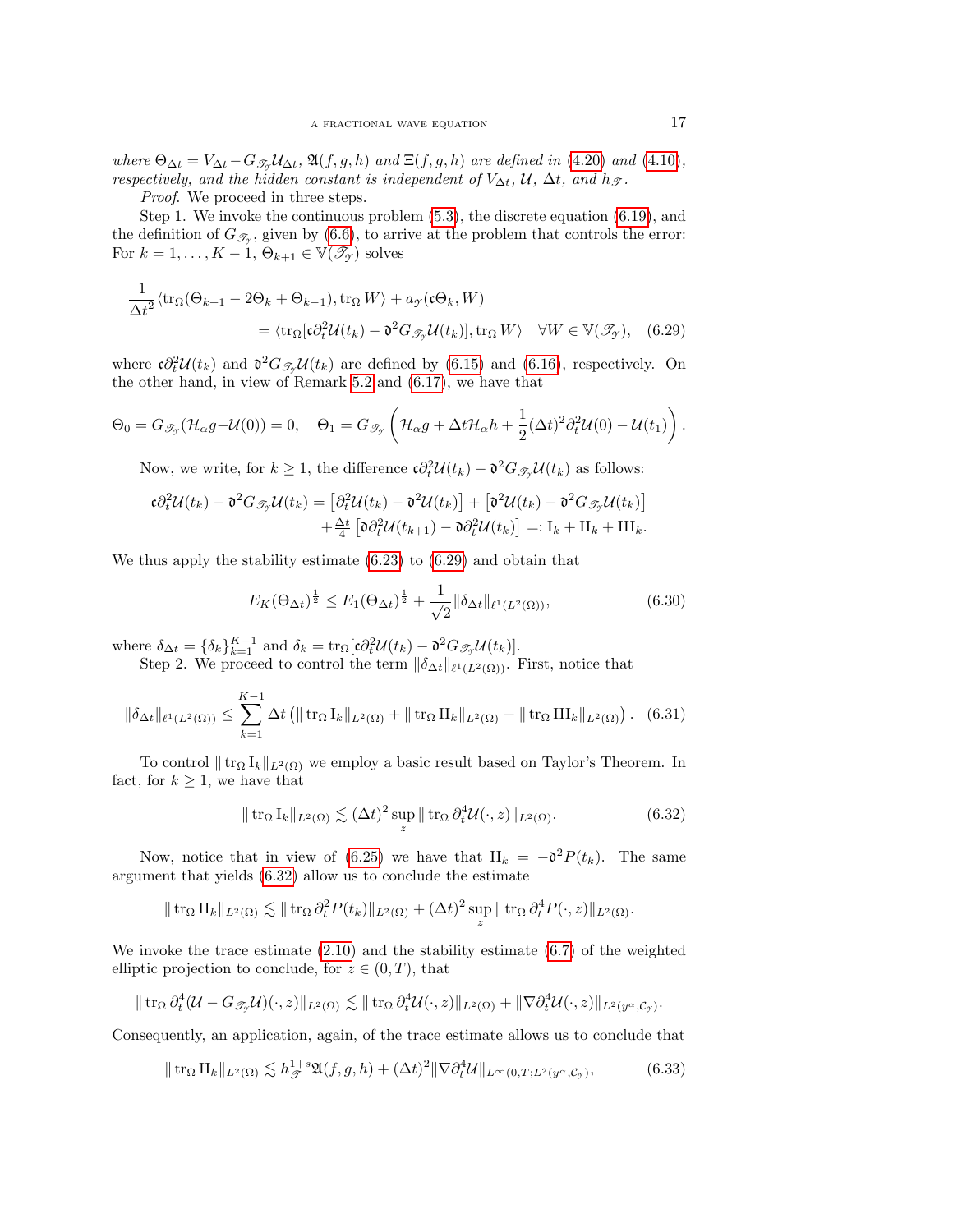*where* $\Theta_{\Delta t} = V_{\Delta t} - G_{\mathscr{T}_\mathcal{Y}}\mathcal{U}_{\Delta t}$, $\mathfrak{A}(f,g,h)$ *and* $\Xi(f,g,h)$ *are defined in* (4.20) *and* (4.10)*, respectively, and the hidden constant is independent of* $V_{\Delta t}$, $\mathcal{U}$, $\Delta t$, *and* $h_{\mathscr{T}}$.

*Proof.* We proceed in three steps.

Step 1. We invoke the continuous problem (5.3), the discrete equation (6.19), and the definition of $G_{\mathscr{T}_\mathcal{Y}}$, given by (6.6), to arrive at the problem that controls the error: For $k = 1, \dots, K-1$, $\Theta_{k+1} \in \mathbb{V}(\mathscr{T}_\mathcal{Y})$ solves

$$
\begin{aligned}
\frac{1}{\Delta t^2}\langle \operatorname{tr}_\Omega(\Theta_{k+1} - 2\Theta_k + \Theta_{k-1}), \operatorname{tr}_\Omega W\rangle + a_\mathcal{Y}(\mathfrak{c}\Theta_k, W) \\
= \langle \operatorname{tr}_\Omega[\mathfrak{c}\partial_t^2 \mathcal{U}(t_k) - \mathfrak{d}^2 G_{\mathscr{T}_\mathcal{Y}}\mathcal{U}(t_k)], \operatorname{tr}_\Omega W\rangle \quad \forall W \in \mathbb{V}(\mathscr{T}_\mathcal{Y}), \quad (6.29)
\end{aligned}
$$

where $\mathfrak{c}\partial_t^2\mathcal{U}(t_k)$ and $\mathfrak{d}^2 G_{\mathscr{T}_\mathcal{Y}}\mathcal{U}(t_k)$ are defined by (6.15) and (6.16), respectively. On the other hand, in view of Remark 5.2 and (6.17), we have that

$$
\Theta_0 = G_{\mathscr{T}_\mathcal{Y}}(\mathcal{H}_\alpha g - \mathcal{U}(0)) = 0, \quad \Theta_1 = G_{\mathscr{T}_\mathcal{Y}}\left(\mathcal{H}_\alpha g + \Delta t \mathcal{H}_\alpha h + \frac{1}{2}(\Delta t)^2 \partial_t^2 \mathcal{U}(0) - \mathcal{U}(t_1)\right).
$$

Now, we write, for $k \geq 1$, the difference $\mathfrak{c}\partial_t^2\mathcal{U}(t_k) - \mathfrak{d}^2 G_{\mathscr{T}_\mathcal{Y}}\mathcal{U}(t_k)$ as follows:

$$
\begin{aligned}
\mathfrak{c}\partial_t^2\mathcal{U}(t_k) - \mathfrak{d}^2 G_{\mathscr{T}_\mathcal{Y}}\mathcal{U}(t_k) = \left[\partial_t^2\mathcal{U}(t_k) - \mathfrak{d}^2\mathcal{U}(t_k)\right] + \left[\mathfrak{d}^2\mathcal{U}(t_k) - \mathfrak{d}^2 G_{\mathscr{T}_\mathcal{Y}}\mathcal{U}(t_k)\right] \\
+ \tfrac{\Delta t}{4}\left[\mathfrak{d}\partial_t^2\mathcal{U}(t_{k+1}) - \mathfrak{d}\partial_t^2\mathcal{U}(t_k)\right] =: \mathrm{I}_k + \mathrm{II}_k + \mathrm{III}_k.
\end{aligned}
$$

We thus apply the stability estimate (6.23) to (6.29) and obtain that

$$
E_K(\Theta_{\Delta t})^{\frac{1}{2}} \leq E_1(\Theta_{\Delta t})^{\frac{1}{2}} + \frac{1}{\sqrt{2}}\|\delta_{\Delta t}\|_{\ell^1(L^2(\Omega))}, \quad (6.30)
$$

where $\delta_{\Delta t} = \{\delta_k\}_{k=1}^{K-1}$ and $\delta_k = \operatorname{tr}_\Omega[\mathfrak{c}\partial_t^2\mathcal{U}(t_k) - \mathfrak{d}^2 G_{\mathscr{T}_\mathcal{Y}}\mathcal{U}(t_k)]$.

Step 2. We proceed to control the term $\|\delta_{\Delta t}\|_{\ell^1(L^2(\Omega))}$. First, notice that

$$
\|\delta_{\Delta t}\|_{\ell^1(L^2(\Omega))} \leq \sum_{k=1}^{K-1} \Delta t \left(\|\operatorname{tr}_\Omega \mathrm{I}_k\|_{L^2(\Omega)} + \|\operatorname{tr}_\Omega \mathrm{II}_k\|_{L^2(\Omega)} + \|\operatorname{tr}_\Omega \mathrm{III}_k\|_{L^2(\Omega)}\right). \quad (6.31)
$$

To control $\|\operatorname{tr}_\Omega \mathrm{I}_k\|_{L^2(\Omega)}$ we employ a basic result based on Taylor's Theorem. In fact, for $k \geq 1$, we have that

$$
\|\operatorname{tr}_\Omega \mathrm{I}_k\|_{L^2(\Omega)} \lesssim (\Delta t)^2 \sup_z \|\operatorname{tr}_\Omega \partial_t^4 \mathcal{U}(\cdot, z)\|_{L^2(\Omega)}. \quad (6.32)
$$

Now, notice that in view of (6.25) we have that $\mathrm{II}_k = -\mathfrak{d}^2 P(t_k)$. The same argument that yields (6.32) allow us to conclude the estimate

$$
\|\operatorname{tr}_\Omega \mathrm{II}_k\|_{L^2(\Omega)} \lesssim \|\operatorname{tr}_\Omega \partial_t^2 P(t_k)\|_{L^2(\Omega)} + (\Delta t)^2 \sup_z \|\operatorname{tr}_\Omega \partial_t^4 P(\cdot, z)\|_{L^2(\Omega)}.
$$

We invoke the trace estimate (2.10) and the stability estimate (6.7) of the weighted elliptic projection to conclude, for $z \in (0,T)$, that

$$
\|\operatorname{tr}_\Omega \partial_t^4(\mathcal{U} - G_{\mathscr{T}_\mathcal{Y}}\mathcal{U})(\cdot, z)\|_{L^2(\Omega)} \lesssim \|\operatorname{tr}_\Omega \partial_t^4 \mathcal{U}(\cdot, z)\|_{L^2(\Omega)} + \|\nabla \partial_t^4 \mathcal{U}(\cdot, z)\|_{L^2(y^\alpha, \mathcal{C}_\mathcal{Y})}.
$$

Consequently, an application, again, of the trace estimate allows us to conclude that

$$
\|\operatorname{tr}_\Omega \mathrm{II}_k\|_{L^2(\Omega)} \lesssim h_{\mathscr{T}}^{1+s}\mathfrak{A}(f,g,h) + (\Delta t)^2 \|\nabla \partial_t^4 \mathcal{U}\|_{L^\infty(0,T;L^2(y^\alpha, \mathcal{C}_\mathcal{Y}))}, \quad (6.33)
$$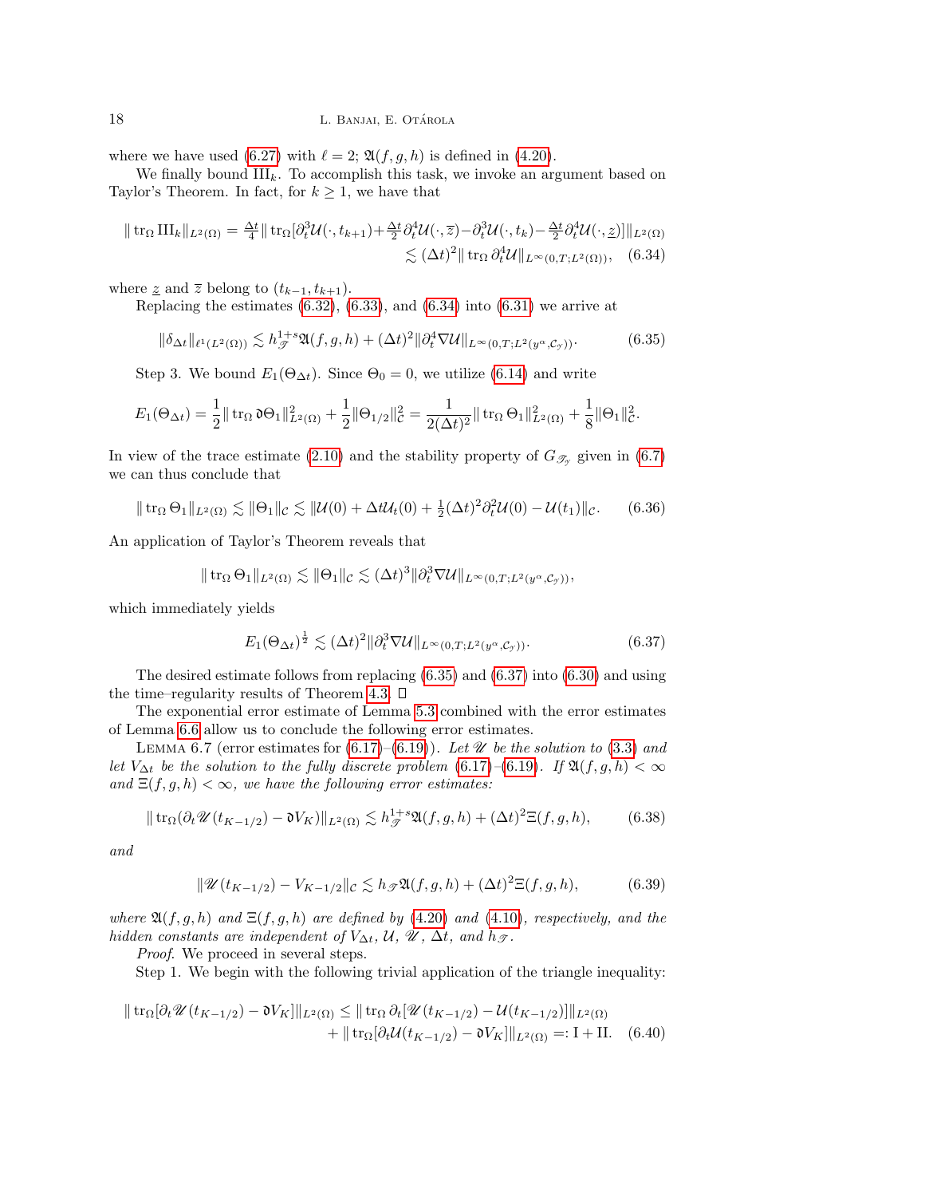where we have used (6.27) with $\ell = 2$; $\mathfrak{A}(f,g,h)$ is defined in (4.20).

We finally bound $\mathrm{III}_k$. To accomplish this task, we invoke an argument based on Taylor's Theorem. In fact, for $k \geq 1$, we have that

$$
\begin{aligned}
\| \operatorname{tr}_\Omega \mathrm{III}_k \|_{L^2(\Omega)} = \tfrac{\Delta t}{4} \| \operatorname{tr}_\Omega [\partial_t^3 \mathcal{U}(\cdot, t_{k+1}) + \tfrac{\Delta t}{2} \partial_t^4 \mathcal{U}(\cdot, \overline{z}) - \partial_t^3 \mathcal{U}(\cdot, t_k) - \tfrac{\Delta t}{2} \partial_t^4 \mathcal{U}(\cdot, \underline{z})] \|_{L^2(\Omega)} \\
\lesssim (\Delta t)^2 \| \operatorname{tr}_\Omega \partial_t^4 \mathcal{U} \|_{L^\infty(0,T;L^2(\Omega))}, \quad (6.34)
\end{aligned}
$$

where $\underline{z}$ and $\overline{z}$ belong to $(t_{k-1}, t_{k+1})$.

Replacing the estimates (6.32), (6.33), and (6.34) into (6.31) we arrive at

$$
\|\delta_{\Delta t}\|_{\ell^1(L^2(\Omega))} \lesssim h_{\mathscr{T}}^{1+s} \mathfrak{A}(f,g,h) + (\Delta t)^2 \|\partial_t^4 \nabla \mathcal{U}\|_{L^\infty(0,T;L^2(y^\alpha, \mathcal{C}_\mathscr{Y}))}. \qquad (6.35)
$$

Step 3. We bound $E_1(\Theta_{\Delta t})$. Since $\Theta_0 = 0$, we utilize (6.14) and write

$$
E_1(\Theta_{\Delta t}) = \frac{1}{2} \| \operatorname{tr}_\Omega \mathfrak{d} \Theta_1 \|_{L^2(\Omega)}^2 + \frac{1}{2} \|\Theta_{1/2}\|_{\mathcal{C}}^2 = \frac{1}{2(\Delta t)^2} \| \operatorname{tr}_\Omega \Theta_1 \|_{L^2(\Omega)}^2 + \frac{1}{8} \|\Theta_1\|_{\mathcal{C}}^2.
$$

In view of the trace estimate (2.10) and the stability property of $G_{\mathscr{T}_\mathscr{Y}}$ given in (6.7) we can thus conclude that

$$
\| \operatorname{tr}_\Omega \Theta_1 \|_{L^2(\Omega)} \lesssim \|\Theta_1\|_{\mathcal{C}} \lesssim \|\mathcal{U}(0) + \Delta t \mathcal{U}_t(0) + \tfrac{1}{2}(\Delta t)^2 \partial_t^2 \mathcal{U}(0) - \mathcal{U}(t_1)\|_{\mathcal{C}}. \qquad (6.36)
$$

An application of Taylor's Theorem reveals that

$$
\| \operatorname{tr}_\Omega \Theta_1 \|_{L^2(\Omega)} \lesssim \|\Theta_1\|_{\mathcal{C}} \lesssim (\Delta t)^3 \|\partial_t^3 \nabla \mathcal{U}\|_{L^\infty(0,T;L^2(y^\alpha, \mathcal{C}_\mathscr{Y}))},
$$

which immediately yields

$$
E_1(\Theta_{\Delta t})^{\frac{1}{2}} \lesssim (\Delta t)^2 \|\partial_t^3 \nabla \mathcal{U}\|_{L^\infty(0,T;L^2(y^\alpha, \mathcal{C}_\mathscr{Y}))}. \qquad (6.37)
$$

The desired estimate follows from replacing (6.35) and (6.37) into (6.30) and using the time–regularity results of Theorem 4.3. $\square$

The exponential error estimate of Lemma 5.3 combined with the error estimates of Lemma 6.6 allow us to conclude the following error estimates.

Lemma 6.7 (error estimates for (6.17)–(6.19)). *Let $\mathscr{U}$ be the solution to (3.3) and let $V_{\Delta t}$ be the solution to the fully discrete problem (6.17)–(6.19). If $\mathfrak{A}(f,g,h) < \infty$ and $\Xi(f,g,h) < \infty$, we have the following error estimates:*

$$
\| \operatorname{tr}_\Omega (\partial_t \mathscr{U}(t_{K-1/2}) - \mathfrak{d} V_K) \|_{L^2(\Omega)} \lesssim h_{\mathscr{T}}^{1+s} \mathfrak{A}(f,g,h) + (\Delta t)^2 \Xi(f,g,h), \qquad (6.38)
$$

*and*

$$
\|\mathscr{U}(t_{K-1/2}) - V_{K-1/2}\|_{\mathcal{C}} \lesssim h_{\mathscr{T}} \mathfrak{A}(f,g,h) + (\Delta t)^2 \Xi(f,g,h), \qquad (6.39)
$$

*where $\mathfrak{A}(f,g,h)$ and $\Xi(f,g,h)$ are defined by (4.20) and (4.10), respectively, and the hidden constants are independent of $V_{\Delta t}$, $\mathcal{U}$, $\mathscr{U}$, $\Delta t$, and $h_{\mathscr{T}}$.*

*Proof.* We proceed in several steps.

Step 1. We begin with the following trivial application of the triangle inequality:

$$
\begin{aligned}
\| \operatorname{tr}_\Omega [\partial_t \mathscr{U}(t_{K-1/2}) - \mathfrak{d} V_K] \|_{L^2(\Omega)} \leq \| \operatorname{tr}_\Omega \partial_t [\mathscr{U}(t_{K-1/2}) - \mathcal{U}(t_{K-1/2})] \|_{L^2(\Omega)} \\
+ \| \operatorname{tr}_\Omega [\partial_t \mathcal{U}(t_{K-1/2}) - \mathfrak{d} V_K] \|_{L^2(\Omega)} =: \mathrm{I} + \mathrm{II}. \quad (6.40)
\end{aligned}
$$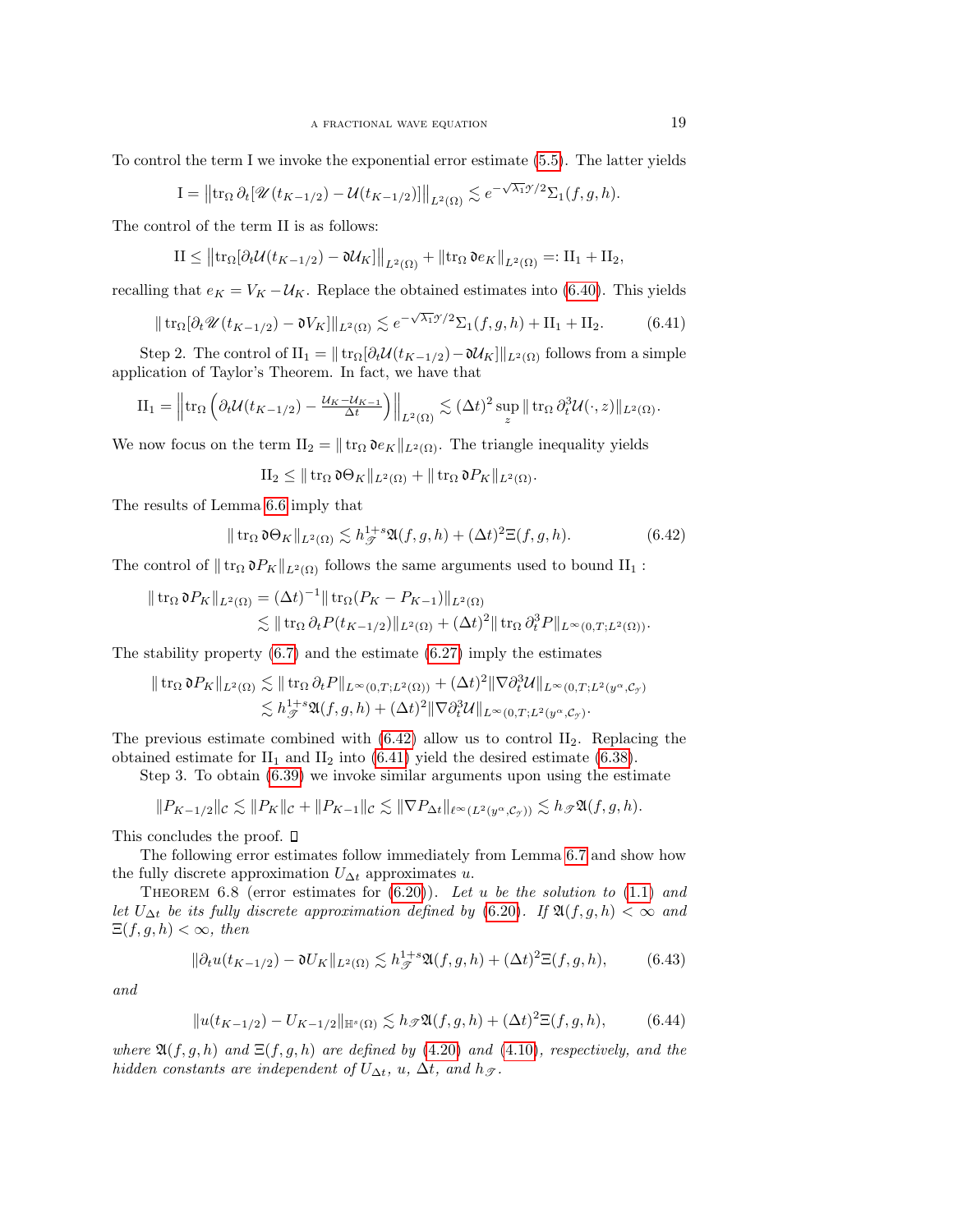To control the term I we invoke the exponential error estimate (5.5). The latter yields

$$\mathrm{I} = \left\| \mathrm{tr}_\Omega\, \partial_t [\mathscr{U}(t_{K-1/2}) - \mathcal{U}(t_{K-1/2})] \right\|_{L^2(\Omega)} \lesssim e^{-\sqrt{\lambda_1}\mathcal{Y}/2} \Sigma_1(f,g,h).$$

The control of the term II is as follows:

$$\mathrm{II} \le \left\| \mathrm{tr}_\Omega [\partial_t \mathcal{U}(t_{K-1/2}) - \mathfrak{d}\mathcal{U}_K] \right\|_{L^2(\Omega)} + \| \mathrm{tr}_\Omega\, \mathfrak{d} e_K \|_{L^2(\Omega)} =: \mathrm{II}_1 + \mathrm{II}_2,$$

recalling that $e_K = V_K - \mathcal{U}_K$. Replace the obtained estimates into (6.40). This yields

$$\| \mathrm{tr}_\Omega [\partial_t \mathscr{U}(t_{K-1/2}) - \mathfrak{d} V_K] \|_{L^2(\Omega)} \lesssim e^{-\sqrt{\lambda_1}\mathcal{Y}/2} \Sigma_1(f,g,h) + \mathrm{II}_1 + \mathrm{II}_2. \tag{6.41}$$

Step 2. The control of $\mathrm{II}_1 = \| \mathrm{tr}_\Omega [\partial_t \mathcal{U}(t_{K-1/2}) - \mathfrak{d}\mathcal{U}_K] \|_{L^2(\Omega)}$ follows from a simple application of Taylor's Theorem. In fact, we have that

$$\mathrm{II}_1 = \left\| \mathrm{tr}_\Omega \left( \partial_t \mathcal{U}(t_{K-1/2}) - \tfrac{\mathcal{U}_K - \mathcal{U}_{K-1}}{\Delta t} \right) \right\|_{L^2(\Omega)} \lesssim (\Delta t)^2 \sup_z \| \mathrm{tr}_\Omega\, \partial_t^3 \mathcal{U}(\cdot, z) \|_{L^2(\Omega)}.$$

We now focus on the term $\mathrm{II}_2 = \| \mathrm{tr}_\Omega\, \mathfrak{d} e_K \|_{L^2(\Omega)}$. The triangle inequality yields

$$\mathrm{II}_2 \le \| \mathrm{tr}_\Omega\, \mathfrak{d} \Theta_K \|_{L^2(\Omega)} + \| \mathrm{tr}_\Omega\, \mathfrak{d} P_K \|_{L^2(\Omega)}.$$

The results of Lemma 6.6 imply that

$$\| \mathrm{tr}_\Omega\, \mathfrak{d} \Theta_K \|_{L^2(\Omega)} \lesssim h_{\mathscr{T}}^{1+s} \mathfrak{A}(f,g,h) + (\Delta t)^2 \Xi(f,g,h). \tag{6.42}$$

The control of $\| \mathrm{tr}_\Omega\, \mathfrak{d} P_K \|_{L^2(\Omega)}$ follows the same arguments used to bound $\mathrm{II}_1$ :

$$\begin{aligned}
\| \mathrm{tr}_\Omega\, \mathfrak{d} P_K \|_{L^2(\Omega)} &= (\Delta t)^{-1} \| \mathrm{tr}_\Omega (P_K - P_{K-1}) \|_{L^2(\Omega)} \\
&\lesssim \| \mathrm{tr}_\Omega\, \partial_t P(t_{K-1/2}) \|_{L^2(\Omega)} + (\Delta t)^2 \| \mathrm{tr}_\Omega\, \partial_t^3 P \|_{L^\infty(0,T;L^2(\Omega))}.
\end{aligned}$$

The stability property (6.7) and the estimate (6.27) imply the estimates

$$\begin{aligned}
\| \mathrm{tr}_\Omega\, \mathfrak{d} P_K \|_{L^2(\Omega)} &\lesssim \| \mathrm{tr}_\Omega\, \partial_t P \|_{L^\infty(0,T;L^2(\Omega))} + (\Delta t)^2 \| \nabla \partial_t^3 \mathcal{U} \|_{L^\infty(0,T;L^2(y^\alpha,\mathcal{C}_\mathcal{Y})} \\
&\lesssim h_{\mathscr{T}}^{1+s} \mathfrak{A}(f,g,h) + (\Delta t)^2 \| \nabla \partial_t^3 \mathcal{U} \|_{L^\infty(0,T;L^2(y^\alpha,\mathcal{C}_\mathcal{Y})}.
\end{aligned}$$

The previous estimate combined with (6.42) allow us to control $\mathrm{II}_2$. Replacing the obtained estimate for $\mathrm{II}_1$ and $\mathrm{II}_2$ into (6.41) yield the desired estimate (6.38).

Step 3. To obtain (6.39) we invoke similar arguments upon using the estimate

$$\| P_{K-1/2} \|_{\mathcal{C}} \lesssim \| P_K \|_{\mathcal{C}} + \| P_{K-1} \|_{\mathcal{C}} \lesssim \| \nabla P_{\Delta t} \|_{\ell^\infty(L^2(y^\alpha,\mathcal{C}_\mathcal{Y}))} \lesssim h_{\mathscr{T}} \mathfrak{A}(f,g,h).$$

This concludes the proof. ☐

The following error estimates follow immediately from Lemma 6.7 and show how the fully discrete approximation $U_{\Delta t}$ approximates $u$.

Theorem 6.8 (error estimates for (6.20)). *Let $u$ be the solution to (1.1) and let $U_{\Delta t}$ be its fully discrete approximation defined by (6.20). If $\mathfrak{A}(f,g,h) < \infty$ and $\Xi(f,g,h) < \infty$, then*

$$\| \partial_t u(t_{K-1/2}) - \mathfrak{d} U_K \|_{L^2(\Omega)} \lesssim h_{\mathscr{T}}^{1+s} \mathfrak{A}(f,g,h) + (\Delta t)^2 \Xi(f,g,h), \tag{6.43}$$

*and*

$$\| u(t_{K-1/2}) - U_{K-1/2} \|_{\mathbb{H}^s(\Omega)} \lesssim h_{\mathscr{T}} \mathfrak{A}(f,g,h) + (\Delta t)^2 \Xi(f,g,h), \tag{6.44}$$

*where $\mathfrak{A}(f,g,h)$ and $\Xi(f,g,h)$ are defined by (4.20) and (4.10), respectively, and the hidden constants are independent of $U_{\Delta t}$, $u$, $\Delta t$, and $h_{\mathscr{T}}$.*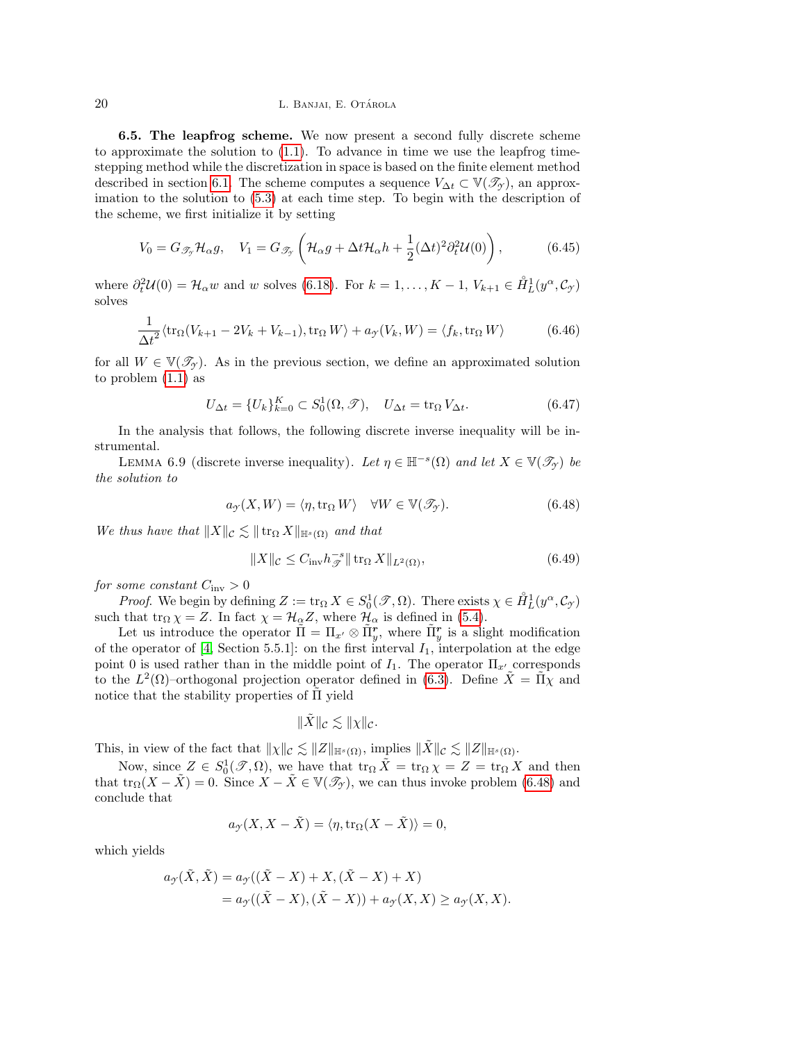**6.5. The leapfrog scheme.** We now present a second fully discrete scheme to approximate the solution to (1.1). To advance in time we use the leapfrog time-stepping method while the discretization in space is based on the finite element method described in section 6.1. The scheme computes a sequence $V_{\Delta t} \subset \mathbb{V}(\mathscr{T}_{\mathcal{Y}})$, an approximation to the solution to (5.3) at each time step. To begin with the description of the scheme, we first initialize it by setting

$$V_0 = G_{\mathscr{T}_{\mathcal{Y}}} \mathcal{H}_\alpha g, \quad V_1 = G_{\mathscr{T}_{\mathcal{Y}}} \left( \mathcal{H}_\alpha g + \Delta t \mathcal{H}_\alpha h + \frac{1}{2}(\Delta t)^2 \partial_t^2 \mathcal{U}(0) \right), \tag{6.45}$$

where $\partial_t^2 \mathcal{U}(0) = \mathcal{H}_\alpha w$ and $w$ solves (6.18). For $k = 1, \ldots, K-1$, $V_{k+1} \in \mathring{H}_L^1(y^\alpha, \mathcal{C}_{\mathcal{Y}})$ solves

$$\frac{1}{\Delta t^2} \langle \operatorname{tr}_\Omega (V_{k+1} - 2V_k + V_{k-1}), \operatorname{tr}_\Omega W \rangle + a_{\mathcal{Y}}(V_k, W) = \langle f_k, \operatorname{tr}_\Omega W \rangle \tag{6.46}$$

for all $W \in \mathbb{V}(\mathscr{T}_{\mathcal{Y}})$. As in the previous section, we define an approximated solution to problem (1.1) as

$$U_{\Delta t} = \{U_k\}_{k=0}^K \subset S_0^1(\Omega, \mathscr{T}), \quad U_{\Delta t} = \operatorname{tr}_\Omega V_{\Delta t}. \tag{6.47}$$

In the analysis that follows, the following discrete inverse inequality will be instrumental.

Lemma 6.9 (discrete inverse inequality). *Let $\eta \in \mathbb{H}^{-s}(\Omega)$ and let $X \in \mathbb{V}(\mathscr{T}_{\mathcal{Y}})$ be the solution to*

$$a_{\mathcal{Y}}(X, W) = \langle \eta, \operatorname{tr}_\Omega W \rangle \quad \forall W \in \mathbb{V}(\mathscr{T}_{\mathcal{Y}}). \tag{6.48}$$

*We thus have that $\|X\|_{\mathcal{C}} \lesssim \|\operatorname{tr}_\Omega X\|_{\mathbb{H}^s(\Omega)}$ and that*

$$\|X\|_{\mathcal{C}} \leq C_{\text{inv}} h_{\mathscr{T}}^{-s} \|\operatorname{tr}_\Omega X\|_{L^2(\Omega)}, \tag{6.49}$$

*for some constant $C_{\text{inv}} > 0$*

*Proof.* We begin by defining $Z := \operatorname{tr}_\Omega X \in S_0^1(\mathscr{T}, \Omega)$. There exists $\chi \in \mathring{H}_L^1(y^\alpha, \mathcal{C}_{\mathcal{Y}})$ such that $\operatorname{tr}_\Omega \chi = Z$. In fact $\chi = \mathcal{H}_\alpha Z$, where $\mathcal{H}_\alpha$ is defined in (5.4).

Let us introduce the operator $\tilde{\Pi} = \Pi_{x'} \otimes \tilde{\Pi}_y^{\boldsymbol{r}}$, where $\tilde{\Pi}_y^{\boldsymbol{r}}$ is a slight modification of the operator of [4, Section 5.5.1]: on the first interval $I_1$, interpolation at the edge point 0 is used rather than in the middle point of $I_1$. The operator $\Pi_{x'}$ corresponds to the $L^2(\Omega)$–orthogonal projection operator defined in (6.3). Define $\tilde{X} = \tilde{\Pi}\chi$ and notice that the stability properties of $\tilde{\Pi}$ yield

$$\|\tilde{X}\|_{\mathcal{C}} \lesssim \|\chi\|_{\mathcal{C}}.$$

This, in view of the fact that $\|\chi\|_{\mathcal{C}} \lesssim \|Z\|_{\mathbb{H}^s(\Omega)}$, implies $\|\tilde{X}\|_{\mathcal{C}} \lesssim \|Z\|_{\mathbb{H}^s(\Omega)}$.

Now, since $Z \in S_0^1(\mathscr{T}, \Omega)$, we have that $\operatorname{tr}_\Omega \tilde{X} = \operatorname{tr}_\Omega \chi = Z = \operatorname{tr}_\Omega X$ and then that $\operatorname{tr}_\Omega (X - \tilde{X}) = 0$. Since $X - \tilde{X} \in \mathbb{V}(\mathscr{T}_{\mathcal{Y}})$, we can thus invoke problem (6.48) and conclude that

$$a_{\mathcal{Y}}(X, X - \tilde{X}) = \langle \eta, \operatorname{tr}_\Omega (X - \tilde{X}) \rangle = 0,$$

which yields

$$\begin{aligned} a_{\mathcal{Y}}(\tilde{X}, \tilde{X}) &= a_{\mathcal{Y}}((\tilde{X} - X) + X, (\tilde{X} - X) + X) \\ &= a_{\mathcal{Y}}((\tilde{X} - X), (\tilde{X} - X)) + a_{\mathcal{Y}}(X, X) \geq a_{\mathcal{Y}}(X, X). \end{aligned}$$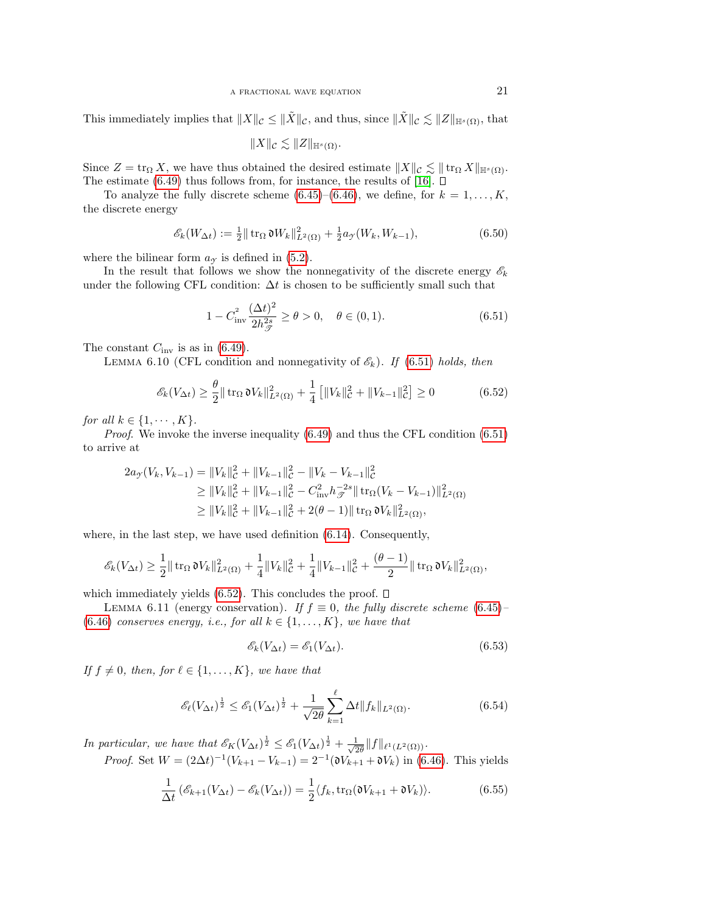This immediately implies that $\|X\|_{\mathcal{C}} \leq \|\tilde{X}\|_{\mathcal{C}}$, and thus, since $\|\tilde{X}\|_{\mathcal{C}} \lesssim \|Z\|_{\mathbb{H}^s(\Omega)}$, that

$$\|X\|_{\mathcal{C}} \lesssim \|Z\|_{\mathbb{H}^s(\Omega)}.$$

Since $Z = \operatorname{tr}_\Omega X$, we have thus obtained the desired estimate $\|X\|_{\mathcal{C}} \lesssim \|\operatorname{tr}_\Omega X\|_{\mathbb{H}^s(\Omega)}$. The estimate (6.49) thus follows from, for instance, the results of [16]. $\square$

To analyze the fully discrete scheme (6.45)–(6.46), we define, for $k = 1, \dots, K$, the discrete energy

$$\mathscr{E}_k(W_{\Delta t}) := \tfrac{1}{2}\|\operatorname{tr}_\Omega \mathfrak{d} W_k\|^2_{L^2(\Omega)} + \tfrac{1}{2} a_{\mathcal{Y}}(W_k, W_{k-1}), \tag{6.50}$$

where the bilinear form $a_{\mathcal{Y}}$ is defined in (5.2).

In the result that follows we show the nonnegativity of the discrete energy $\mathscr{E}_k$ under the following CFL condition: $\Delta t$ is chosen to be sufficiently small such that

$$1 - C^2_{\text{inv}} \frac{(\Delta t)^2}{2h^{2s}_{\mathscr{T}}} \geq \theta > 0, \quad \theta \in (0,1). \tag{6.51}$$

The constant $C_{\text{inv}}$ is as in (6.49).

Lemma 6.10 (CFL condition and nonnegativity of $\mathscr{E}_k$). *If* (6.51) *holds, then*

$$\mathscr{E}_k(V_{\Delta t}) \geq \frac{\theta}{2}\|\operatorname{tr}_\Omega \mathfrak{d} V_k\|^2_{L^2(\Omega)} + \frac{1}{4}\left[\|V_k\|^2_{\mathcal{C}} + \|V_{k-1}\|^2_{\mathcal{C}}\right] \geq 0 \tag{6.52}$$

*for all* $k \in \{1, \cdots, K\}$.

*Proof.* We invoke the inverse inequality (6.49) and thus the CFL condition (6.51) to arrive at

$$\begin{aligned}
2a_{\mathcal{Y}}(V_k, V_{k-1}) &= \|V_k\|^2_{\mathcal{C}} + \|V_{k-1}\|^2_{\mathcal{C}} - \|V_k - V_{k-1}\|^2_{\mathcal{C}} \\
&\geq \|V_k\|^2_{\mathcal{C}} + \|V_{k-1}\|^2_{\mathcal{C}} - C^2_{\text{inv}} h^{-2s}_{\mathscr{T}} \|\operatorname{tr}_\Omega (V_k - V_{k-1})\|^2_{L^2(\Omega)} \\
&\geq \|V_k\|^2_{\mathcal{C}} + \|V_{k-1}\|^2_{\mathcal{C}} + 2(\theta - 1)\|\operatorname{tr}_\Omega \mathfrak{d} V_k\|^2_{L^2(\Omega)},
\end{aligned}$$

where, in the last step, we have used definition (6.14). Consequently,

$$\mathscr{E}_k(V_{\Delta t}) \geq \frac{1}{2}\|\operatorname{tr}_\Omega \mathfrak{d} V_k\|^2_{L^2(\Omega)} + \frac{1}{4}\|V_k\|^2_{\mathcal{C}} + \frac{1}{4}\|V_{k-1}\|^2_{\mathcal{C}} + \frac{(\theta - 1)}{2}\|\operatorname{tr}_\Omega \mathfrak{d} V_k\|^2_{L^2(\Omega)},$$

which immediately yields (6.52). This concludes the proof. $\square$

Lemma 6.11 (energy conservation). *If $f \equiv 0$, the fully discrete scheme* (6.45)–(6.46) *conserves energy, i.e., for all $k \in \{1, \dots, K\}$, we have that*

$$\mathscr{E}_k(V_{\Delta t}) = \mathscr{E}_1(V_{\Delta t}). \tag{6.53}$$

*If $f \neq 0$, then, for $\ell \in \{1, \dots, K\}$, we have that*

$$\mathscr{E}_\ell(V_{\Delta t})^{\frac{1}{2}} \leq \mathscr{E}_1(V_{\Delta t})^{\frac{1}{2}} + \frac{1}{\sqrt{2\theta}} \sum_{k=1}^{\ell} \Delta t \|f_k\|_{L^2(\Omega)}. \tag{6.54}$$

*In particular, we have that* $\mathscr{E}_K(V_{\Delta t})^{\frac{1}{2}} \leq \mathscr{E}_1(V_{\Delta t})^{\frac{1}{2}} + \frac{1}{\sqrt{2\theta}}\|f\|_{\ell^1(L^2(\Omega))}$.

*Proof.* Set $W = (2\Delta t)^{-1}(V_{k+1} - V_{k-1}) = 2^{-1}(\mathfrak{d} V_{k+1} + \mathfrak{d} V_k)$ in (6.46). This yields

$$\frac{1}{\Delta t}\left(\mathscr{E}_{k+1}(V_{\Delta t}) - \mathscr{E}_k(V_{\Delta t})\right) = \frac{1}{2}\langle f_k, \operatorname{tr}_\Omega(\mathfrak{d} V_{k+1} + \mathfrak{d} V_k)\rangle. \tag{6.55}$$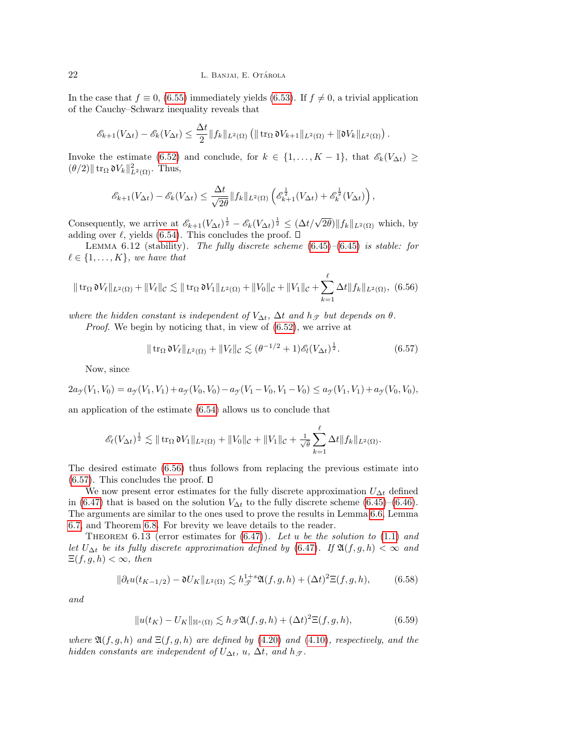In the case that $f \equiv 0$, (6.55) immediately yields (6.53). If $f \neq 0$, a trivial application of the Cauchy–Schwarz inequality reveals that

$$\mathscr{E}_{k+1}(V_{\Delta t}) - \mathscr{E}_k(V_{\Delta t}) \leq \frac{\Delta t}{2} \|f_k\|_{L^2(\Omega)} \left( \| \operatorname{tr}_\Omega \mathfrak{d} V_{k+1} \|_{L^2(\Omega)} + \|\mathfrak{d} V_k\|_{L^2(\Omega)} \right).$$

Invoke the estimate (6.52) and conclude, for $k \in \{1, \ldots, K-1\}$, that $\mathscr{E}_k(V_{\Delta t}) \geq (\theta/2) \| \operatorname{tr}_\Omega \mathfrak{d} V_k\|^2_{L^2(\Omega)}$. Thus,

$$\mathscr{E}_{k+1}(V_{\Delta t}) - \mathscr{E}_k(V_{\Delta t}) \leq \frac{\Delta t}{\sqrt{2\theta}} \|f_k\|_{L^2(\Omega)} \left( \mathscr{E}^{\frac{1}{2}}_{k+1}(V_{\Delta t}) + \mathscr{E}^{\frac{1}{2}}_{k}(V_{\Delta t}) \right),$$

Consequently, we arrive at $\mathscr{E}_{k+1}(V_{\Delta t})^{\frac{1}{2}} - \mathscr{E}_k(V_{\Delta t})^{\frac{1}{2}} \leq (\Delta t/\sqrt{2\theta}) \|f_k\|_{L^2(\Omega)}$ which, by adding over $\ell$, yields (6.54). This concludes the proof. ☐

Lemma 6.12 (stability). *The fully discrete scheme (6.45)–(6.45) is stable: for $\ell \in \{1, \ldots, K\}$, we have that*

$$\| \operatorname{tr}_\Omega \mathfrak{d} V_\ell \|_{L^2(\Omega)} + \|V_\ell\|_{\mathcal{C}} \lesssim \| \operatorname{tr}_\Omega \mathfrak{d} V_1 \|_{L^2(\Omega)} + \|V_0\|_{\mathcal{C}} + \|V_1\|_{\mathcal{C}} + \sum_{k=1}^{\ell} \Delta t \|f_k\|_{L^2(\Omega)}, \quad (6.56)$$

*where the hidden constant is independent of $V_{\Delta t}$, $\Delta t$ and $h_{\mathscr{T}}$ but depends on $\theta$.*

*Proof.* We begin by noticing that, in view of (6.52), we arrive at

$$\| \operatorname{tr}_\Omega \mathfrak{d} V_\ell \|_{L^2(\Omega)} + \|V_\ell\|_{\mathcal{C}} \lesssim (\theta^{-1/2} + 1) \mathscr{E}_\ell (V_{\Delta t})^{\frac{1}{2}}. \quad (6.57)$$

Now, since

$$2a_{\mathcal{Y}}(V_1, V_0) = a_{\mathcal{Y}}(V_1, V_1) + a_{\mathcal{Y}}(V_0, V_0) - a_{\mathcal{Y}}(V_1 - V_0, V_1 - V_0) \leq a_{\mathcal{Y}}(V_1, V_1) + a_{\mathcal{Y}}(V_0, V_0),$$

an application of the estimate (6.54) allows us to conclude that

$$\mathscr{E}_\ell(V_{\Delta t})^{\frac{1}{2}} \lesssim \| \operatorname{tr}_\Omega \mathfrak{d} V_1 \|_{L^2(\Omega)} + \|V_0\|_{\mathcal{C}} + \|V_1\|_{\mathcal{C}} + \tfrac{1}{\sqrt{\theta}} \sum_{k=1}^{\ell} \Delta t \|f_k\|_{L^2(\Omega)}.$$

The desired estimate (6.56) thus follows from replacing the previous estimate into (6.57). This concludes the proof. ☐

We now present error estimates for the fully discrete approximation $U_{\Delta t}$ defined in (6.47) that is based on the solution $V_{\Delta t}$ to the fully discrete scheme (6.45)–(6.46). The arguments are similar to the ones used to prove the results in Lemma 6.6, Lemma 6.7, and Theorem 6.8. For brevity we leave details to the reader.

Theorem 6.13 (error estimates for (6.47)). *Let $u$ be the solution to (1.1) and let $U_{\Delta t}$ be its fully discrete approximation defined by (6.47). If $\mathfrak{A}(f,g,h) < \infty$ and $\Xi(f,g,h) < \infty$, then*

$$\|\partial_t u(t_{K-1/2}) - \mathfrak{d} U_K\|_{L^2(\Omega)} \lesssim h_{\mathscr{T}}^{1+s} \mathfrak{A}(f,g,h) + (\Delta t)^2 \Xi(f,g,h), \quad (6.58)$$

*and*

$$\|u(t_K) - U_K\|_{\mathbb{H}^s(\Omega)} \lesssim h_{\mathscr{T}} \mathfrak{A}(f,g,h) + (\Delta t)^2 \Xi(f,g,h), \quad (6.59)$$

*where $\mathfrak{A}(f,g,h)$ and $\Xi(f,g,h)$ are defined by (4.20) and (4.10), respectively, and the hidden constants are independent of $U_{\Delta t}$, $u$, $\Delta t$, and $h_{\mathscr{T}}$.*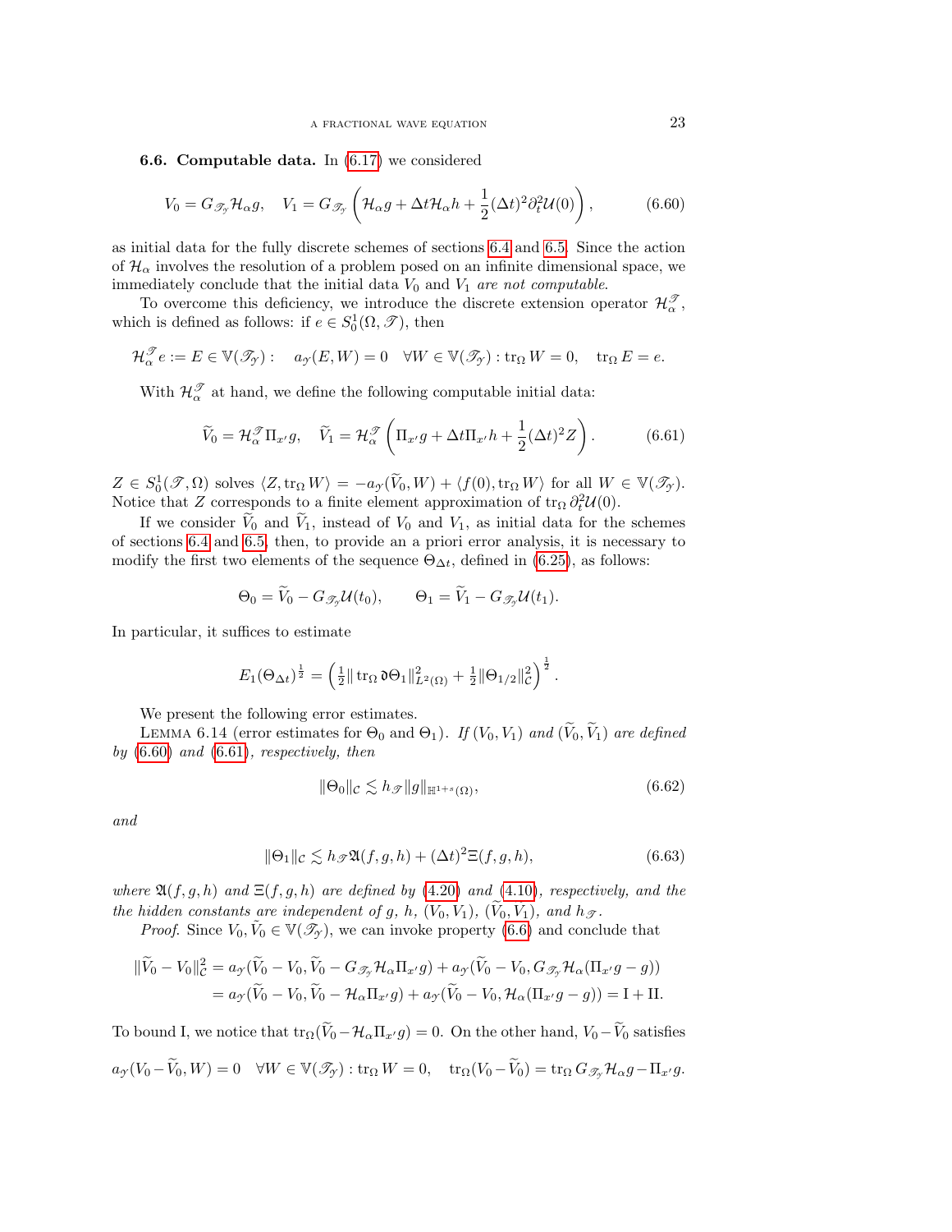**6.6. Computable data.** In (6.17) we considered

$$V_0 = G_{\mathscr{T}_{\mathcal{Y}}} \mathcal{H}_\alpha g, \quad V_1 = G_{\mathscr{T}_{\mathcal{Y}}} \left( \mathcal{H}_\alpha g + \Delta t \mathcal{H}_\alpha h + \frac{1}{2}(\Delta t)^2 \partial_t^2 \mathcal{U}(0) \right), \tag{6.60}$$

as initial data for the fully discrete schemes of sections 6.4 and 6.5. Since the action of $\mathcal{H}_\alpha$ involves the resolution of a problem posed on an infinite dimensional space, we immediately conclude that the initial data $V_0$ and $V_1$ *are not computable*.

To overcome this deficiency, we introduce the discrete extension operator $\mathcal{H}_\alpha^{\mathscr{T}}$, which is defined as follows: if $e \in S_0^1(\Omega, \mathscr{T})$, then

$$\mathcal{H}_\alpha^{\mathscr{T}} e := E \in \mathbb{V}(\mathscr{T}_{\mathcal{Y}}) : \quad a_{\mathcal{Y}}(E, W) = 0 \quad \forall W \in \mathbb{V}(\mathscr{T}_{\mathcal{Y}}) : \operatorname{tr}_\Omega W = 0, \quad \operatorname{tr}_\Omega E = e.$$

With $\mathcal{H}_\alpha^{\mathscr{T}}$ at hand, we define the following computable initial data:

$$\widetilde{V}_0 = \mathcal{H}_\alpha^{\mathscr{T}} \Pi_{x'} g, \quad \widetilde{V}_1 = \mathcal{H}_\alpha^{\mathscr{T}} \left( \Pi_{x'} g + \Delta t \Pi_{x'} h + \frac{1}{2}(\Delta t)^2 Z \right). \tag{6.61}$$

$Z \in S_0^1(\mathscr{T}, \Omega)$ solves $\langle Z, \operatorname{tr}_\Omega W \rangle = -a_{\mathcal{Y}}(\widetilde{V}_0, W) + \langle f(0), \operatorname{tr}_\Omega W \rangle$ for all $W \in \mathbb{V}(\mathscr{T}_{\mathcal{Y}})$. Notice that $Z$ corresponds to a finite element approximation of $\operatorname{tr}_\Omega \partial_t^2 \mathcal{U}(0)$.

If we consider $\widetilde{V}_0$ and $\widetilde{V}_1$, instead of $V_0$ and $V_1$, as initial data for the schemes of sections 6.4 and 6.5, then, to provide an a priori error analysis, it is necessary to modify the first two elements of the sequence $\Theta_{\Delta t}$, defined in (6.25), as follows:

$$\Theta_0 = \widetilde{V}_0 - G_{\mathscr{T}_{\mathcal{Y}}} \mathcal{U}(t_0), \qquad \Theta_1 = \widetilde{V}_1 - G_{\mathscr{T}_{\mathcal{Y}}} \mathcal{U}(t_1).$$

In particular, it suffices to estimate

$$E_1(\Theta_{\Delta t})^{\frac{1}{2}} = \left( \tfrac{1}{2} \| \operatorname{tr}_\Omega \mathfrak{d} \Theta_1 \|_{L^2(\Omega)}^2 + \tfrac{1}{2} \| \Theta_{1/2} \|_{\mathcal{C}}^2 \right)^{\frac{1}{2}}.$$

We present the following error estimates.

Lemma 6.14 (error estimates for $\Theta_0$ and $\Theta_1$). *If $(V_0, V_1)$ and $(\widetilde{V}_0, \widetilde{V}_1)$ are defined by (6.60) and (6.61), respectively, then*

$$\| \Theta_0 \|_{\mathcal{C}} \lesssim h_{\mathscr{T}} \| g \|_{\mathbb{H}^{1+s}(\Omega)}, \tag{6.62}$$

*and*

$$\| \Theta_1 \|_{\mathcal{C}} \lesssim h_{\mathscr{T}} \mathfrak{A}(f, g, h) + (\Delta t)^2 \Xi(f, g, h), \tag{6.63}$$

*where $\mathfrak{A}(f, g, h)$ and $\Xi(f, g, h)$ are defined by (4.20) and (4.10), respectively, and the the hidden constants are independent of $g$, $h$, $(V_0, V_1)$, $(\widetilde{V}_0, \widetilde{V}_1)$, and $h_{\mathscr{T}}$.*

*Proof.* Since $V_0, \widetilde{V}_0 \in \mathbb{V}(\mathscr{T}_{\mathcal{Y}})$, we can invoke property (6.6) and conclude that

$$\begin{aligned} \| \widetilde{V}_0 - V_0 \|_{\mathcal{C}}^2 &= a_{\mathcal{Y}}(\widetilde{V}_0 - V_0, \widetilde{V}_0 - G_{\mathscr{T}_{\mathcal{Y}}} \mathcal{H}_\alpha \Pi_{x'} g) + a_{\mathcal{Y}}(\widetilde{V}_0 - V_0, G_{\mathscr{T}_{\mathcal{Y}}} \mathcal{H}_\alpha (\Pi_{x'} g - g)) \\ &= a_{\mathcal{Y}}(\widetilde{V}_0 - V_0, \widetilde{V}_0 - \mathcal{H}_\alpha \Pi_{x'} g) + a_{\mathcal{Y}}(\widetilde{V}_0 - V_0, \mathcal{H}_\alpha (\Pi_{x'} g - g)) = \mathrm{I} + \mathrm{II}. \end{aligned}$$

To bound I, we notice that $\operatorname{tr}_\Omega(\widetilde{V}_0 - \mathcal{H}_\alpha \Pi_{x'} g) = 0$. On the other hand, $V_0 - \widetilde{V}_0$ satisfies

$$a_{\mathcal{Y}}(V_0 - \widetilde{V}_0, W) = 0 \quad \forall W \in \mathbb{V}(\mathscr{T}_{\mathcal{Y}}) : \operatorname{tr}_\Omega W = 0, \quad \operatorname{tr}_\Omega(V_0 - \widetilde{V}_0) = \operatorname{tr}_\Omega G_{\mathscr{T}_{\mathcal{Y}}} \mathcal{H}_\alpha g - \Pi_{x'} g.$$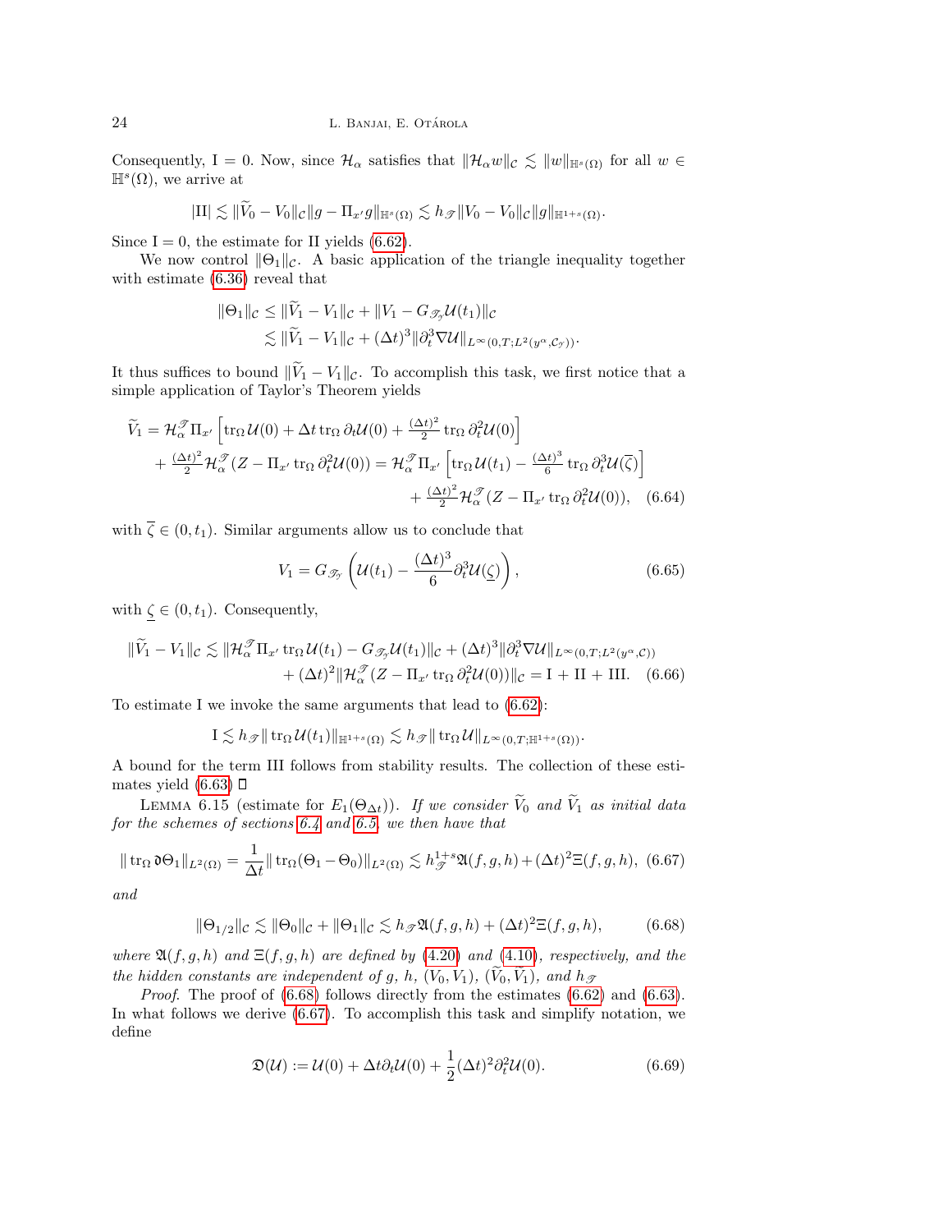Consequently, $\mathrm{I} = 0$. Now, since $\mathcal{H}_\alpha$ satisfies that $\|\mathcal{H}_\alpha w\|_{\mathcal{C}} \lesssim \|w\|_{\mathbb{H}^s(\Omega)}$ for all $w \in \mathbb{H}^s(\Omega)$, we arrive at

$$|\mathrm{II}| \lesssim \|\widetilde{V}_0 - V_0\|_{\mathcal{C}} \|g - \Pi_{x'} g\|_{\mathbb{H}^s(\Omega)} \lesssim h_{\mathscr{T}} \|V_0 - V_0\|_{\mathcal{C}} \|g\|_{\mathbb{H}^{1+s}(\Omega)}.$$

Since $\mathrm{I} = 0$, the estimate for II yields (6.62).

We now control $\|\Theta_1\|_{\mathcal{C}}$. A basic application of the triangle inequality together with estimate (6.36) reveal that

$$\begin{aligned}
\|\Theta_1\|_{\mathcal{C}} &\leq \|\widetilde{V}_1 - V_1\|_{\mathcal{C}} + \|V_1 - G_{\mathscr{T}_{\mathcal{Y}}} \mathcal{U}(t_1)\|_{\mathcal{C}} \\
&\lesssim \|\widetilde{V}_1 - V_1\|_{\mathcal{C}} + (\Delta t)^3 \|\partial_t^3 \nabla \mathcal{U}\|_{L^\infty(0,T;L^2(y^\alpha,\mathcal{C}_{\mathcal{Y}}))}.
\end{aligned}$$

It thus suffices to bound $\|\widetilde{V}_1 - V_1\|_{\mathcal{C}}$. To accomplish this task, we first notice that a simple application of Taylor's Theorem yields

$$\begin{aligned}
\widetilde{V}_1 = \mathcal{H}_\alpha^{\mathscr{T}} \Pi_{x'} \left[ \operatorname{tr}_\Omega \mathcal{U}(0) + \Delta t \operatorname{tr}_\Omega \partial_t \mathcal{U}(0) + \tfrac{(\Delta t)^2}{2} \operatorname{tr}_\Omega \partial_t^2 \mathcal{U}(0) \right] \\
+ \tfrac{(\Delta t)^2}{2} \mathcal{H}_\alpha^{\mathscr{T}} (Z - \Pi_{x'} \operatorname{tr}_\Omega \partial_t^2 \mathcal{U}(0)) = \mathcal{H}_\alpha^{\mathscr{T}} \Pi_{x'} \left[ \operatorname{tr}_\Omega \mathcal{U}(t_1) - \tfrac{(\Delta t)^3}{6} \operatorname{tr}_\Omega \partial_t^3 \mathcal{U}(\overline{\zeta}) \right] \\
+ \tfrac{(\Delta t)^2}{2} \mathcal{H}_\alpha^{\mathscr{T}} (Z - \Pi_{x'} \operatorname{tr}_\Omega \partial_t^2 \mathcal{U}(0)), \quad (6.64)
\end{aligned}$$

with $\overline{\zeta} \in (0, t_1)$. Similar arguments allow us to conclude that

$$V_1 = G_{\mathscr{T}_{\mathcal{Y}}} \left( \mathcal{U}(t_1) - \frac{(\Delta t)^3}{6} \partial_t^3 \mathcal{U}(\underline{\zeta}) \right), \tag{6.65}$$

with $\underline{\zeta} \in (0, t_1)$. Consequently,

$$\begin{aligned}
\|\widetilde{V}_1 - V_1\|_{\mathcal{C}} \lesssim \|\mathcal{H}_\alpha^{\mathscr{T}} \Pi_{x'} \operatorname{tr}_\Omega \mathcal{U}(t_1) - G_{\mathscr{T}_{\mathcal{Y}}} \mathcal{U}(t_1)\|_{\mathcal{C}} + (\Delta t)^3 \|\partial_t^3 \nabla \mathcal{U}\|_{L^\infty(0,T;L^2(y^\alpha,\mathcal{C}))} \\
+ (\Delta t)^2 \|\mathcal{H}_\alpha^{\mathscr{T}} (Z - \Pi_{x'} \operatorname{tr}_\Omega \partial_t^2 \mathcal{U}(0))\|_{\mathcal{C}} = \mathrm{I} + \mathrm{II} + \mathrm{III}. \quad (6.66)
\end{aligned}$$

To estimate I we invoke the same arguments that lead to (6.62):

$$\mathrm{I} \lesssim h_{\mathscr{T}} \|\operatorname{tr}_\Omega \mathcal{U}(t_1)\|_{\mathbb{H}^{1+s}(\Omega)} \lesssim h_{\mathscr{T}} \|\operatorname{tr}_\Omega \mathcal{U}\|_{L^\infty(0,T;\mathbb{H}^{1+s}(\Omega))}.$$

A bound for the term III follows from stability results. The collection of these estimates yield (6.63) $\square$

Lemma 6.15 (estimate for $E_1(\Theta_{\Delta t})$). *If we consider $\widetilde{V}_0$ and $\widetilde{V}_1$ as initial data for the schemes of sections 6.4 and 6.5, we then have that*

$$\|\operatorname{tr}_\Omega \mathfrak{d}\Theta_1\|_{L^2(\Omega)} = \frac{1}{\Delta t} \|\operatorname{tr}_\Omega (\Theta_1 - \Theta_0)\|_{L^2(\Omega)} \lesssim h_{\mathscr{T}}^{1+s} \mathfrak{A}(f,g,h) + (\Delta t)^2 \Xi(f,g,h), \tag{6.67}$$

*and*

$$\|\Theta_{1/2}\|_{\mathcal{C}} \lesssim \|\Theta_0\|_{\mathcal{C}} + \|\Theta_1\|_{\mathcal{C}} \lesssim h_{\mathscr{T}} \mathfrak{A}(f,g,h) + (\Delta t)^2 \Xi(f,g,h), \tag{6.68}$$

*where $\mathfrak{A}(f,g,h)$ and $\Xi(f,g,h)$ are defined by (4.20) and (4.10), respectively, and the the hidden constants are independent of $g$, $h$, $(V_0, V_1)$, $(\widetilde{V}_0, \widetilde{V}_1)$, and $h_{\mathscr{T}}$*

*Proof.* The proof of (6.68) follows directly from the estimates (6.62) and (6.63). In what follows we derive (6.67). To accomplish this task and simplify notation, we define

$$\mathfrak{D}(\mathcal{U}) := \mathcal{U}(0) + \Delta t \partial_t \mathcal{U}(0) + \frac{1}{2}(\Delta t)^2 \partial_t^2 \mathcal{U}(0). \tag{6.69}$$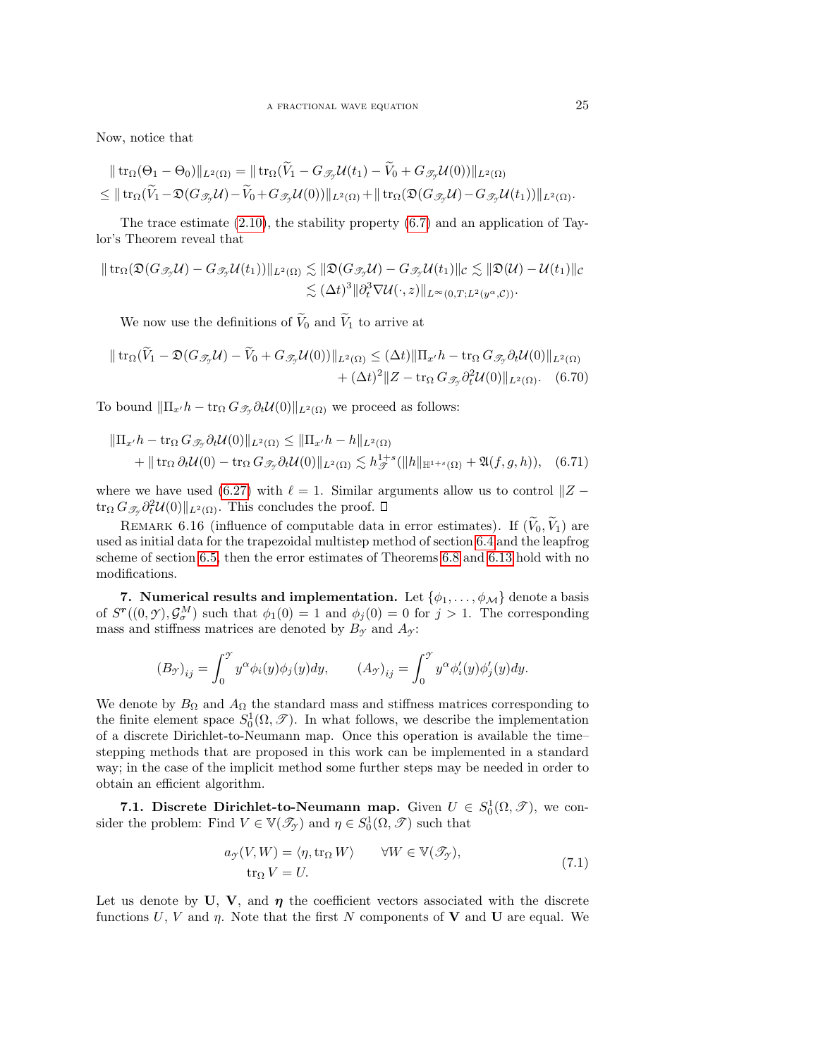Now, notice that

$$
\begin{aligned}
&\|\operatorname{tr}_\Omega(\Theta_1 - \Theta_0)\|_{L^2(\Omega)} = \|\operatorname{tr}_\Omega(\widetilde{V}_1 - G_{\mathscr{T}_\mathcal{Y}}\mathcal{U}(t_1) - \widetilde{V}_0 + G_{\mathscr{T}_\mathcal{Y}}\mathcal{U}(0))\|_{L^2(\Omega)} \\
&\leq \|\operatorname{tr}_\Omega(\widetilde{V}_1 - \mathfrak{D}(G_{\mathscr{T}_\mathcal{Y}}\mathcal{U}) - \widetilde{V}_0 + G_{\mathscr{T}_\mathcal{Y}}\mathcal{U}(0))\|_{L^2(\Omega)} + \|\operatorname{tr}_\Omega(\mathfrak{D}(G_{\mathscr{T}_\mathcal{Y}}\mathcal{U}) - G_{\mathscr{T}_\mathcal{Y}}\mathcal{U}(t_1))\|_{L^2(\Omega)}.
\end{aligned}
$$

The trace estimate (2.10), the stability property (6.7) and an application of Taylor's Theorem reveal that

$$
\begin{aligned}
\|\operatorname{tr}_\Omega(\mathfrak{D}(G_{\mathscr{T}_\mathcal{Y}}\mathcal{U}) - G_{\mathscr{T}_\mathcal{Y}}\mathcal{U}(t_1))\|_{L^2(\Omega)} &\lesssim \|\mathfrak{D}(G_{\mathscr{T}_\mathcal{Y}}\mathcal{U}) - G_{\mathscr{T}_\mathcal{Y}}\mathcal{U}(t_1)\|_{\mathcal{C}} \lesssim \|\mathfrak{D}(\mathcal{U}) - \mathcal{U}(t_1)\|_{\mathcal{C}} \\
&\lesssim (\Delta t)^3 \|\partial_t^3 \nabla \mathcal{U}(\cdot, z)\|_{L^\infty(0,T;L^2(y^\alpha,\mathcal{C}))}.
\end{aligned}
$$

We now use the definitions of $\widetilde{V}_0$ and $\widetilde{V}_1$ to arrive at

$$
\begin{aligned}
\|\operatorname{tr}_\Omega(\widetilde{V}_1 - \mathfrak{D}(G_{\mathscr{T}_\mathcal{Y}}\mathcal{U}) - \widetilde{V}_0 + G_{\mathscr{T}_\mathcal{Y}}\mathcal{U}(0))\|_{L^2(\Omega)} &\leq (\Delta t)\|\Pi_{x'} h - \operatorname{tr}_\Omega G_{\mathscr{T}_\mathcal{Y}} \partial_t \mathcal{U}(0)\|_{L^2(\Omega)} \\
&+ (\Delta t)^2 \|Z - \operatorname{tr}_\Omega G_{\mathscr{T}_\mathcal{Y}} \partial_t^2 \mathcal{U}(0)\|_{L^2(\Omega)}. \quad (6.70)
\end{aligned}
$$

To bound $\|\Pi_{x'} h - \operatorname{tr}_\Omega G_{\mathscr{T}_\mathcal{Y}} \partial_t \mathcal{U}(0)\|_{L^2(\Omega)}$ we proceed as follows:

$$
\begin{aligned}
\|\Pi_{x'} h - \operatorname{tr}_\Omega G_{\mathscr{T}_\mathcal{Y}} \partial_t \mathcal{U}(0)\|_{L^2(\Omega)} &\leq \|\Pi_{x'} h - h\|_{L^2(\Omega)} \\
+ \|\operatorname{tr}_\Omega \partial_t \mathcal{U}(0) - \operatorname{tr}_\Omega G_{\mathscr{T}_\mathcal{Y}} \partial_t \mathcal{U}(0)\|_{L^2(\Omega)} &\lesssim h_{\mathscr{T}}^{1+s} (\|h\|_{\mathbb{H}^{1+s}(\Omega)} + \mathfrak{A}(f,g,h)), \quad (6.71)
\end{aligned}
$$

where we have used (6.27) with $\ell = 1$. Similar arguments allow us to control $\|Z - \operatorname{tr}_\Omega G_{\mathscr{T}_\mathcal{Y}} \partial_t^2 \mathcal{U}(0)\|_{L^2(\Omega)}$. This concludes the proof. ◻

Remark 6.16 (influence of computable data in error estimates). If $(\widetilde{V}_0, \widetilde{V}_1)$ are used as initial data for the trapezoidal multistep method of section 6.4 and the leapfrog scheme of section 6.5, then the error estimates of Theorems 6.8 and 6.13 hold with no modifications.

## 7. Numerical results and implementation.

Let $\{\phi_1, \ldots, \phi_\mathcal{M}\}$ denote a basis of $S^r((0,\mathcal{Y}), \mathcal{G}_\sigma^M)$ such that $\phi_1(0) = 1$ and $\phi_j(0) = 0$ for $j > 1$. The corresponding mass and stiffness matrices are denoted by $B_\mathcal{Y}$ and $A_\mathcal{Y}$:

$$
(B_\mathcal{Y})_{ij} = \int_0^\mathcal{Y} y^\alpha \phi_i(y)\phi_j(y)dy, \qquad (A_\mathcal{Y})_{ij} = \int_0^\mathcal{Y} y^\alpha \phi_i'(y)\phi_j'(y)dy.
$$

We denote by $B_\Omega$ and $A_\Omega$ the standard mass and stiffness matrices corresponding to the finite element space $S_0^1(\Omega, \mathscr{T})$. In what follows, we describe the implementation of a discrete Dirichlet-to-Neumann map. Once this operation is available the time–stepping methods that are proposed in this work can be implemented in a standard way; in the case of the implicit method some further steps may be needed in order to obtain an efficient algorithm.

### 7.1. Discrete Dirichlet-to-Neumann map.

Given $U \in S_0^1(\Omega, \mathscr{T})$, we consider the problem: Find $V \in \mathbb{V}(\mathscr{T}_\mathcal{Y})$ and $\eta \in S_0^1(\Omega, \mathscr{T})$ such that

$$
\begin{aligned}
a_\mathcal{Y}(V, W) &= \langle \eta, \operatorname{tr}_\Omega W \rangle \qquad \forall W \in \mathbb{V}(\mathscr{T}_\mathcal{Y}), \\
\operatorname{tr}_\Omega V &= U.
\end{aligned} \tag{7.1}
$$

Let us denote by $\mathbf{U}$, $\mathbf{V}$, and $\boldsymbol{\eta}$ the coefficient vectors associated with the discrete functions $U$, $V$ and $\eta$. Note that the first $N$ components of $\mathbf{V}$ and $\mathbf{U}$ are equal. We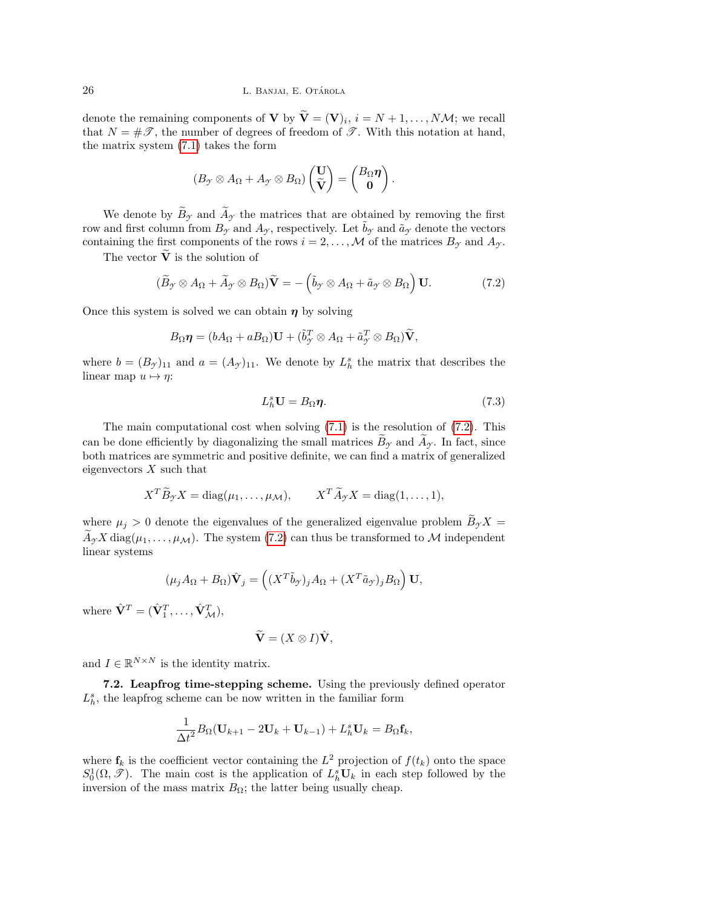denote the remaining components of $\mathbf{V}$ by $\widetilde{\mathbf{V}} = (\mathbf{V})_i$, $i = N+1, \ldots, N\mathcal{M}$; we recall that $N = \#\mathscr{T}$, the number of degrees of freedom of $\mathscr{T}$. With this notation at hand, the matrix system (7.1) takes the form

$$
(B_{\mathscr{Y}} \otimes A_\Omega + A_{\mathscr{Y}} \otimes B_\Omega) \begin{pmatrix} \mathbf{U} \\ \widetilde{\mathbf{V}} \end{pmatrix} = \begin{pmatrix} B_\Omega \boldsymbol{\eta} \\ \mathbf{0} \end{pmatrix}.
$$

We denote by $\widetilde{B}_{\mathscr{Y}}$ and $\widetilde{A}_{\mathscr{Y}}$ the matrices that are obtained by removing the first row and first column from $B_{\mathscr{Y}}$ and $A_{\mathscr{Y}}$, respectively. Let $\tilde{b}_{\mathscr{Y}}$ and $\tilde{a}_{\mathscr{Y}}$ denote the vectors containing the first components of the rows $i = 2, \ldots, \mathcal{M}$ of the matrices $B_{\mathscr{Y}}$ and $A_{\mathscr{Y}}$.

The vector $\widetilde{\mathbf{V}}$ is the solution of

$$
(\widetilde{B}_{\mathscr{Y}} \otimes A_\Omega + \widetilde{A}_{\mathscr{Y}} \otimes B_\Omega)\widetilde{\mathbf{V}} = -\left(\tilde{b}_{\mathscr{Y}} \otimes A_\Omega + \tilde{a}_{\mathscr{Y}} \otimes B_\Omega\right) \mathbf{U}. \tag{7.2}
$$

Once this system is solved we can obtain $\boldsymbol{\eta}$ by solving

$$
B_\Omega \boldsymbol{\eta} = (bA_\Omega + aB_\Omega)\mathbf{U} + (\tilde{b}_{\mathscr{Y}}^T \otimes A_\Omega + \tilde{a}_{\mathscr{Y}}^T \otimes B_\Omega)\widetilde{\mathbf{V}},
$$

where $b = (B_{\mathscr{Y}})_{11}$ and $a = (A_{\mathscr{Y}})_{11}$. We denote by $L_h^s$ the matrix that describes the linear map $u \mapsto \eta$:

$$
L_h^s \mathbf{U} = B_\Omega \boldsymbol{\eta}. \tag{7.3}
$$

The main computational cost when solving (7.1) is the resolution of (7.2). This can be done efficiently by diagonalizing the small matrices $\widetilde{B}_{\mathscr{Y}}$ and $\widetilde{A}_{\mathscr{Y}}$. In fact, since both matrices are symmetric and positive definite, we can find a matrix of generalized eigenvectors $X$ such that

$$
X^T \widetilde{B}_{\mathscr{Y}} X = \operatorname{diag}(\mu_1, \ldots, \mu_{\mathcal{M}}), \qquad X^T \widetilde{A}_{\mathscr{Y}} X = \operatorname{diag}(1, \ldots, 1),
$$

where $\mu_j > 0$ denote the eigenvalues of the generalized eigenvalue problem $\widetilde{B}_{\mathscr{Y}} X = \widetilde{A}_{\mathscr{Y}} X \operatorname{diag}(\mu_1, \ldots, \mu_{\mathcal{M}})$. The system (7.2) can thus be transformed to $\mathcal{M}$ independent linear systems

$$
(\mu_j A_\Omega + B_\Omega)\hat{\mathbf{V}}_j = \left((X^T \tilde{b}_{\mathscr{Y}})_j A_\Omega + (X^T \tilde{a}_{\mathscr{Y}})_j B_\Omega\right) \mathbf{U},
$$

where $\hat{\mathbf{V}}^T = (\hat{\mathbf{V}}_1^T, \ldots, \hat{\mathbf{V}}_{\mathcal{M}}^T)$,

$$
\widetilde{\mathbf{V}} = (X \otimes I)\hat{\mathbf{V}},
$$

and $I \in \mathbb{R}^{N \times N}$ is the identity matrix.

**7.2. Leapfrog time-stepping scheme.** Using the previously defined operator $L_h^s$, the leapfrog scheme can be now written in the familiar form

$$
\frac{1}{\Delta t^2} B_\Omega(\mathbf{U}_{k+1} - 2\mathbf{U}_k + \mathbf{U}_{k-1}) + L_h^s \mathbf{U}_k = B_\Omega \mathbf{f}_k,
$$

where $\mathbf{f}_k$ is the coefficient vector containing the $L^2$ projection of $f(t_k)$ onto the space $S_0^1(\Omega, \mathscr{T})$. The main cost is the application of $L_h^s \mathbf{U}_k$ in each step followed by the inversion of the mass matrix $B_\Omega$; the latter being usually cheap.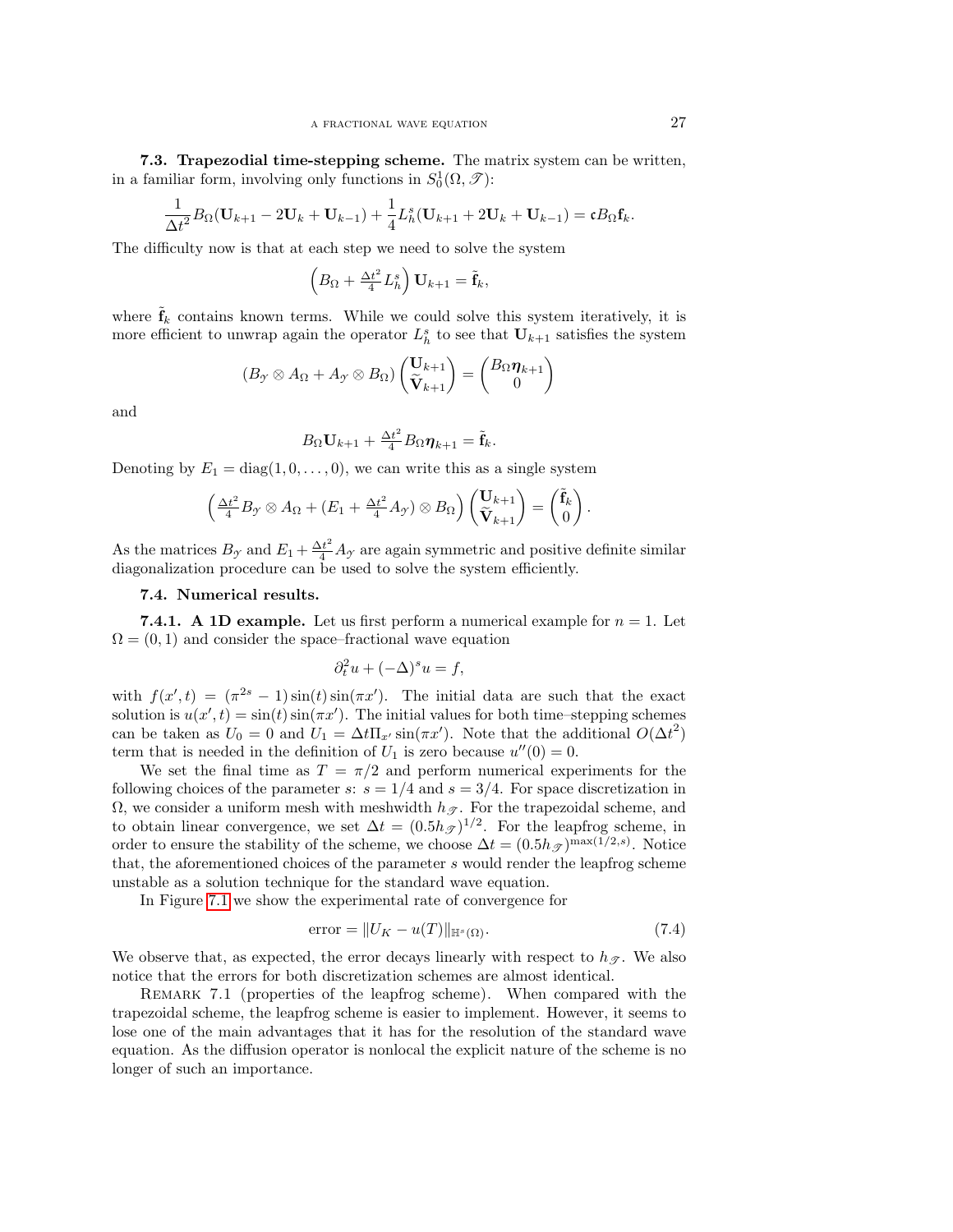**7.3. Trapezodial time-stepping scheme.** The matrix system can be written, in a familiar form, involving only functions in $S_0^1(\Omega, \mathscr{T})$:

$$\frac{1}{\Delta t^2} B_\Omega (\mathbf{U}_{k+1} - 2\mathbf{U}_k + \mathbf{U}_{k-1}) + \frac{1}{4} L_h^s (\mathbf{U}_{k+1} + 2\mathbf{U}_k + \mathbf{U}_{k-1}) = \mathfrak{c} B_\Omega \mathbf{f}_k.$$

The difficulty now is that at each step we need to solve the system

$$\left( B_\Omega + \tfrac{\Delta t^2}{4} L_h^s \right) \mathbf{U}_{k+1} = \tilde{\mathbf{f}}_k,$$

where $\tilde{\mathbf{f}}_k$ contains known terms. While we could solve this system iteratively, it is more efficient to unwrap again the operator $L_h^s$ to see that $\mathbf{U}_{k+1}$ satisfies the system

$$(B_{\mathcal{Y}} \otimes A_\Omega + A_{\mathcal{Y}} \otimes B_\Omega) \begin{pmatrix} \mathbf{U}_{k+1} \\ \widetilde{\mathbf{V}}_{k+1} \end{pmatrix} = \begin{pmatrix} B_\Omega \boldsymbol{\eta}_{k+1} \\ 0 \end{pmatrix}$$

and

$$B_\Omega \mathbf{U}_{k+1} + \tfrac{\Delta t^2}{4} B_\Omega \boldsymbol{\eta}_{k+1} = \tilde{\mathbf{f}}_k.$$

Denoting by $E_1 = \mathrm{diag}(1, 0, \ldots, 0)$, we can write this as a single system

$$\left( \tfrac{\Delta t^2}{4} B_{\mathcal{Y}} \otimes A_\Omega + (E_1 + \tfrac{\Delta t^2}{4} A_{\mathcal{Y}}) \otimes B_\Omega \right) \begin{pmatrix} \mathbf{U}_{k+1} \\ \widetilde{\mathbf{V}}_{k+1} \end{pmatrix} = \begin{pmatrix} \tilde{\mathbf{f}}_k \\ 0 \end{pmatrix}.$$

As the matrices $B_{\mathcal{Y}}$ and $E_1 + \frac{\Delta t^2}{4} A_{\mathcal{Y}}$ are again symmetric and positive definite similar diagonalization procedure can be used to solve the system efficiently.

**7.4. Numerical results.**

**7.4.1. A 1D example.** Let us first perform a numerical example for $n = 1$. Let $\Omega = (0, 1)$ and consider the space–fractional wave equation

$$\partial_t^2 u + (-\Delta)^s u = f,$$

with $f(x', t) = (\pi^{2s} - 1) \sin(t) \sin(\pi x')$. The initial data are such that the exact solution is $u(x', t) = \sin(t) \sin(\pi x')$. The initial values for both time–stepping schemes can be taken as $U_0 = 0$ and $U_1 = \Delta t \Pi_{x'} \sin(\pi x')$. Note that the additional $O(\Delta t^2)$ term that is needed in the definition of $U_1$ is zero because $u''(0) = 0$.

We set the final time as $T = \pi/2$ and perform numerical experiments for the following choices of the parameter $s$: $s = 1/4$ and $s = 3/4$. For space discretization in $\Omega$, we consider a uniform mesh with meshwidth $h_{\mathscr{T}}$. For the trapezoidal scheme, and to obtain linear convergence, we set $\Delta t = (0.5 h_{\mathscr{T}})^{1/2}$. For the leapfrog scheme, in order to ensure the stability of the scheme, we choose $\Delta t = (0.5 h_{\mathscr{T}})^{\max(1/2, s)}$. Notice that, the aforementioned choices of the parameter $s$ would render the leapfrog scheme unstable as a solution technique for the standard wave equation.

In Figure 7.1 we show the experimental rate of convergence for

$$\text{error} = \|U_K - u(T)\|_{\mathbb{H}^s(\Omega)}. \tag{7.4}$$

We observe that, as expected, the error decays linearly with respect to $h_{\mathscr{T}}$. We also notice that the errors for both discretization schemes are almost identical.

Remark 7.1 (properties of the leapfrog scheme). When compared with the trapezoidal scheme, the leapfrog scheme is easier to implement. However, it seems to lose one of the main advantages that it has for the resolution of the standard wave equation. As the diffusion operator is nonlocal the explicit nature of the scheme is no longer of such an importance.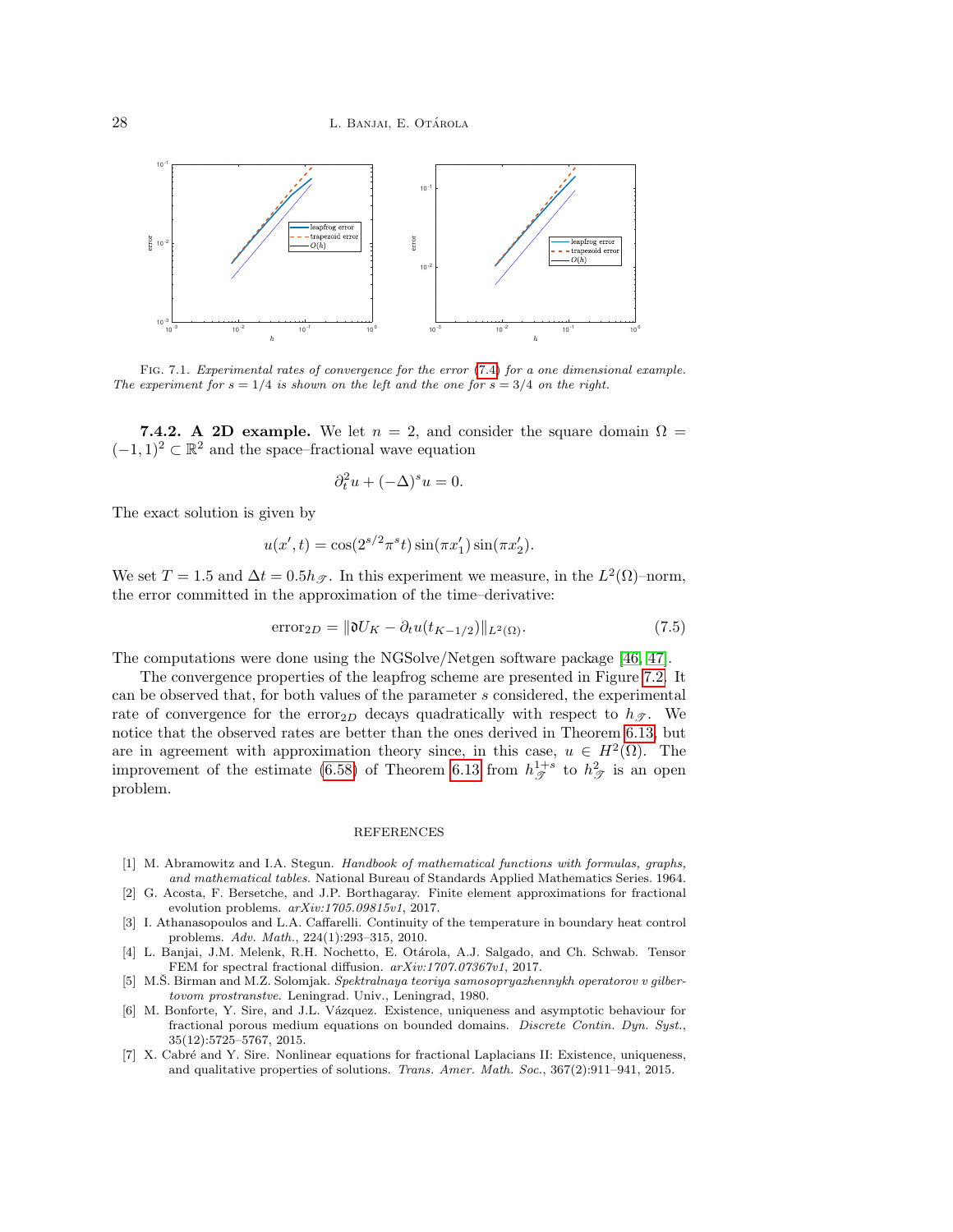Fig. 7.1. *Experimental rates of convergence for the error* (7.4) *for a one dimensional example. The experiment for* $s = 1/4$ *is shown on the left and the one for* $s = 3/4$ *on the right.*

**7.4.2. A 2D example.** We let $n = 2$, and consider the square domain $\Omega = (-1, 1)^2 \subset \mathbb{R}^2$ and the space–fractional wave equation

$$\partial_t^2 u + (-\Delta)^s u = 0.$$

The exact solution is given by

$$u(x', t) = \cos(2^{s/2}\pi^s t)\sin(\pi x_1')\sin(\pi x_2').$$

We set $T = 1.5$ and $\Delta t = 0.5 h_{\mathscr{T}}$. In this experiment we measure, in the $L^2(\Omega)$–norm, the error committed in the approximation of the time–derivative:

$$\text{error}_{2D} = \|\mathfrak{d}U_K - \partial_t u(t_{K-1/2})\|_{L^2(\Omega)}. \tag{7.5}$$

The computations were done using the NGSolve/Netgen software package [46, 47].

The convergence properties of the leapfrog scheme are presented in Figure 7.2. It can be observed that, for both values of the parameter $s$ considered, the experimental rate of convergence for the $\text{error}_{2D}$ decays quadratically with respect to $h_{\mathscr{T}}$. We notice that the observed rates are better than the ones derived in Theorem 6.13, but are in agreement with approximation theory since, in this case, $u \in H^2(\Omega)$. The improvement of the estimate (6.58) of Theorem 6.13 from $h_{\mathscr{T}}^{1+s}$ to $h_{\mathscr{T}}^2$ is an open problem.

## REFERENCES

[1] M. Abramowitz and I.A. Stegun. *Handbook of mathematical functions with formulas, graphs, and mathematical tables*. National Bureau of Standards Applied Mathematics Series. 1964.

[2] G. Acosta, F. Bersetche, and J.P. Borthagaray. Finite element approximations for fractional evolution problems. *arXiv:1705.09815v1*, 2017.

[3] I. Athanasopoulos and L.A. Caffarelli. Continuity of the temperature in boundary heat control problems. *Adv. Math.*, 224(1):293–315, 2010.

[4] L. Banjai, J.M. Melenk, R.H. Nochetto, E. Otárola, A.J. Salgado, and Ch. Schwab. Tensor FEM for spectral fractional diffusion. *arXiv:1707.07367v1*, 2017.

[5] M.Š. Birman and M.Z. Solomjak. *Spektralnaya teoriya samosopryazhennykh operatorov v gilbertovom prostranstve*. Leningrad. Univ., Leningrad, 1980.

[6] M. Bonforte, Y. Sire, and J.L. Vázquez. Existence, uniqueness and asymptotic behaviour for fractional porous medium equations on bounded domains. *Discrete Contin. Dyn. Syst.*, 35(12):5725–5767, 2015.

[7] X. Cabré and Y. Sire. Nonlinear equations for fractional Laplacians II: Existence, uniqueness, and qualitative properties of solutions. *Trans. Amer. Math. Soc.*, 367(2):911–941, 2015.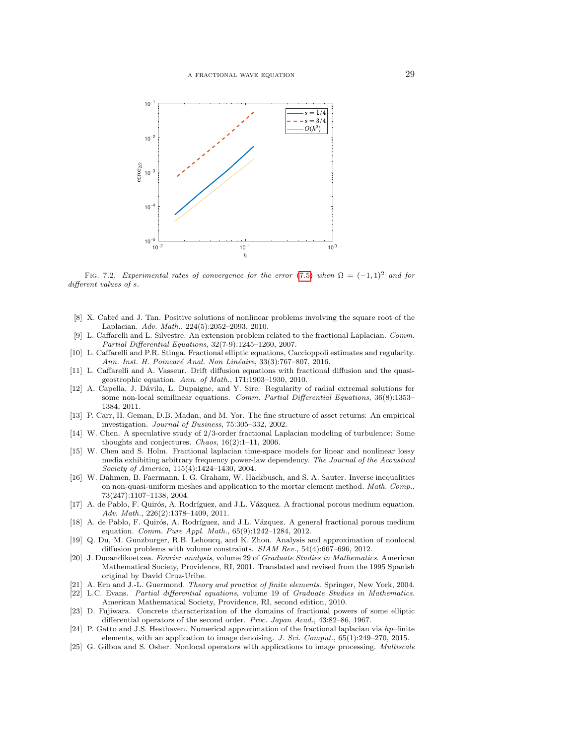Fig. 7.2. *Experimental rates of convergence for the error* (7.5) *when* $\Omega = (-1,1)^2$ *and for different values of* $s$.

[8] X. Cabré and J. Tan. Positive solutions of nonlinear problems involving the square root of the Laplacian. *Adv. Math.*, 224(5):2052–2093, 2010.

[9] L. Caffarelli and L. Silvestre. An extension problem related to the fractional Laplacian. *Comm. Partial Differential Equations*, 32(7-9):1245–1260, 2007.

[10] L. Caffarelli and P.R. Stinga. Fractional elliptic equations, Caccioppoli estimates and regularity. *Ann. Inst. H. Poincaré Anal. Non Linéaire*, 33(3):767–807, 2016.

[11] L. Caffarelli and A. Vasseur. Drift diffusion equations with fractional diffusion and the quasi-geostrophic equation. *Ann. of Math.*, 171:1903–1930, 2010.

[12] A. Capella, J. Dávila, L. Dupaigne, and Y. Sire. Regularity of radial extremal solutions for some non-local semilinear equations. *Comm. Partial Differential Equations*, 36(8):1353–1384, 2011.

[13] P. Carr, H. Geman, D.B. Madan, and M. Yor. The fine structure of asset returns: An empirical investigation. *Journal of Business*, 75:305–332, 2002.

[14] W. Chen. A speculative study of 2/3-order fractional Laplacian modeling of turbulence: Some thoughts and conjectures. *Chaos*, 16(2):1–11, 2006.

[15] W. Chen and S. Holm. Fractional laplacian time-space models for linear and nonlinear lossy media exhibiting arbitrary frequency power-law dependency. *The Journal of the Acoustical Society of America*, 115(4):1424–1430, 2004.

[16] W. Dahmen, B. Faermann, I. G. Graham, W. Hackbusch, and S. A. Sauter. Inverse inequalities on non-quasi-uniform meshes and application to the mortar element method. *Math. Comp.*, 73(247):1107–1138, 2004.

[17] A. de Pablo, F. Quirós, A. Rodríguez, and J.L. Vázquez. A fractional porous medium equation. *Adv. Math.*, 226(2):1378–1409, 2011.

[18] A. de Pablo, F. Quirós, A. Rodríguez, and J.L. Vázquez. A general fractional porous medium equation. *Comm. Pure Appl. Math.*, 65(9):1242–1284, 2012.

[19] Q. Du, M. Gunzburger, R.B. Lehoucq, and K. Zhou. Analysis and approximation of nonlocal diffusion problems with volume constraints. *SIAM Rev.*, 54(4):667–696, 2012.

[20] J. Duoandikoetxea. *Fourier analysis*, volume 29 of *Graduate Studies in Mathematics*. American Mathematical Society, Providence, RI, 2001. Translated and revised from the 1995 Spanish original by David Cruz-Uribe.

[21] A. Ern and J.-L. Guermond. *Theory and practice of finite elements*. Springer, New York, 2004.

[22] L.C. Evans. *Partial differential equations*, volume 19 of *Graduate Studies in Mathematics*. American Mathematical Society, Providence, RI, second edition, 2010.

[23] D. Fujiwara. Concrete characterization of the domains of fractional powers of some elliptic differential operators of the second order. *Proc. Japan Acad.*, 43:82–86, 1967.

[24] P. Gatto and J.S. Hesthaven. Numerical approximation of the fractional laplacian via $hp$–finite elements, with an application to image denoising. *J. Sci. Comput.*, 65(1):249–270, 2015.

[25] G. Gilboa and S. Osher. Nonlocal operators with applications to image processing. *Multiscale*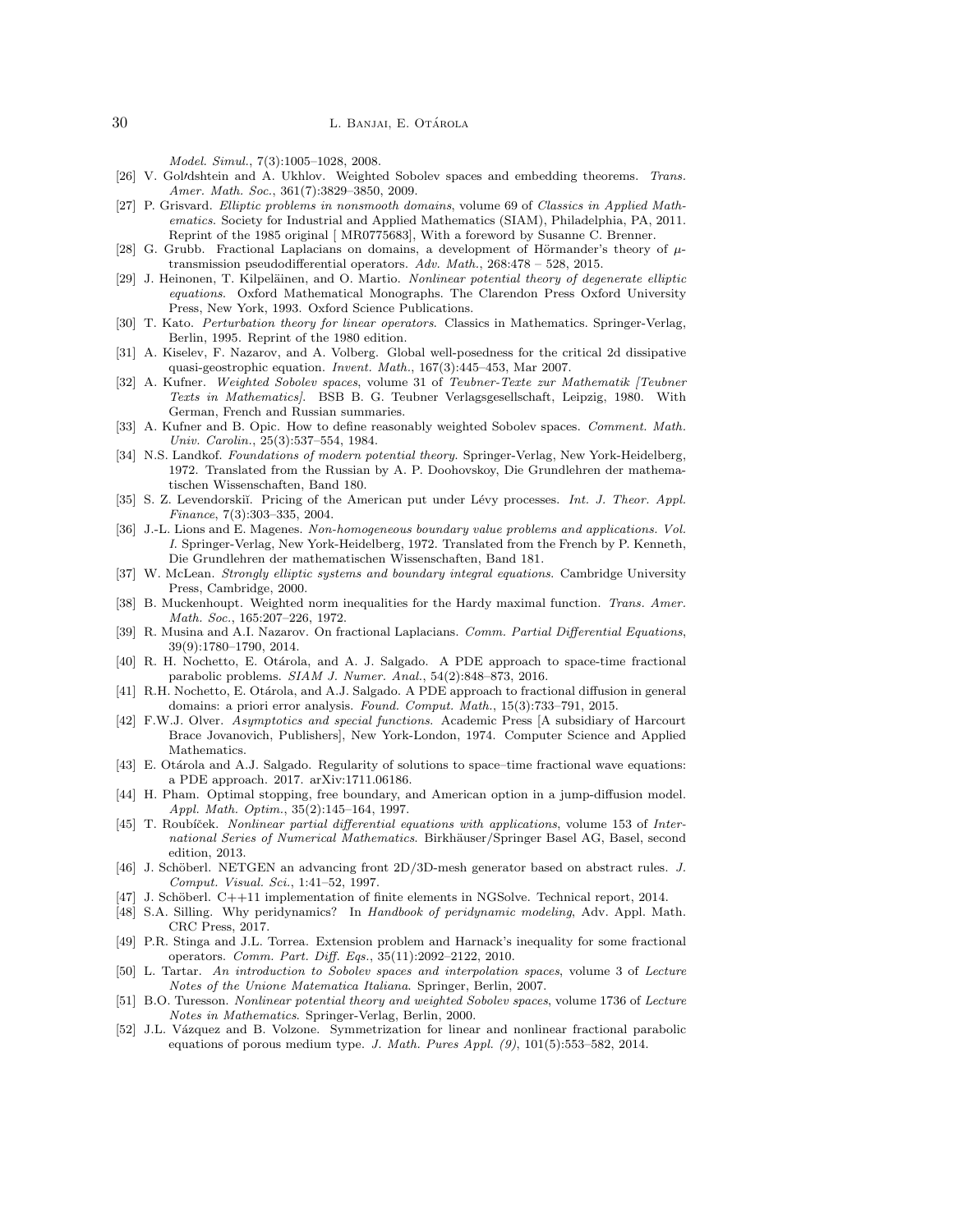*Model. Simul.*, 7(3):1005–1028, 2008.

[26] V. Gol′dshtein and A. Ukhlov. Weighted Sobolev spaces and embedding theorems. *Trans. Amer. Math. Soc.*, 361(7):3829–3850, 2009.

[27] P. Grisvard. *Elliptic problems in nonsmooth domains*, volume 69 of *Classics in Applied Mathematics*. Society for Industrial and Applied Mathematics (SIAM), Philadelphia, PA, 2011. Reprint of the 1985 original [ MR0775683], With a foreword by Susanne C. Brenner.

[28] G. Grubb. Fractional Laplacians on domains, a development of Hörmander's theory of $\mu$-transmission pseudodifferential operators. *Adv. Math.*, 268:478 – 528, 2015.

[29] J. Heinonen, T. Kilpeläinen, and O. Martio. *Nonlinear potential theory of degenerate elliptic equations*. Oxford Mathematical Monographs. The Clarendon Press Oxford University Press, New York, 1993. Oxford Science Publications.

[30] T. Kato. *Perturbation theory for linear operators*. Classics in Mathematics. Springer-Verlag, Berlin, 1995. Reprint of the 1980 edition.

[31] A. Kiselev, F. Nazarov, and A. Volberg. Global well-posedness for the critical 2d dissipative quasi-geostrophic equation. *Invent. Math.*, 167(3):445–453, Mar 2007.

[32] A. Kufner. *Weighted Sobolev spaces*, volume 31 of *Teubner-Texte zur Mathematik [Teubner Texts in Mathematics]*. BSB B. G. Teubner Verlagsgesellschaft, Leipzig, 1980. With German, French and Russian summaries.

[33] A. Kufner and B. Opic. How to define reasonably weighted Sobolev spaces. *Comment. Math. Univ. Carolin.*, 25(3):537–554, 1984.

[34] N.S. Landkof. *Foundations of modern potential theory*. Springer-Verlag, New York-Heidelberg, 1972. Translated from the Russian by A. P. Doohovskoy, Die Grundlehren der mathematischen Wissenschaften, Band 180.

[35] S. Z. Levendorskiĭ. Pricing of the American put under Lévy processes. *Int. J. Theor. Appl. Finance*, 7(3):303–335, 2004.

[36] J.-L. Lions and E. Magenes. *Non-homogeneous boundary value problems and applications. Vol. I*. Springer-Verlag, New York-Heidelberg, 1972. Translated from the French by P. Kenneth, Die Grundlehren der mathematischen Wissenschaften, Band 181.

[37] W. McLean. *Strongly elliptic systems and boundary integral equations*. Cambridge University Press, Cambridge, 2000.

[38] B. Muckenhoupt. Weighted norm inequalities for the Hardy maximal function. *Trans. Amer. Math. Soc.*, 165:207–226, 1972.

[39] R. Musina and A.I. Nazarov. On fractional Laplacians. *Comm. Partial Differential Equations*, 39(9):1780–1790, 2014.

[40] R. H. Nochetto, E. Otárola, and A. J. Salgado. A PDE approach to space-time fractional parabolic problems. *SIAM J. Numer. Anal.*, 54(2):848–873, 2016.

[41] R.H. Nochetto, E. Otárola, and A.J. Salgado. A PDE approach to fractional diffusion in general domains: a priori error analysis. *Found. Comput. Math.*, 15(3):733–791, 2015.

[42] F.W.J. Olver. *Asymptotics and special functions*. Academic Press [A subsidiary of Harcourt Brace Jovanovich, Publishers], New York-London, 1974. Computer Science and Applied Mathematics.

[43] E. Otárola and A.J. Salgado. Regularity of solutions to space–time fractional wave equations: a PDE approach. 2017. arXiv:1711.06186.

[44] H. Pham. Optimal stopping, free boundary, and American option in a jump-diffusion model. *Appl. Math. Optim.*, 35(2):145–164, 1997.

[45] T. Roubíček. *Nonlinear partial differential equations with applications*, volume 153 of *International Series of Numerical Mathematics*. Birkhäuser/Springer Basel AG, Basel, second edition, 2013.

[46] J. Schöberl. NETGEN an advancing front 2D/3D-mesh generator based on abstract rules. *J. Comput. Visual. Sci.*, 1:41–52, 1997.

[47] J. Schöberl. C++11 implementation of finite elements in NGSolve. Technical report, 2014.

[48] S.A. Silling. Why peridynamics? In *Handbook of peridynamic modeling*, Adv. Appl. Math. CRC Press, 2017.

[49] P.R. Stinga and J.L. Torrea. Extension problem and Harnack's inequality for some fractional operators. *Comm. Part. Diff. Eqs.*, 35(11):2092–2122, 2010.

[50] L. Tartar. *An introduction to Sobolev spaces and interpolation spaces*, volume 3 of *Lecture Notes of the Unione Matematica Italiana*. Springer, Berlin, 2007.

[51] B.O. Turesson. *Nonlinear potential theory and weighted Sobolev spaces*, volume 1736 of *Lecture Notes in Mathematics*. Springer-Verlag, Berlin, 2000.

[52] J.L. Vázquez and B. Volzone. Symmetrization for linear and nonlinear fractional parabolic equations of porous medium type. *J. Math. Pures Appl. (9)*, 101(5):553–582, 2014.